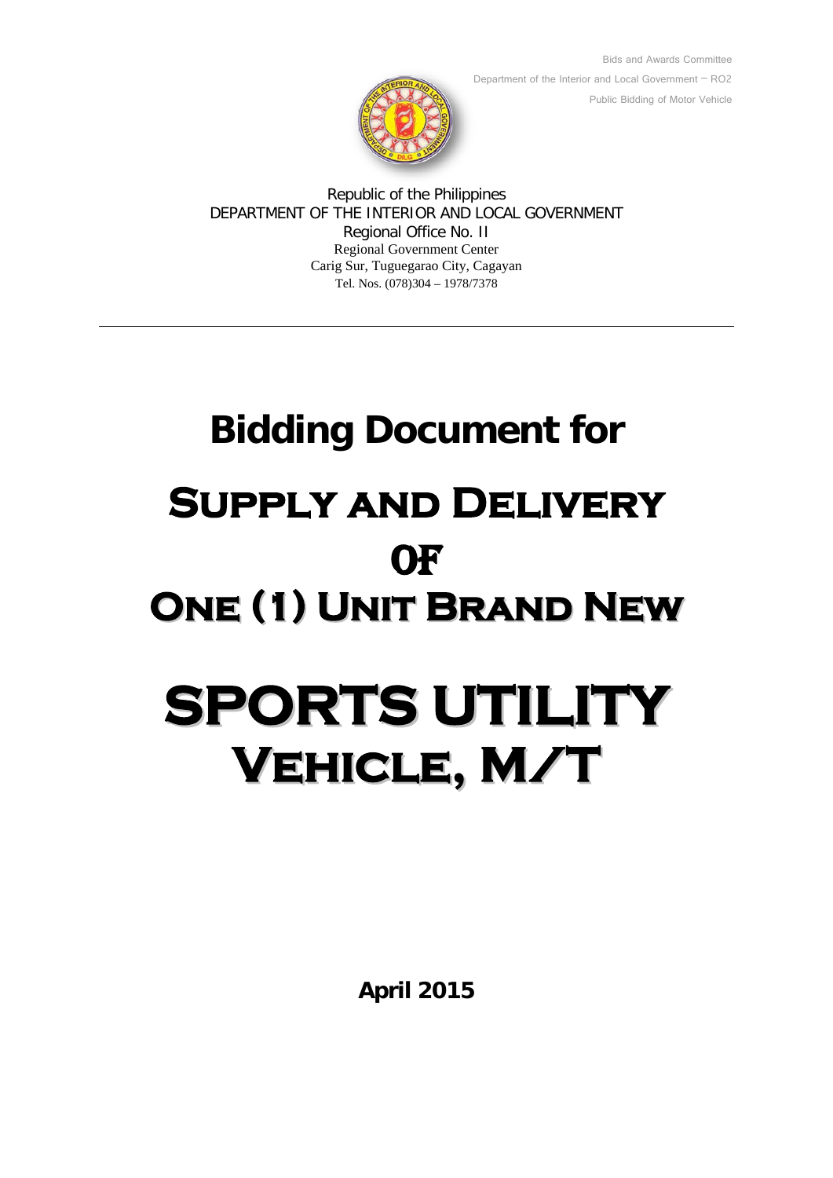Bids and Awards Committee

Department of the Interior and Local Government – RO2

Public Bidding of Motor Vehicle

Republic of the Philippines
DEPARTMENT OF THE INTERIOR AND LOCAL GOVERNMENT
Regional Office No. II
Regional Government Center
Carig Sur, Tuguegarao City, Cagayan
Tel. Nos. (078)304 – 1978/7378

---

# Bidding Document for

# Supply and Delivery of One (1) Unit Brand New

# SPORTS UTILITY Vehicle, M/T

**April 2015**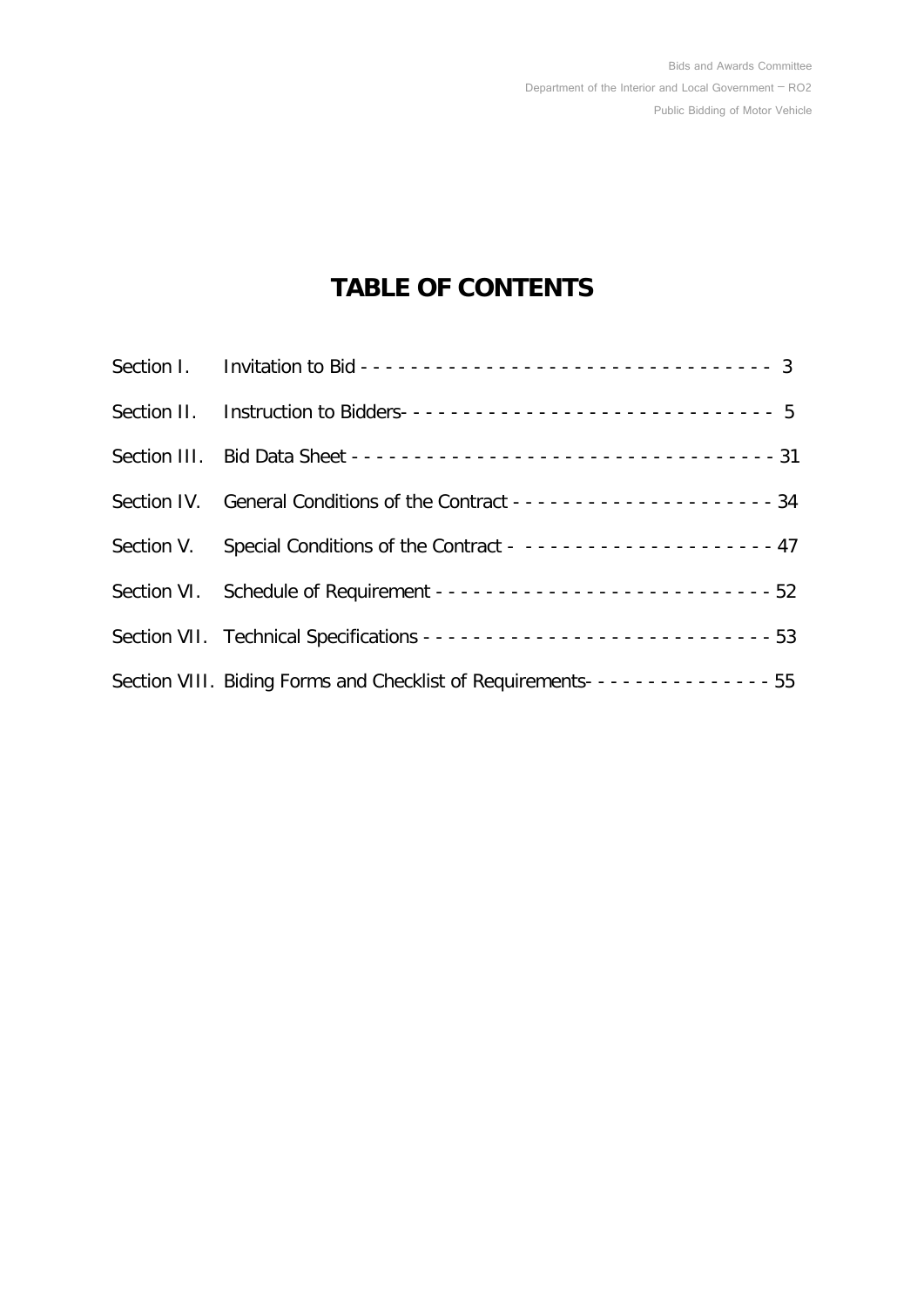# TABLE OF CONTENTS

| | | |
|---|---|---|
| Section I. | Invitation to Bid | 3 |
| Section II. | Instruction to Bidders | 5 |
| Section III. | Bid Data Sheet | 31 |
| Section IV. | General Conditions of the Contract | 34 |
| Section V. | Special Conditions of the Contract | 47 |
| Section VI. | Schedule of Requirement | 52 |
| Section VII. | Technical Specifications | 53 |
| Section VIII. | Biding Forms and Checklist of Requirements | 55 |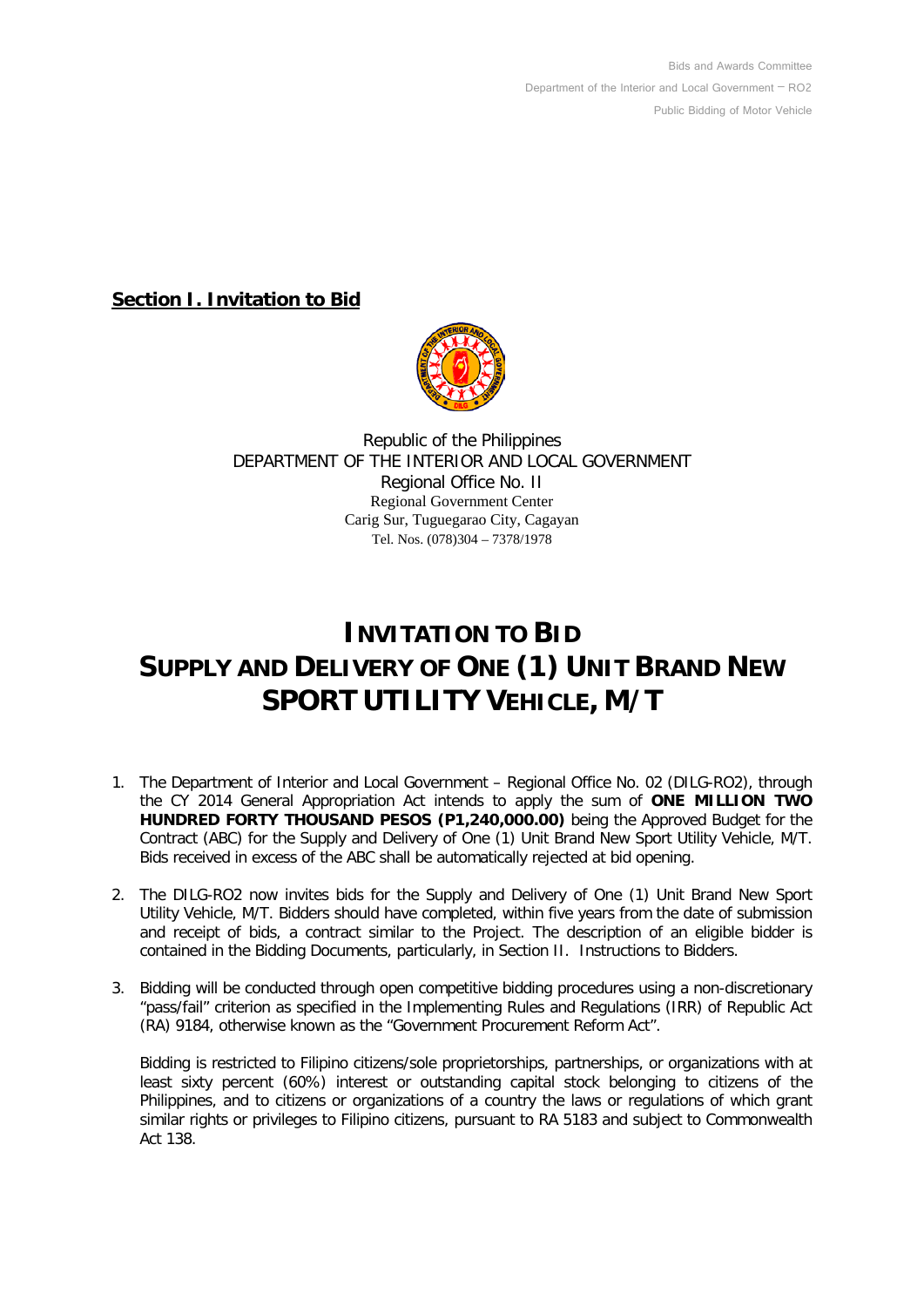**Section I. Invitation to Bid**

Republic of the Philippines
DEPARTMENT OF THE INTERIOR AND LOCAL GOVERNMENT
Regional Office No. II
Regional Government Center
Carig Sur, Tuguegarao City, Cagayan
Tel. Nos. (078)304 – 7378/1978

# INVITATION TO BID
# SUPPLY AND DELIVERY OF ONE (1) UNIT BRAND NEW SPORT UTILITY VEHICLE, M/T

1. The Department of Interior and Local Government – Regional Office No. 02 (DILG-RO2), through the CY 2014 General Appropriation Act intends to apply the sum of **ONE MILLION TWO HUNDRED FORTY THOUSAND PESOS (P1,240,000.00)** being the Approved Budget for the Contract (ABC) for the Supply and Delivery of One (1) Unit Brand New Sport Utility Vehicle, M/T. Bids received in excess of the ABC shall be automatically rejected at bid opening.

2. The DILG-RO2 now invites bids for the Supply and Delivery of One (1) Unit Brand New Sport Utility Vehicle, M/T. Bidders should have completed, within five years from the date of submission and receipt of bids, a contract similar to the Project. The description of an eligible bidder is contained in the Bidding Documents, particularly, in Section II. Instructions to Bidders.

3. Bidding will be conducted through open competitive bidding procedures using a non-discretionary "pass/fail" criterion as specified in the Implementing Rules and Regulations (IRR) of Republic Act (RA) 9184, otherwise known as the "Government Procurement Reform Act".

   Bidding is restricted to Filipino citizens/sole proprietorships, partnerships, or organizations with at least sixty percent (60%) interest or outstanding capital stock belonging to citizens of the Philippines, and to citizens or organizations of a country the laws or regulations of which grant similar rights or privileges to Filipino citizens, pursuant to RA 5183 and subject to Commonwealth Act 138.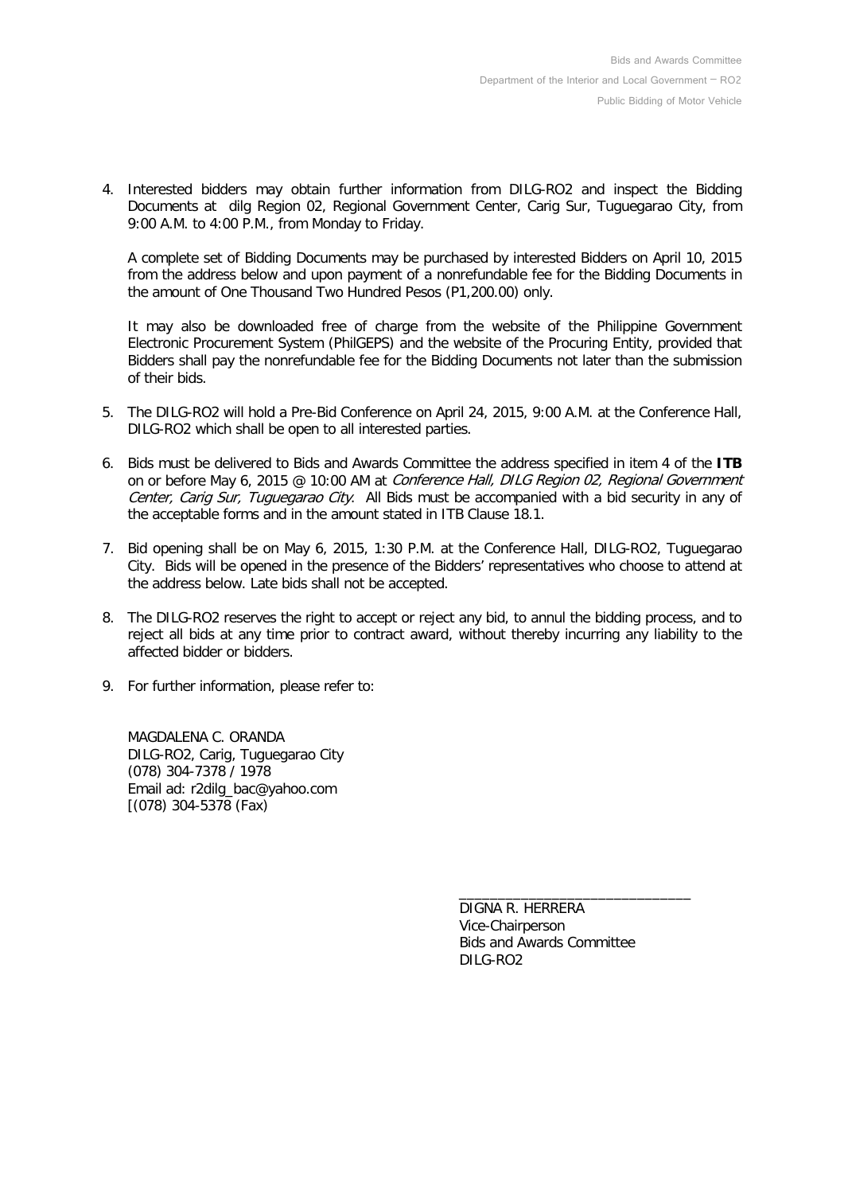4. Interested bidders may obtain further information from DILG-RO2 and inspect the Bidding Documents at dilg Region 02, Regional Government Center, Carig Sur, Tuguegarao City, from 9:00 A.M. to 4:00 P.M., from Monday to Friday.

   A complete set of Bidding Documents may be purchased by interested Bidders on April 10, 2015 from the address below and upon payment of a nonrefundable fee for the Bidding Documents in the amount of One Thousand Two Hundred Pesos (P1,200.00) only.

   It may also be downloaded free of charge from the website of the Philippine Government Electronic Procurement System (PhilGEPS) and the website of the Procuring Entity, provided that Bidders shall pay the nonrefundable fee for the Bidding Documents not later than the submission of their bids.

5. The DILG-RO2 will hold a Pre-Bid Conference on April 24, 2015, 9:00 A.M. at the Conference Hall, DILG-RO2 which shall be open to all interested parties.

6. Bids must be delivered to Bids and Awards Committee the address specified in item 4 of the **ITB** on or before May 6, 2015 @ 10:00 AM at *Conference Hall, DILG Region 02, Regional Government Center, Carig Sur, Tuguegarao City*. All Bids must be accompanied with a bid security in any of the acceptable forms and in the amount stated in ITB Clause 18.1.

7. Bid opening shall be on May 6, 2015, 1:30 P.M. at the Conference Hall, DILG-RO2, Tuguegarao City. Bids will be opened in the presence of the Bidders' representatives who choose to attend at the address below. Late bids shall not be accepted.

8. The DILG-RO2 reserves the right to accept or reject any bid, to annul the bidding process, and to reject all bids at any time prior to contract award, without thereby incurring any liability to the affected bidder or bidders.

9. For further information, please refer to:

   MAGDALENA C. ORANDA
   DILG-RO2, Carig, Tuguegarao City
   (078) 304-7378 / 1978
   Email ad: r2dilg_bac@yahoo.com
   [(078) 304-5378 (Fax)

_______________________________
DIGNA R. HERRERA
Vice-Chairperson
Bids and Awards Committee
DILG-RO2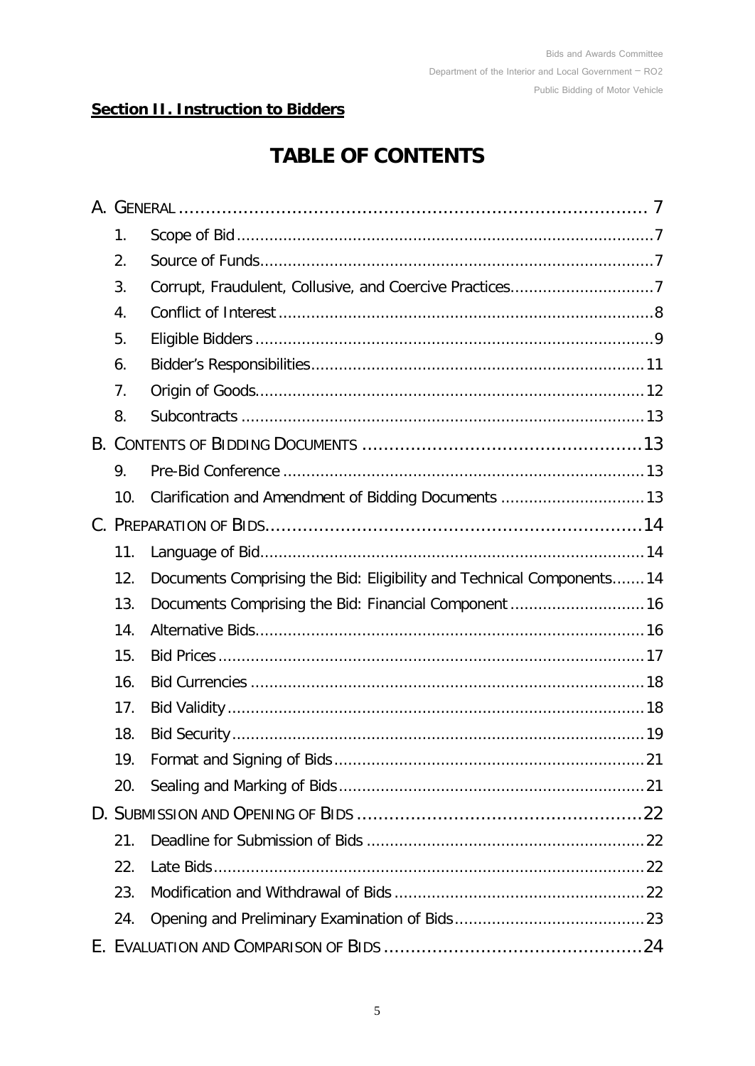**Section II. Instruction to Bidders**

# TABLE OF CONTENTS

A. GENERAL ........................................................................................ 7

1. Scope of Bid ........................................................................................ 7
2. Source of Funds ........................................................................................ 7
3. Corrupt, Fraudulent, Collusive, and Coercive Practices ........................................ 7
4. Conflict of Interest ........................................................................................ 8
5. Eligible Bidders ........................................................................................ 9
6. Bidder's Responsibilities ........................................................................................ 11
7. Origin of Goods ........................................................................................ 12
8. Subcontracts ........................................................................................ 13

B. CONTENTS OF BIDDING DOCUMENTS ........................................................ 13

9. Pre-Bid Conference ........................................................................................ 13
10. Clarification and Amendment of Bidding Documents ........................................ 13

C. PREPARATION OF BIDS ........................................................................ 14

11. Language of Bid ........................................................................................ 14
12. Documents Comprising the Bid: Eligibility and Technical Components ........ 14
13. Documents Comprising the Bid: Financial Component ........................................ 16
14. Alternative Bids ........................................................................................ 16
15. Bid Prices ........................................................................................ 17
16. Bid Currencies ........................................................................................ 18
17. Bid Validity ........................................................................................ 18
18. Bid Security ........................................................................................ 19
19. Format and Signing of Bids ........................................................................................ 21
20. Sealing and Marking of Bids ........................................................................................ 21

D. SUBMISSION AND OPENING OF BIDS ........................................................ 22

21. Deadline for Submission of Bids ........................................................................................ 22
22. Late Bids ........................................................................................ 22
23. Modification and Withdrawal of Bids ........................................................................................ 22
24. Opening and Preliminary Examination of Bids ........................................ 23

E. EVALUATION AND COMPARISON OF BIDS ........................................................ 24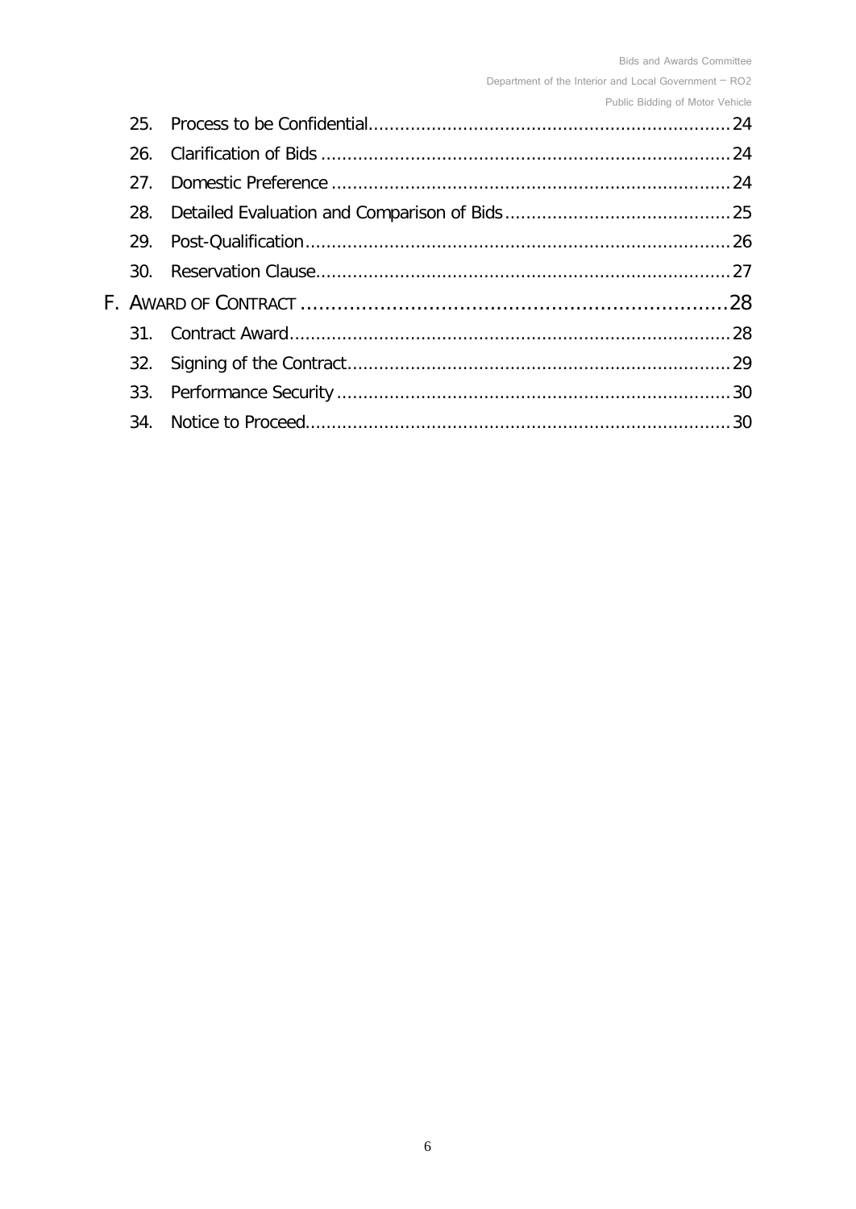25. Process to be Confidential ........ 24
26. Clarification of Bids ........ 24
27. Domestic Preference ........ 24
28. Detailed Evaluation and Comparison of Bids ........ 25
29. Post-Qualification ........ 26
30. Reservation Clause ........ 27

F. AWARD OF CONTRACT ........ 28

31. Contract Award ........ 28
32. Signing of the Contract ........ 29
33. Performance Security ........ 30
34. Notice to Proceed ........ 30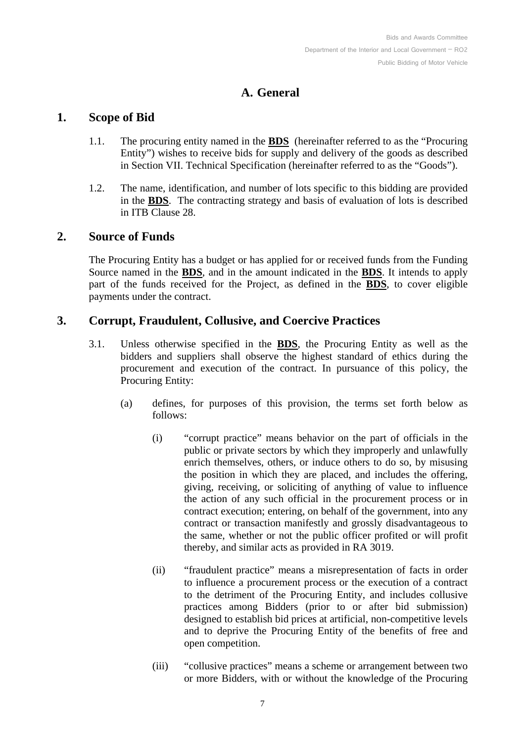# A. General

## 1. Scope of Bid

1.1. The procuring entity named in the **BDS** (hereinafter referred to as the "Procuring Entity") wishes to receive bids for supply and delivery of the goods as described in Section VII. Technical Specification (hereinafter referred to as the "Goods").

1.2. The name, identification, and number of lots specific to this bidding are provided in the **BDS**. The contracting strategy and basis of evaluation of lots is described in ITB Clause 28.

## 2. Source of Funds

The Procuring Entity has a budget or has applied for or received funds from the Funding Source named in the **BDS**, and in the amount indicated in the **BDS**. It intends to apply part of the funds received for the Project, as defined in the **BDS**, to cover eligible payments under the contract.

## 3. Corrupt, Fraudulent, Collusive, and Coercive Practices

3.1. Unless otherwise specified in the **BDS**, the Procuring Entity as well as the bidders and suppliers shall observe the highest standard of ethics during the procurement and execution of the contract. In pursuance of this policy, the Procuring Entity:

(a) defines, for purposes of this provision, the terms set forth below as follows:

(i) "corrupt practice" means behavior on the part of officials in the public or private sectors by which they improperly and unlawfully enrich themselves, others, or induce others to do so, by misusing the position in which they are placed, and includes the offering, giving, receiving, or soliciting of anything of value to influence the action of any such official in the procurement process or in contract execution; entering, on behalf of the government, into any contract or transaction manifestly and grossly disadvantageous to the same, whether or not the public officer profited or will profit thereby, and similar acts as provided in RA 3019.

(ii) "fraudulent practice" means a misrepresentation of facts in order to influence a procurement process or the execution of a contract to the detriment of the Procuring Entity, and includes collusive practices among Bidders (prior to or after bid submission) designed to establish bid prices at artificial, non-competitive levels and to deprive the Procuring Entity of the benefits of free and open competition.

(iii) "collusive practices" means a scheme or arrangement between two or more Bidders, with or without the knowledge of the Procuring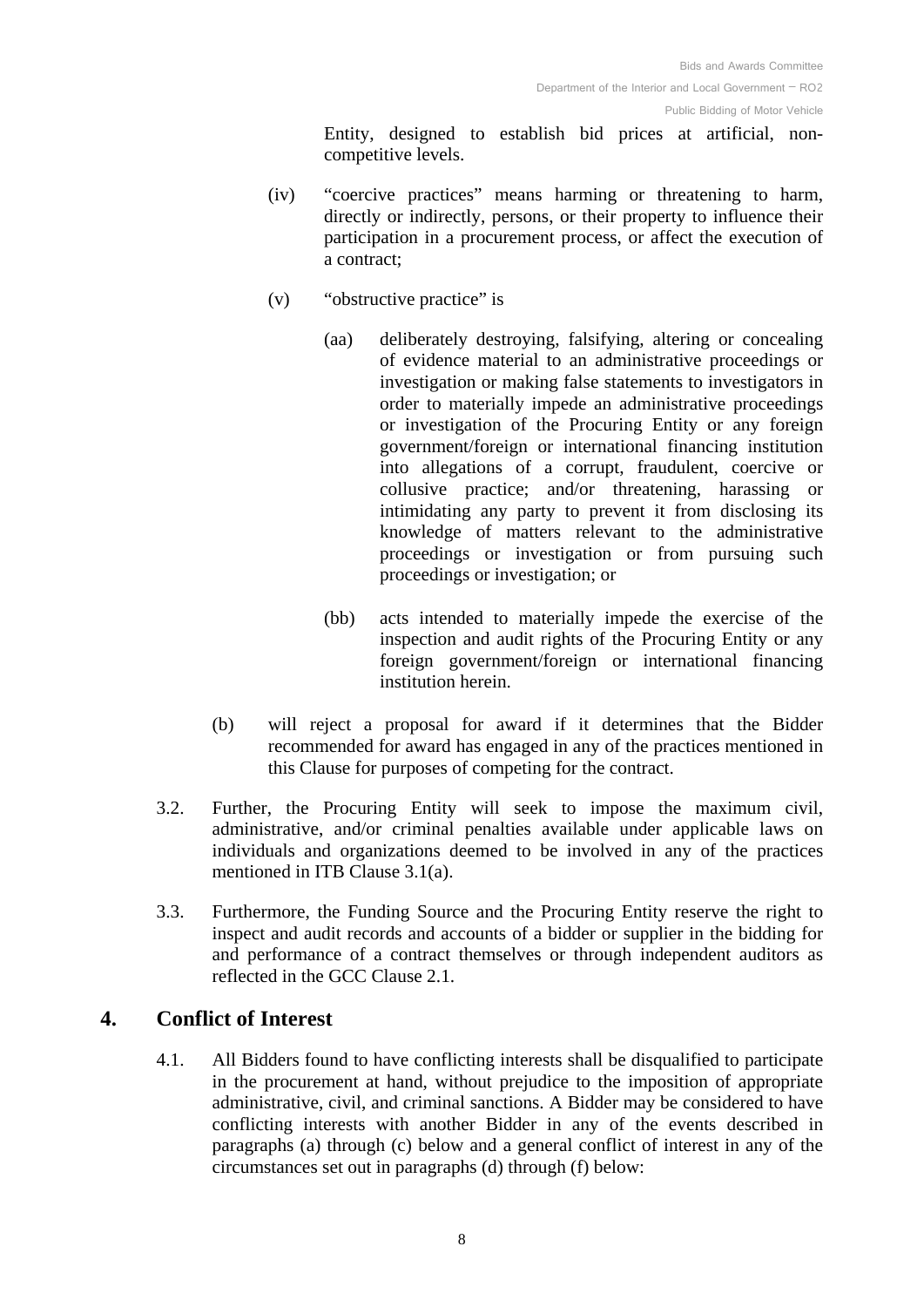Entity, designed to establish bid prices at artificial, non-competitive levels.

(iv) "coercive practices" means harming or threatening to harm, directly or indirectly, persons, or their property to influence their participation in a procurement process, or affect the execution of a contract;

(v) "obstructive practice" is

(aa) deliberately destroying, falsifying, altering or concealing of evidence material to an administrative proceedings or investigation or making false statements to investigators in order to materially impede an administrative proceedings or investigation of the Procuring Entity or any foreign government/foreign or international financing institution into allegations of a corrupt, fraudulent, coercive or collusive practice; and/or threatening, harassing or intimidating any party to prevent it from disclosing its knowledge of matters relevant to the administrative proceedings or investigation or from pursuing such proceedings or investigation; or

(bb) acts intended to materially impede the exercise of the inspection and audit rights of the Procuring Entity or any foreign government/foreign or international financing institution herein.

(b) will reject a proposal for award if it determines that the Bidder recommended for award has engaged in any of the practices mentioned in this Clause for purposes of competing for the contract.

3.2. Further, the Procuring Entity will seek to impose the maximum civil, administrative, and/or criminal penalties available under applicable laws on individuals and organizations deemed to be involved in any of the practices mentioned in ITB Clause 3.1(a).

3.3. Furthermore, the Funding Source and the Procuring Entity reserve the right to inspect and audit records and accounts of a bidder or supplier in the bidding for and performance of a contract themselves or through independent auditors as reflected in the GCC Clause 2.1.

## 4. Conflict of Interest

4.1. All Bidders found to have conflicting interests shall be disqualified to participate in the procurement at hand, without prejudice to the imposition of appropriate administrative, civil, and criminal sanctions. A Bidder may be considered to have conflicting interests with another Bidder in any of the events described in paragraphs (a) through (c) below and a general conflict of interest in any of the circumstances set out in paragraphs (d) through (f) below: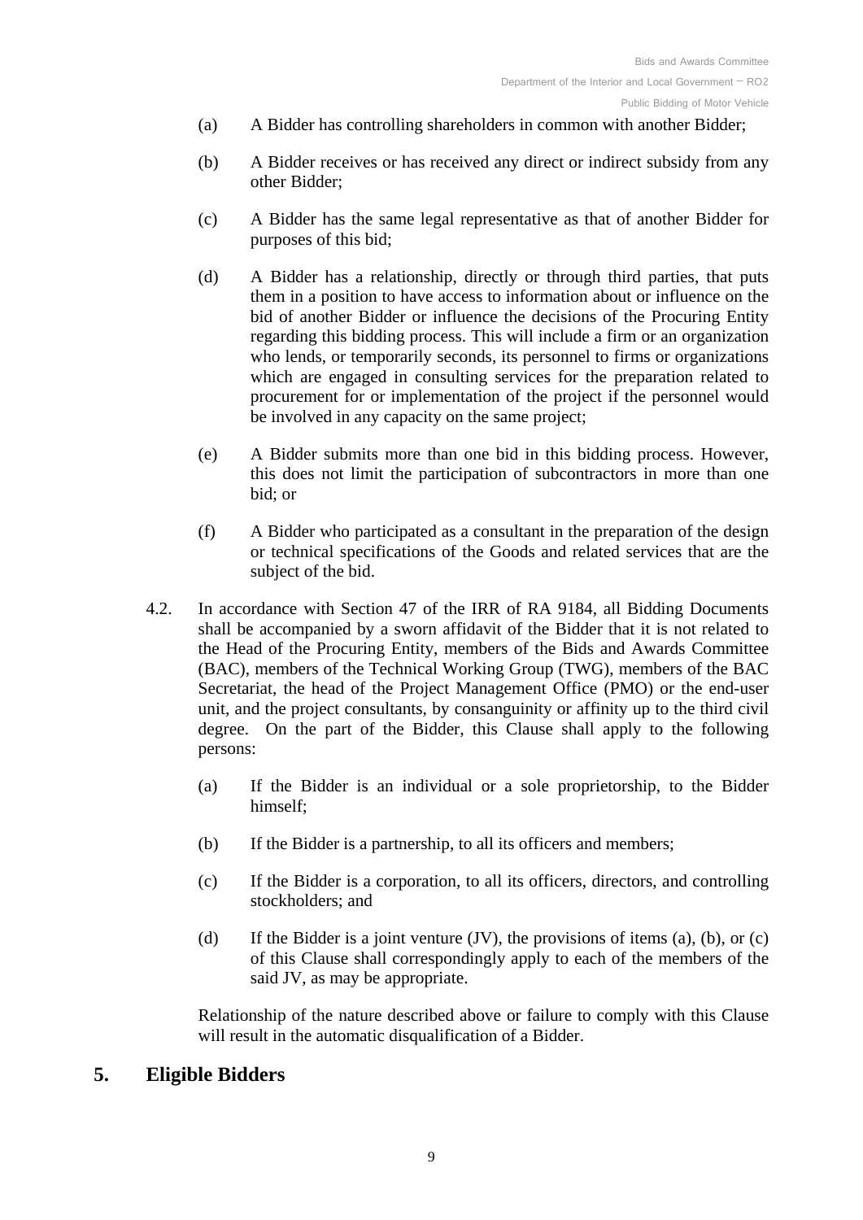(a) A Bidder has controlling shareholders in common with another Bidder;

(b) A Bidder receives or has received any direct or indirect subsidy from any other Bidder;

(c) A Bidder has the same legal representative as that of another Bidder for purposes of this bid;

(d) A Bidder has a relationship, directly or through third parties, that puts them in a position to have access to information about or influence on the bid of another Bidder or influence the decisions of the Procuring Entity regarding this bidding process. This will include a firm or an organization who lends, or temporarily seconds, its personnel to firms or organizations which are engaged in consulting services for the preparation related to procurement for or implementation of the project if the personnel would be involved in any capacity on the same project;

(e) A Bidder submits more than one bid in this bidding process. However, this does not limit the participation of subcontractors in more than one bid; or

(f) A Bidder who participated as a consultant in the preparation of the design or technical specifications of the Goods and related services that are the subject of the bid.

4.2. In accordance with Section 47 of the IRR of RA 9184, all Bidding Documents shall be accompanied by a sworn affidavit of the Bidder that it is not related to the Head of the Procuring Entity, members of the Bids and Awards Committee (BAC), members of the Technical Working Group (TWG), members of the BAC Secretariat, the head of the Project Management Office (PMO) or the end-user unit, and the project consultants, by consanguinity or affinity up to the third civil degree. On the part of the Bidder, this Clause shall apply to the following persons:

(a) If the Bidder is an individual or a sole proprietorship, to the Bidder himself;

(b) If the Bidder is a partnership, to all its officers and members;

(c) If the Bidder is a corporation, to all its officers, directors, and controlling stockholders; and

(d) If the Bidder is a joint venture (JV), the provisions of items (a), (b), or (c) of this Clause shall correspondingly apply to each of the members of the said JV, as may be appropriate.

Relationship of the nature described above or failure to comply with this Clause will result in the automatic disqualification of a Bidder.

## 5. Eligible Bidders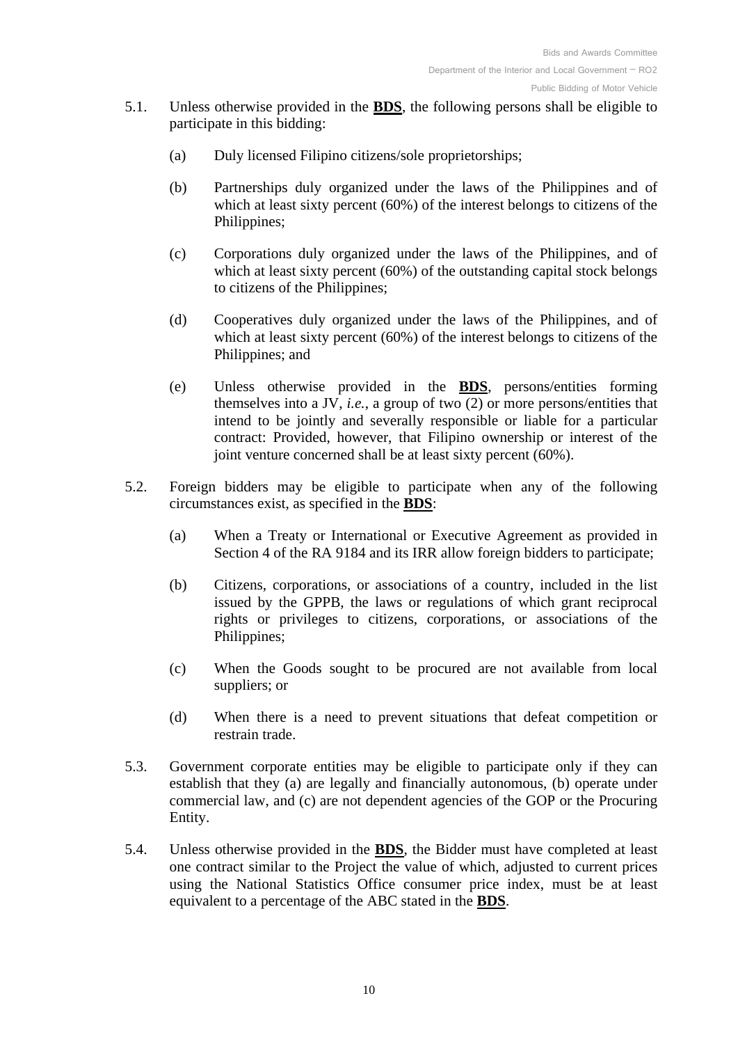5.1. Unless otherwise provided in the **BDS**, the following persons shall be eligible to participate in this bidding:

(a) Duly licensed Filipino citizens/sole proprietorships;

(b) Partnerships duly organized under the laws of the Philippines and of which at least sixty percent (60%) of the interest belongs to citizens of the Philippines;

(c) Corporations duly organized under the laws of the Philippines, and of which at least sixty percent (60%) of the outstanding capital stock belongs to citizens of the Philippines;

(d) Cooperatives duly organized under the laws of the Philippines, and of which at least sixty percent (60%) of the interest belongs to citizens of the Philippines; and

(e) Unless otherwise provided in the **BDS**, persons/entities forming themselves into a JV, *i.e.*, a group of two (2) or more persons/entities that intend to be jointly and severally responsible or liable for a particular contract: Provided, however, that Filipino ownership or interest of the joint venture concerned shall be at least sixty percent (60%).

5.2. Foreign bidders may be eligible to participate when any of the following circumstances exist, as specified in the **BDS**:

(a) When a Treaty or International or Executive Agreement as provided in Section 4 of the RA 9184 and its IRR allow foreign bidders to participate;

(b) Citizens, corporations, or associations of a country, included in the list issued by the GPPB, the laws or regulations of which grant reciprocal rights or privileges to citizens, corporations, or associations of the Philippines;

(c) When the Goods sought to be procured are not available from local suppliers; or

(d) When there is a need to prevent situations that defeat competition or restrain trade.

5.3. Government corporate entities may be eligible to participate only if they can establish that they (a) are legally and financially autonomous, (b) operate under commercial law, and (c) are not dependent agencies of the GOP or the Procuring Entity.

5.4. Unless otherwise provided in the **BDS**, the Bidder must have completed at least one contract similar to the Project the value of which, adjusted to current prices using the National Statistics Office consumer price index, must be at least equivalent to a percentage of the ABC stated in the **BDS**.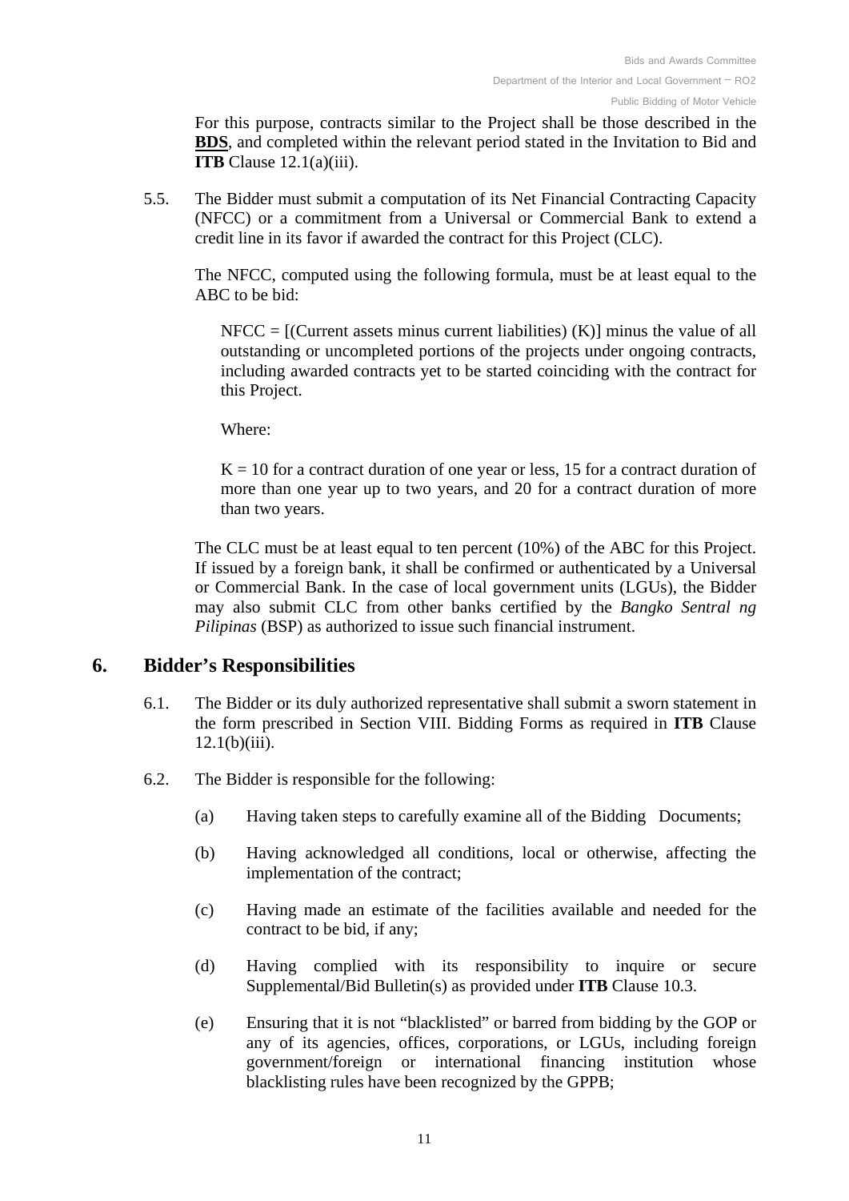For this purpose, contracts similar to the Project shall be those described in the **BDS**, and completed within the relevant period stated in the Invitation to Bid and **ITB** Clause 12.1(a)(iii).

5.5. The Bidder must submit a computation of its Net Financial Contracting Capacity (NFCC) or a commitment from a Universal or Commercial Bank to extend a credit line in its favor if awarded the contract for this Project (CLC).

The NFCC, computed using the following formula, must be at least equal to the ABC to be bid:

NFCC = [(Current assets minus current liabilities) (K)] minus the value of all outstanding or uncompleted portions of the projects under ongoing contracts, including awarded contracts yet to be started coinciding with the contract for this Project.

Where:

K = 10 for a contract duration of one year or less, 15 for a contract duration of more than one year up to two years, and 20 for a contract duration of more than two years.

The CLC must be at least equal to ten percent (10%) of the ABC for this Project. If issued by a foreign bank, it shall be confirmed or authenticated by a Universal or Commercial Bank. In the case of local government units (LGUs), the Bidder may also submit CLC from other banks certified by the *Bangko Sentral ng Pilipinas* (BSP) as authorized to issue such financial instrument.

## 6. Bidder's Responsibilities

6.1. The Bidder or its duly authorized representative shall submit a sworn statement in the form prescribed in Section VIII. Bidding Forms as required in **ITB** Clause 12.1(b)(iii).

6.2. The Bidder is responsible for the following:

(a) Having taken steps to carefully examine all of the Bidding Documents;

(b) Having acknowledged all conditions, local or otherwise, affecting the implementation of the contract;

(c) Having made an estimate of the facilities available and needed for the contract to be bid, if any;

(d) Having complied with its responsibility to inquire or secure Supplemental/Bid Bulletin(s) as provided under **ITB** Clause 10.3.

(e) Ensuring that it is not "blacklisted" or barred from bidding by the GOP or any of its agencies, offices, corporations, or LGUs, including foreign government/foreign or international financing institution whose blacklisting rules have been recognized by the GPPB;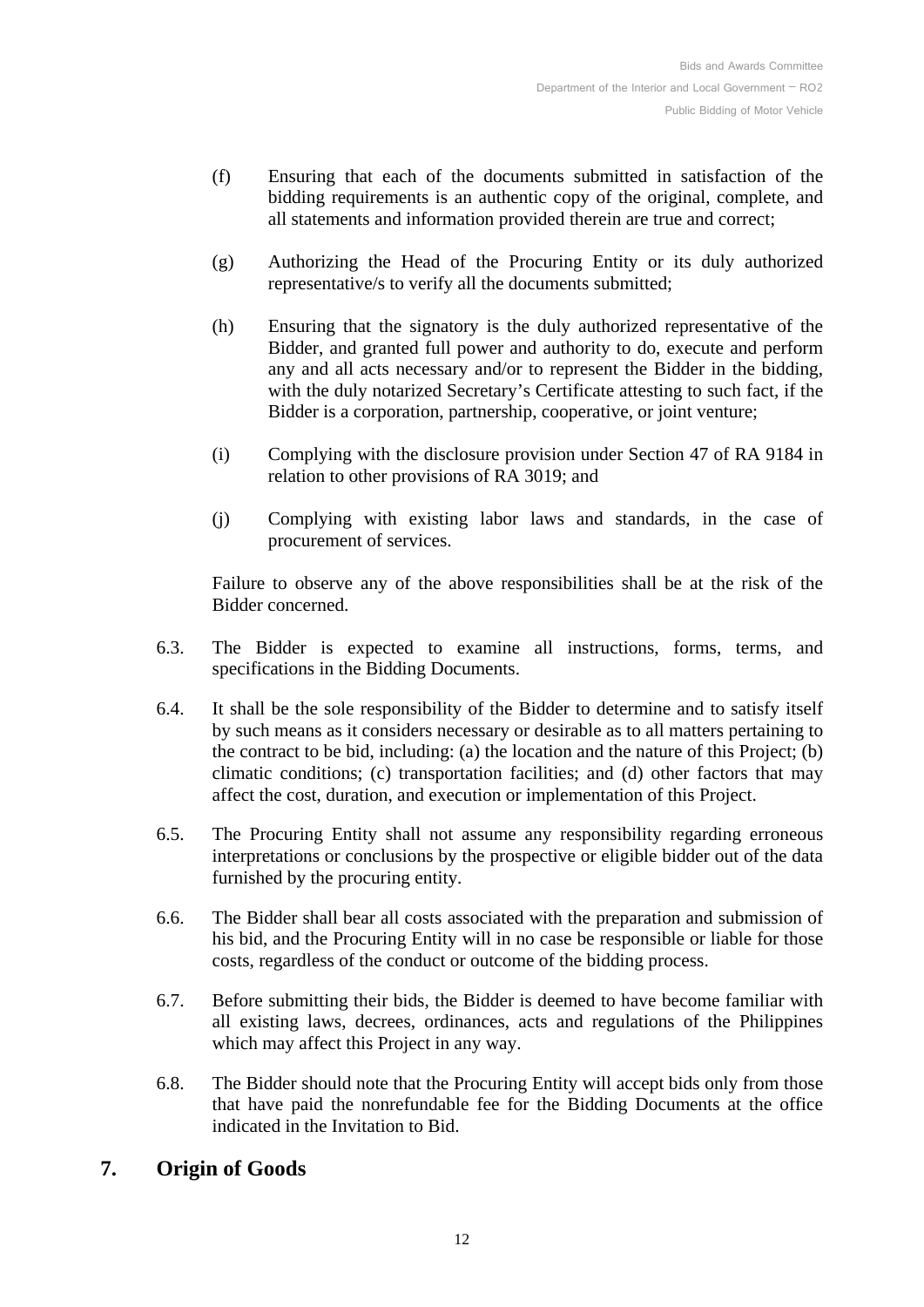(f) Ensuring that each of the documents submitted in satisfaction of the bidding requirements is an authentic copy of the original, complete, and all statements and information provided therein are true and correct;

(g) Authorizing the Head of the Procuring Entity or its duly authorized representative/s to verify all the documents submitted;

(h) Ensuring that the signatory is the duly authorized representative of the Bidder, and granted full power and authority to do, execute and perform any and all acts necessary and/or to represent the Bidder in the bidding, with the duly notarized Secretary's Certificate attesting to such fact, if the Bidder is a corporation, partnership, cooperative, or joint venture;

(i) Complying with the disclosure provision under Section 47 of RA 9184 in relation to other provisions of RA 3019; and

(j) Complying with existing labor laws and standards, in the case of procurement of services.

Failure to observe any of the above responsibilities shall be at the risk of the Bidder concerned.

6.3. The Bidder is expected to examine all instructions, forms, terms, and specifications in the Bidding Documents.

6.4. It shall be the sole responsibility of the Bidder to determine and to satisfy itself by such means as it considers necessary or desirable as to all matters pertaining to the contract to be bid, including: (a) the location and the nature of this Project; (b) climatic conditions; (c) transportation facilities; and (d) other factors that may affect the cost, duration, and execution or implementation of this Project.

6.5. The Procuring Entity shall not assume any responsibility regarding erroneous interpretations or conclusions by the prospective or eligible bidder out of the data furnished by the procuring entity.

6.6. The Bidder shall bear all costs associated with the preparation and submission of his bid, and the Procuring Entity will in no case be responsible or liable for those costs, regardless of the conduct or outcome of the bidding process.

6.7. Before submitting their bids, the Bidder is deemed to have become familiar with all existing laws, decrees, ordinances, acts and regulations of the Philippines which may affect this Project in any way.

6.8. The Bidder should note that the Procuring Entity will accept bids only from those that have paid the nonrefundable fee for the Bidding Documents at the office indicated in the Invitation to Bid.

## 7. Origin of Goods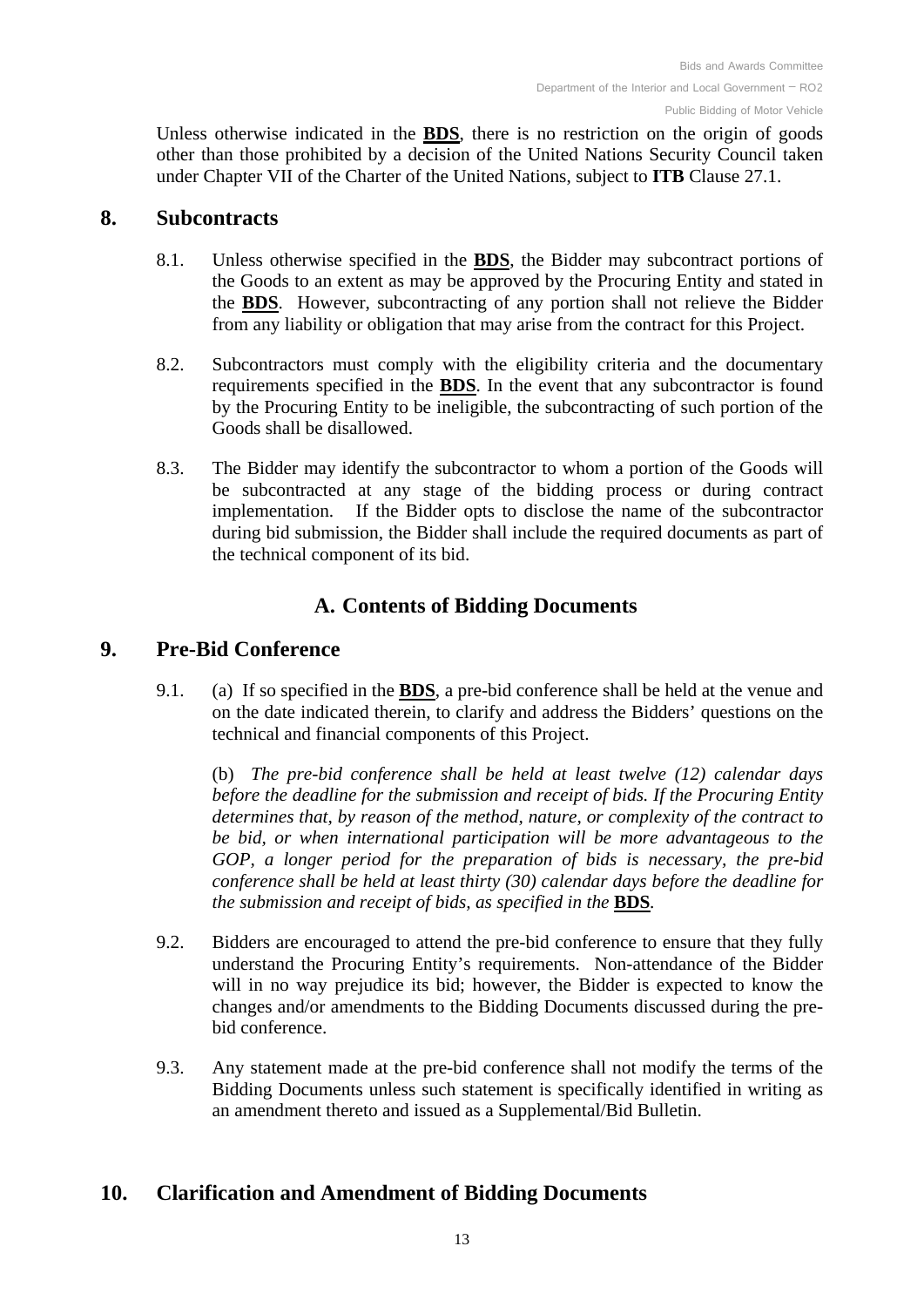Unless otherwise indicated in the **BDS**, there is no restriction on the origin of goods other than those prohibited by a decision of the United Nations Security Council taken under Chapter VII of the Charter of the United Nations, subject to **ITB** Clause 27.1.

## 8. Subcontracts

8.1. Unless otherwise specified in the **BDS**, the Bidder may subcontract portions of the Goods to an extent as may be approved by the Procuring Entity and stated in the **BDS**. However, subcontracting of any portion shall not relieve the Bidder from any liability or obligation that may arise from the contract for this Project.

8.2. Subcontractors must comply with the eligibility criteria and the documentary requirements specified in the **BDS**. In the event that any subcontractor is found by the Procuring Entity to be ineligible, the subcontracting of such portion of the Goods shall be disallowed.

8.3. The Bidder may identify the subcontractor to whom a portion of the Goods will be subcontracted at any stage of the bidding process or during contract implementation. If the Bidder opts to disclose the name of the subcontractor during bid submission, the Bidder shall include the required documents as part of the technical component of its bid.

# A. Contents of Bidding Documents

## 9. Pre-Bid Conference

9.1. (a) If so specified in the **BDS**, a pre-bid conference shall be held at the venue and on the date indicated therein, to clarify and address the Bidders' questions on the technical and financial components of this Project.

(b) *The pre-bid conference shall be held at least twelve (12) calendar days before the deadline for the submission and receipt of bids. If the Procuring Entity determines that, by reason of the method, nature, or complexity of the contract to be bid, or when international participation will be more advantageous to the GOP, a longer period for the preparation of bids is necessary, the pre-bid conference shall be held at least thirty (30) calendar days before the deadline for the submission and receipt of bids, as specified in the* **BDS**.

9.2. Bidders are encouraged to attend the pre-bid conference to ensure that they fully understand the Procuring Entity's requirements. Non-attendance of the Bidder will in no way prejudice its bid; however, the Bidder is expected to know the changes and/or amendments to the Bidding Documents discussed during the pre-bid conference.

9.3. Any statement made at the pre-bid conference shall not modify the terms of the Bidding Documents unless such statement is specifically identified in writing as an amendment thereto and issued as a Supplemental/Bid Bulletin.

## 10. Clarification and Amendment of Bidding Documents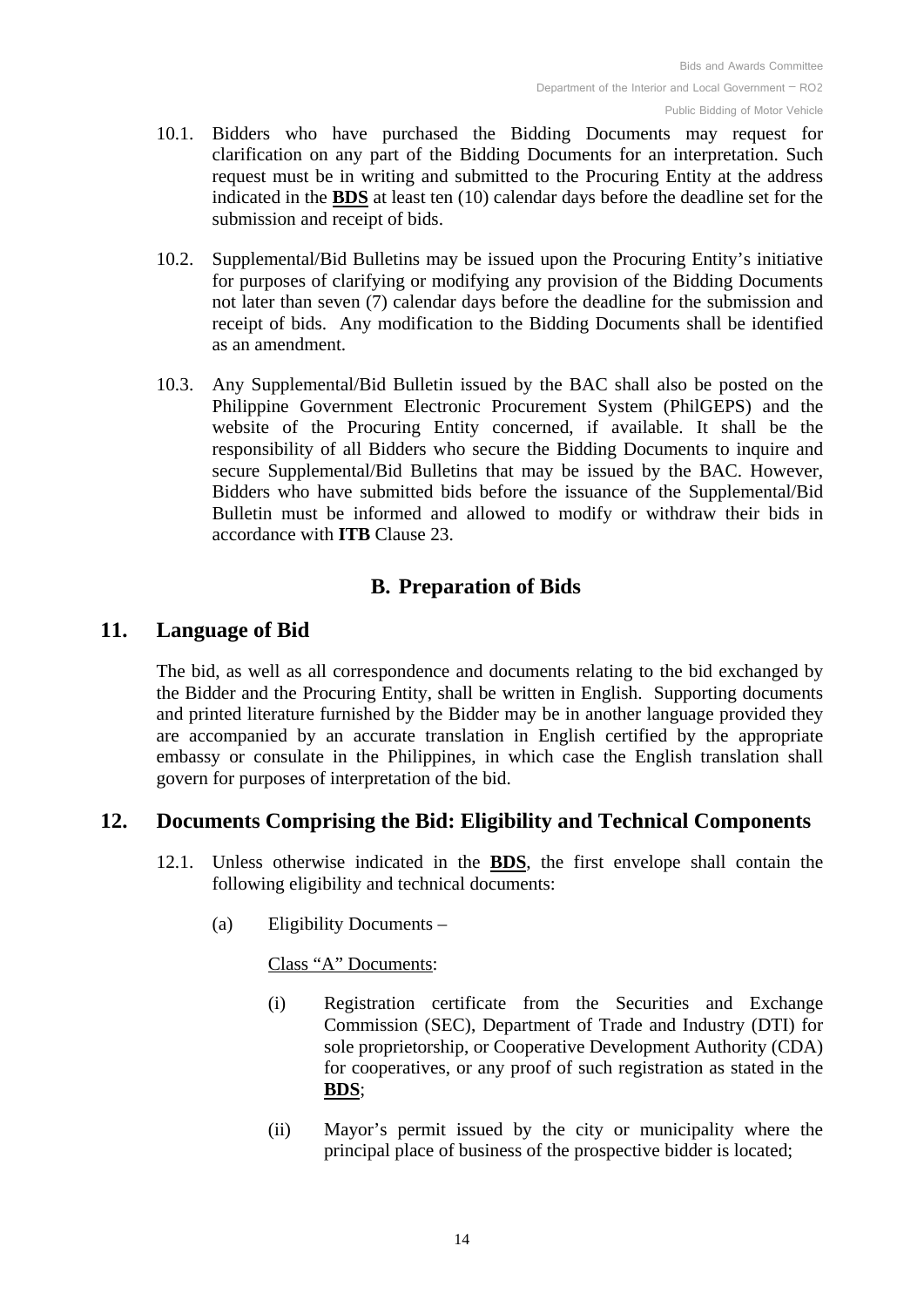10.1. Bidders who have purchased the Bidding Documents may request for clarification on any part of the Bidding Documents for an interpretation. Such request must be in writing and submitted to the Procuring Entity at the address indicated in the **BDS** at least ten (10) calendar days before the deadline set for the submission and receipt of bids.

10.2. Supplemental/Bid Bulletins may be issued upon the Procuring Entity's initiative for purposes of clarifying or modifying any provision of the Bidding Documents not later than seven (7) calendar days before the deadline for the submission and receipt of bids. Any modification to the Bidding Documents shall be identified as an amendment.

10.3. Any Supplemental/Bid Bulletin issued by the BAC shall also be posted on the Philippine Government Electronic Procurement System (PhilGEPS) and the website of the Procuring Entity concerned, if available. It shall be the responsibility of all Bidders who secure the Bidding Documents to inquire and secure Supplemental/Bid Bulletins that may be issued by the BAC. However, Bidders who have submitted bids before the issuance of the Supplemental/Bid Bulletin must be informed and allowed to modify or withdraw their bids in accordance with **ITB** Clause 23.

## B. Preparation of Bids

## 11. Language of Bid

The bid, as well as all correspondence and documents relating to the bid exchanged by the Bidder and the Procuring Entity, shall be written in English. Supporting documents and printed literature furnished by the Bidder may be in another language provided they are accompanied by an accurate translation in English certified by the appropriate embassy or consulate in the Philippines, in which case the English translation shall govern for purposes of interpretation of the bid.

## 12. Documents Comprising the Bid: Eligibility and Technical Components

12.1. Unless otherwise indicated in the **BDS**, the first envelope shall contain the following eligibility and technical documents:

(a) Eligibility Documents –

Class "A" Documents:

(i) Registration certificate from the Securities and Exchange Commission (SEC), Department of Trade and Industry (DTI) for sole proprietorship, or Cooperative Development Authority (CDA) for cooperatives, or any proof of such registration as stated in the **BDS**;

(ii) Mayor's permit issued by the city or municipality where the principal place of business of the prospective bidder is located;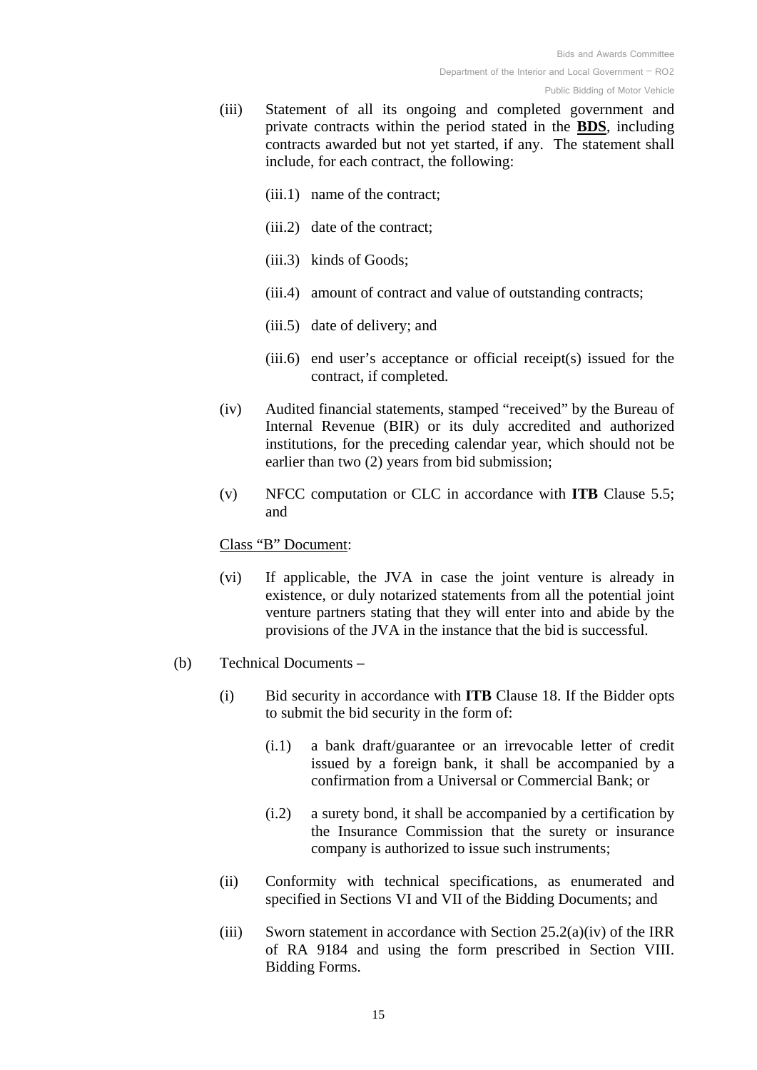(iii) Statement of all its ongoing and completed government and private contracts within the period stated in the **BDS**, including contracts awarded but not yet started, if any. The statement shall include, for each contract, the following:

(iii.1) name of the contract;

(iii.2) date of the contract;

(iii.3) kinds of Goods;

(iii.4) amount of contract and value of outstanding contracts;

(iii.5) date of delivery; and

(iii.6) end user's acceptance or official receipt(s) issued for the contract, if completed.

(iv) Audited financial statements, stamped "received" by the Bureau of Internal Revenue (BIR) or its duly accredited and authorized institutions, for the preceding calendar year, which should not be earlier than two (2) years from bid submission;

(v) NFCC computation or CLC in accordance with **ITB** Clause 5.5; and

Class "B" Document:

(vi) If applicable, the JVA in case the joint venture is already in existence, or duly notarized statements from all the potential joint venture partners stating that they will enter into and abide by the provisions of the JVA in the instance that the bid is successful.

(b) Technical Documents –

(i) Bid security in accordance with **ITB** Clause 18. If the Bidder opts to submit the bid security in the form of:

(i.1) a bank draft/guarantee or an irrevocable letter of credit issued by a foreign bank, it shall be accompanied by a confirmation from a Universal or Commercial Bank; or

(i.2) a surety bond, it shall be accompanied by a certification by the Insurance Commission that the surety or insurance company is authorized to issue such instruments;

(ii) Conformity with technical specifications, as enumerated and specified in Sections VI and VII of the Bidding Documents; and

(iii) Sworn statement in accordance with Section 25.2(a)(iv) of the IRR of RA 9184 and using the form prescribed in Section VIII. Bidding Forms.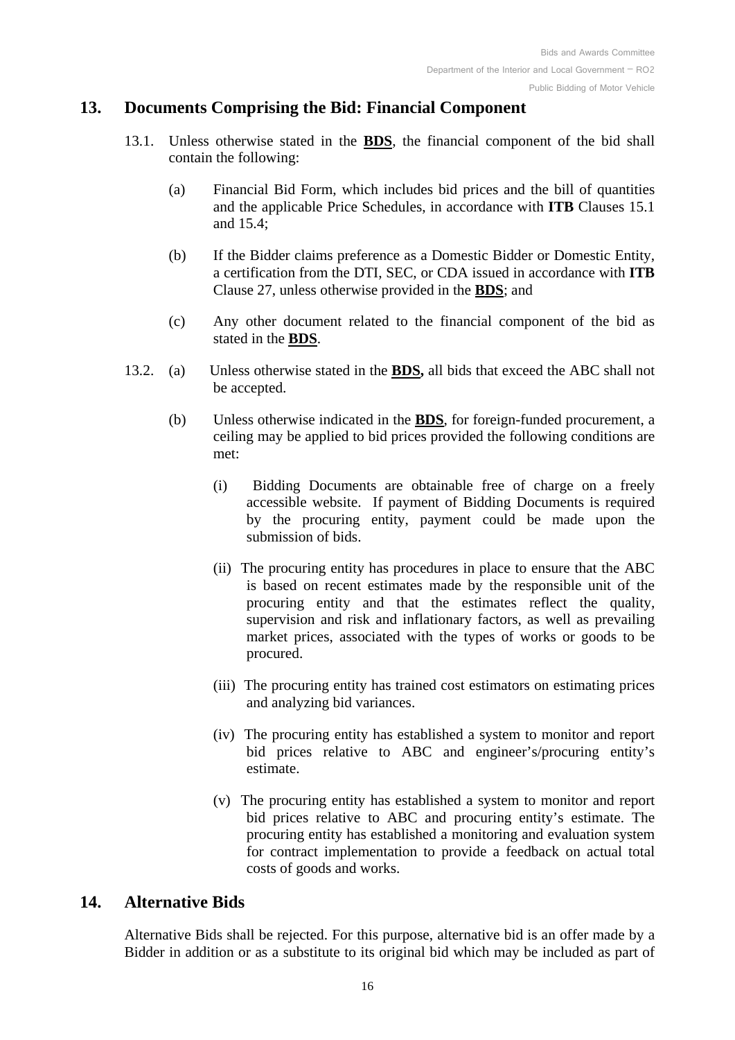## 13. Documents Comprising the Bid: Financial Component

13.1. Unless otherwise stated in the **BDS**, the financial component of the bid shall contain the following:

(a) Financial Bid Form, which includes bid prices and the bill of quantities and the applicable Price Schedules, in accordance with **ITB** Clauses 15.1 and 15.4;

(b) If the Bidder claims preference as a Domestic Bidder or Domestic Entity, a certification from the DTI, SEC, or CDA issued in accordance with **ITB** Clause 27, unless otherwise provided in the **BDS**; and

(c) Any other document related to the financial component of the bid as stated in the **BDS**.

13.2. (a) Unless otherwise stated in the **BDS,** all bids that exceed the ABC shall not be accepted.

(b) Unless otherwise indicated in the **BDS**, for foreign-funded procurement, a ceiling may be applied to bid prices provided the following conditions are met:

(i) Bidding Documents are obtainable free of charge on a freely accessible website. If payment of Bidding Documents is required by the procuring entity, payment could be made upon the submission of bids.

(ii) The procuring entity has procedures in place to ensure that the ABC is based on recent estimates made by the responsible unit of the procuring entity and that the estimates reflect the quality, supervision and risk and inflationary factors, as well as prevailing market prices, associated with the types of works or goods to be procured.

(iii) The procuring entity has trained cost estimators on estimating prices and analyzing bid variances.

(iv) The procuring entity has established a system to monitor and report bid prices relative to ABC and engineer's/procuring entity's estimate.

(v) The procuring entity has established a system to monitor and report bid prices relative to ABC and procuring entity's estimate. The procuring entity has established a monitoring and evaluation system for contract implementation to provide a feedback on actual total costs of goods and works.

## 14. Alternative Bids

Alternative Bids shall be rejected. For this purpose, alternative bid is an offer made by a Bidder in addition or as a substitute to its original bid which may be included as part of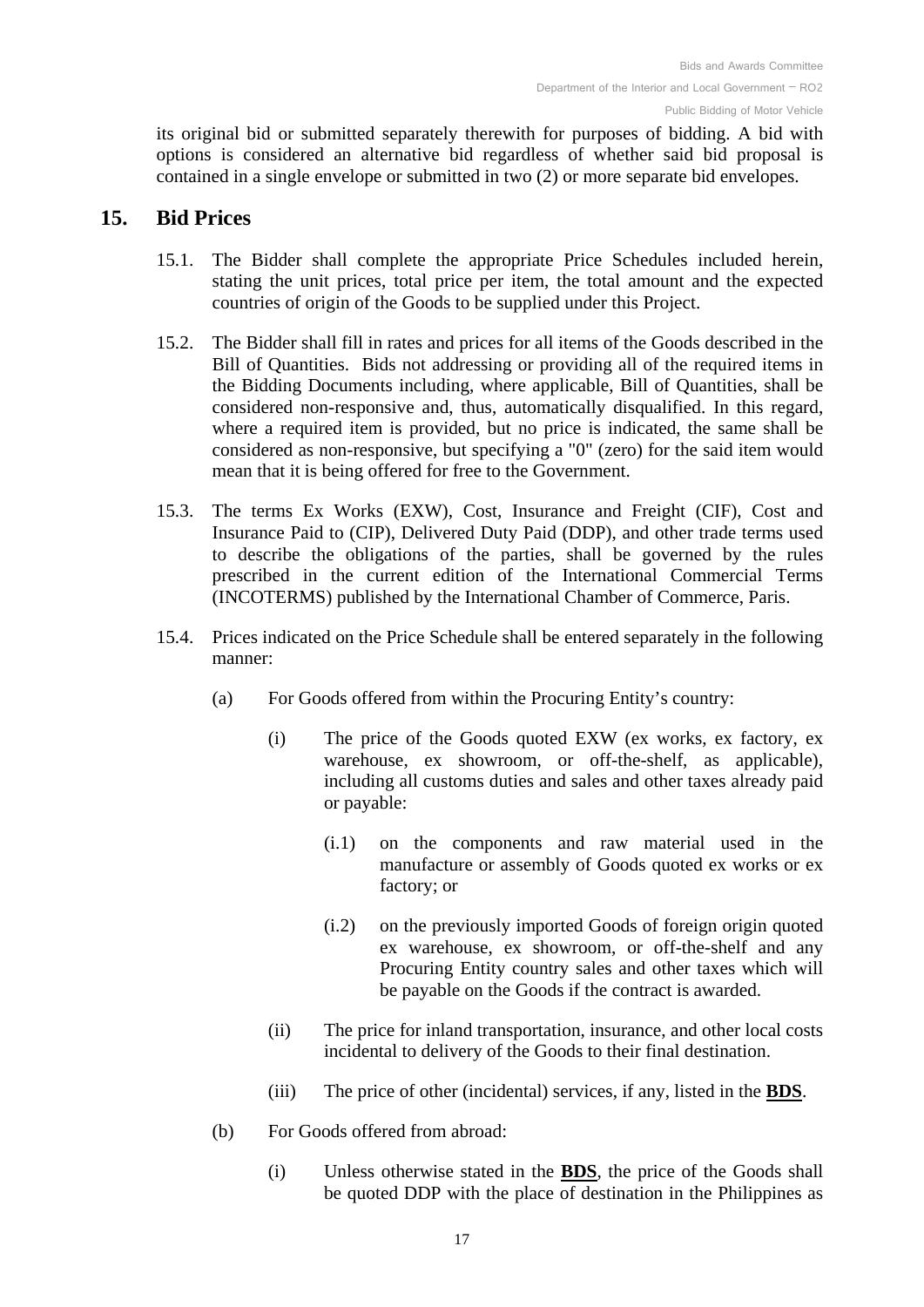its original bid or submitted separately therewith for purposes of bidding. A bid with options is considered an alternative bid regardless of whether said bid proposal is contained in a single envelope or submitted in two (2) or more separate bid envelopes.

## 15. Bid Prices

15.1. The Bidder shall complete the appropriate Price Schedules included herein, stating the unit prices, total price per item, the total amount and the expected countries of origin of the Goods to be supplied under this Project.

15.2. The Bidder shall fill in rates and prices for all items of the Goods described in the Bill of Quantities. Bids not addressing or providing all of the required items in the Bidding Documents including, where applicable, Bill of Quantities, shall be considered non-responsive and, thus, automatically disqualified. In this regard, where a required item is provided, but no price is indicated, the same shall be considered as non-responsive, but specifying a "0" (zero) for the said item would mean that it is being offered for free to the Government.

15.3. The terms Ex Works (EXW), Cost, Insurance and Freight (CIF), Cost and Insurance Paid to (CIP), Delivered Duty Paid (DDP), and other trade terms used to describe the obligations of the parties, shall be governed by the rules prescribed in the current edition of the International Commercial Terms (INCOTERMS) published by the International Chamber of Commerce, Paris.

15.4. Prices indicated on the Price Schedule shall be entered separately in the following manner:

(a) For Goods offered from within the Procuring Entity's country:

(i) The price of the Goods quoted EXW (ex works, ex factory, ex warehouse, ex showroom, or off-the-shelf, as applicable), including all customs duties and sales and other taxes already paid or payable:

(i.1) on the components and raw material used in the manufacture or assembly of Goods quoted ex works or ex factory; or

(i.2) on the previously imported Goods of foreign origin quoted ex warehouse, ex showroom, or off-the-shelf and any Procuring Entity country sales and other taxes which will be payable on the Goods if the contract is awarded.

(ii) The price for inland transportation, insurance, and other local costs incidental to delivery of the Goods to their final destination.

(iii) The price of other (incidental) services, if any, listed in the **BDS**.

(b) For Goods offered from abroad:

(i) Unless otherwise stated in the **BDS**, the price of the Goods shall be quoted DDP with the place of destination in the Philippines as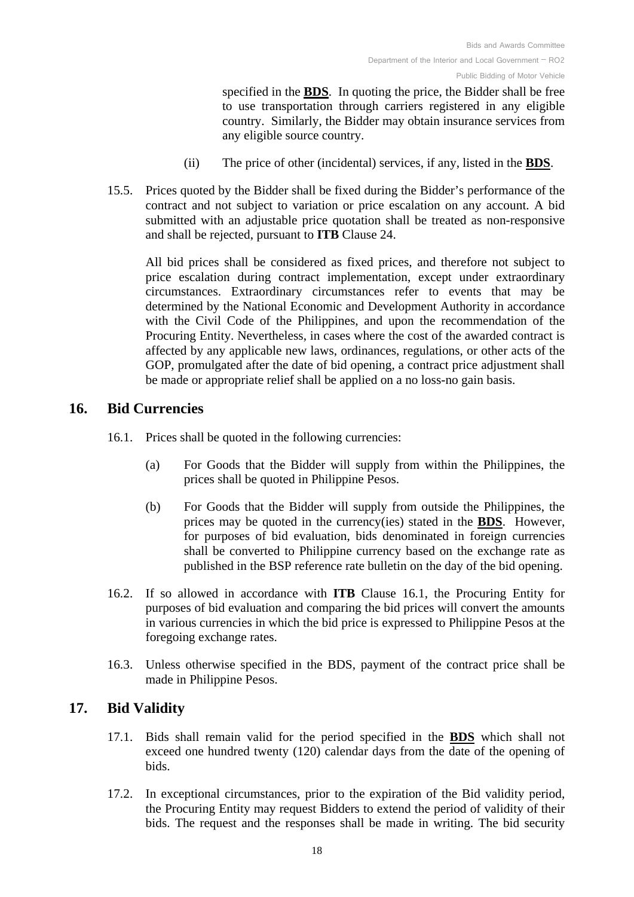specified in the **BDS**. In quoting the price, the Bidder shall be free to use transportation through carriers registered in any eligible country. Similarly, the Bidder may obtain insurance services from any eligible source country.

(ii) The price of other (incidental) services, if any, listed in the **BDS**.

15.5. Prices quoted by the Bidder shall be fixed during the Bidder's performance of the contract and not subject to variation or price escalation on any account. A bid submitted with an adjustable price quotation shall be treated as non-responsive and shall be rejected, pursuant to **ITB** Clause 24.

All bid prices shall be considered as fixed prices, and therefore not subject to price escalation during contract implementation, except under extraordinary circumstances. Extraordinary circumstances refer to events that may be determined by the National Economic and Development Authority in accordance with the Civil Code of the Philippines, and upon the recommendation of the Procuring Entity. Nevertheless, in cases where the cost of the awarded contract is affected by any applicable new laws, ordinances, regulations, or other acts of the GOP, promulgated after the date of bid opening, a contract price adjustment shall be made or appropriate relief shall be applied on a no loss-no gain basis.

## 16. Bid Currencies

16.1. Prices shall be quoted in the following currencies:

(a) For Goods that the Bidder will supply from within the Philippines, the prices shall be quoted in Philippine Pesos.

(b) For Goods that the Bidder will supply from outside the Philippines, the prices may be quoted in the currency(ies) stated in the **BDS**. However, for purposes of bid evaluation, bids denominated in foreign currencies shall be converted to Philippine currency based on the exchange rate as published in the BSP reference rate bulletin on the day of the bid opening.

16.2. If so allowed in accordance with **ITB** Clause 16.1, the Procuring Entity for purposes of bid evaluation and comparing the bid prices will convert the amounts in various currencies in which the bid price is expressed to Philippine Pesos at the foregoing exchange rates.

16.3. Unless otherwise specified in the BDS, payment of the contract price shall be made in Philippine Pesos.

## 17. Bid Validity

17.1. Bids shall remain valid for the period specified in the **BDS** which shall not exceed one hundred twenty (120) calendar days from the date of the opening of bids.

17.2. In exceptional circumstances, prior to the expiration of the Bid validity period, the Procuring Entity may request Bidders to extend the period of validity of their bids. The request and the responses shall be made in writing. The bid security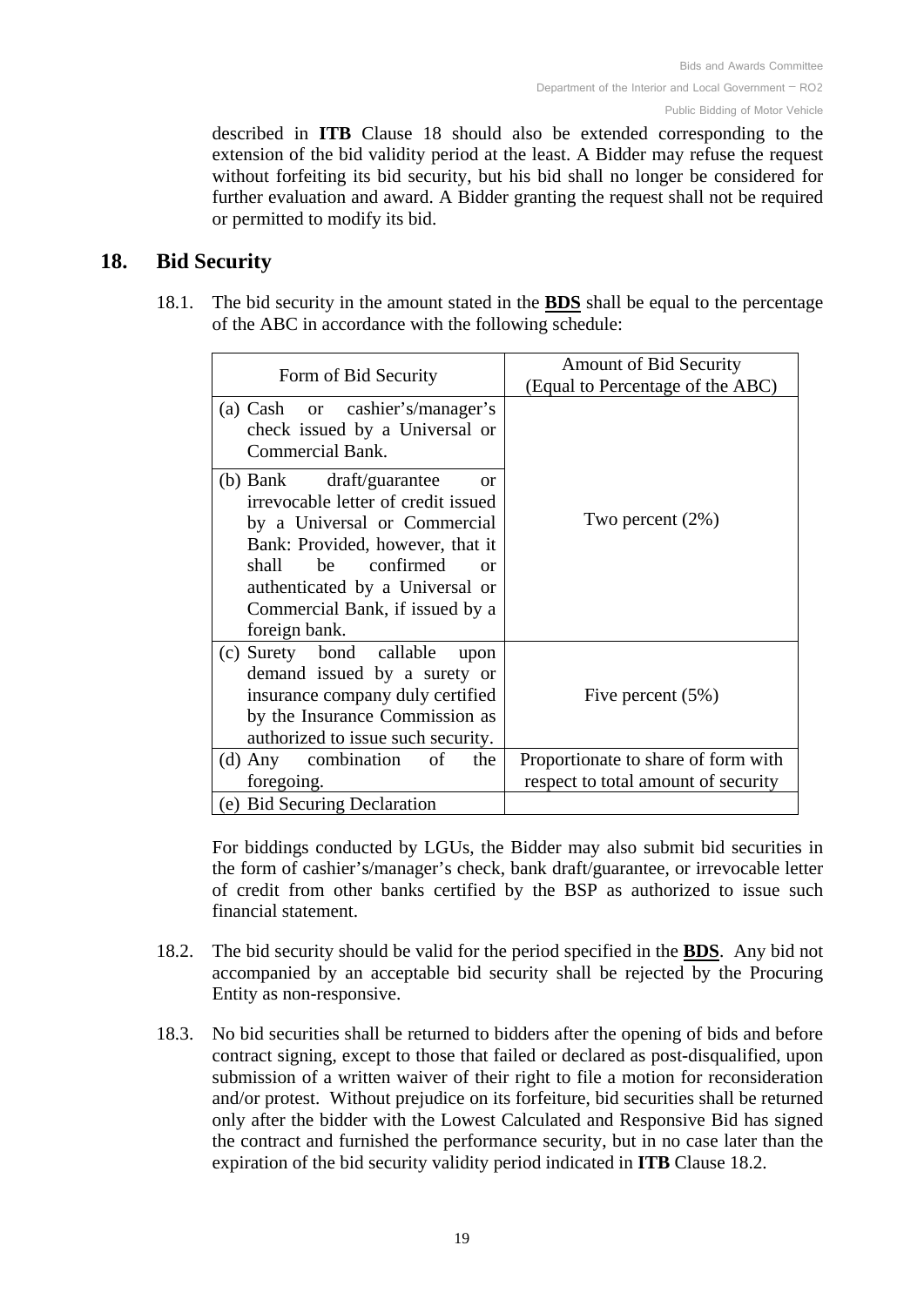described in **ITB** Clause 18 should also be extended corresponding to the extension of the bid validity period at the least. A Bidder may refuse the request without forfeiting its bid security, but his bid shall no longer be considered for further evaluation and award. A Bidder granting the request shall not be required or permitted to modify its bid.

## 18. Bid Security

18.1. The bid security in the amount stated in the **BDS** shall be equal to the percentage of the ABC in accordance with the following schedule:

| Form of Bid Security | Amount of Bid Security (Equal to Percentage of the ABC) |
|---|---|
| (a) Cash or cashier's/manager's check issued by a Universal or Commercial Bank. | Two percent (2%) |
| (b) Bank draft/guarantee or irrevocable letter of credit issued by a Universal or Commercial Bank: Provided, however, that it shall be confirmed or authenticated by a Universal or Commercial Bank, if issued by a foreign bank. | |
| (c) Surety bond callable upon demand issued by a surety or insurance company duly certified by the Insurance Commission as authorized to issue such security. | Five percent (5%) |
| (d) Any combination of the foregoing. | Proportionate to share of form with respect to total amount of security |
| (e) Bid Securing Declaration | |

For biddings conducted by LGUs, the Bidder may also submit bid securities in the form of cashier's/manager's check, bank draft/guarantee, or irrevocable letter of credit from other banks certified by the BSP as authorized to issue such financial statement.

18.2. The bid security should be valid for the period specified in the **BDS**. Any bid not accompanied by an acceptable bid security shall be rejected by the Procuring Entity as non-responsive.

18.3. No bid securities shall be returned to bidders after the opening of bids and before contract signing, except to those that failed or declared as post-disqualified, upon submission of a written waiver of their right to file a motion for reconsideration and/or protest. Without prejudice on its forfeiture, bid securities shall be returned only after the bidder with the Lowest Calculated and Responsive Bid has signed the contract and furnished the performance security, but in no case later than the expiration of the bid security validity period indicated in **ITB** Clause 18.2.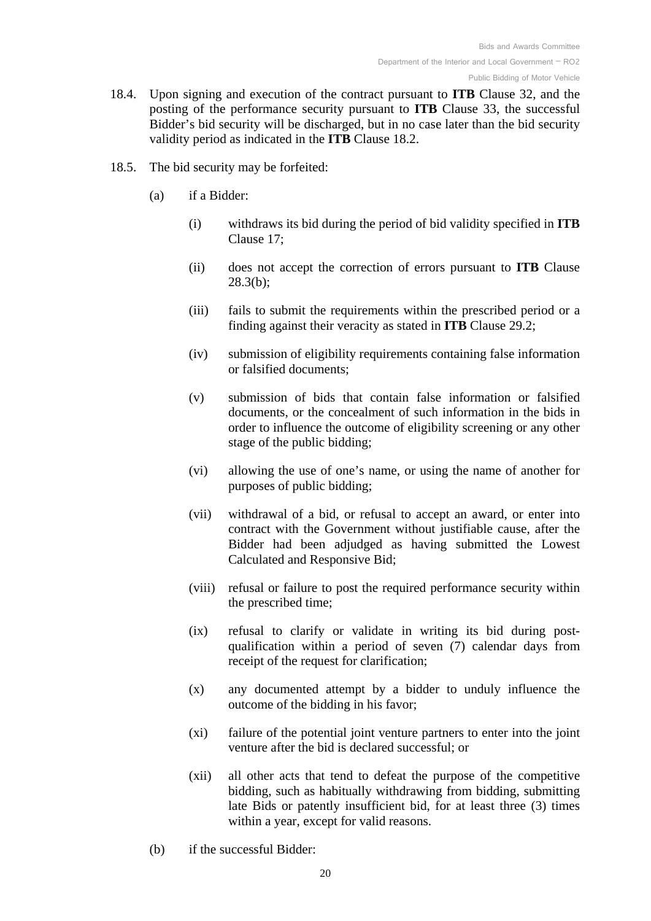18.4. Upon signing and execution of the contract pursuant to **ITB** Clause 32, and the posting of the performance security pursuant to **ITB** Clause 33, the successful Bidder's bid security will be discharged, but in no case later than the bid security validity period as indicated in the **ITB** Clause 18.2.

18.5. The bid security may be forfeited:

(a) if a Bidder:

(i) withdraws its bid during the period of bid validity specified in **ITB** Clause 17;

(ii) does not accept the correction of errors pursuant to **ITB** Clause 28.3(b);

(iii) fails to submit the requirements within the prescribed period or a finding against their veracity as stated in **ITB** Clause 29.2;

(iv) submission of eligibility requirements containing false information or falsified documents;

(v) submission of bids that contain false information or falsified documents, or the concealment of such information in the bids in order to influence the outcome of eligibility screening or any other stage of the public bidding;

(vi) allowing the use of one's name, or using the name of another for purposes of public bidding;

(vii) withdrawal of a bid, or refusal to accept an award, or enter into contract with the Government without justifiable cause, after the Bidder had been adjudged as having submitted the Lowest Calculated and Responsive Bid;

(viii) refusal or failure to post the required performance security within the prescribed time;

(ix) refusal to clarify or validate in writing its bid during post-qualification within a period of seven (7) calendar days from receipt of the request for clarification;

(x) any documented attempt by a bidder to unduly influence the outcome of the bidding in his favor;

(xi) failure of the potential joint venture partners to enter into the joint venture after the bid is declared successful; or

(xii) all other acts that tend to defeat the purpose of the competitive bidding, such as habitually withdrawing from bidding, submitting late Bids or patently insufficient bid, for at least three (3) times within a year, except for valid reasons.

(b) if the successful Bidder: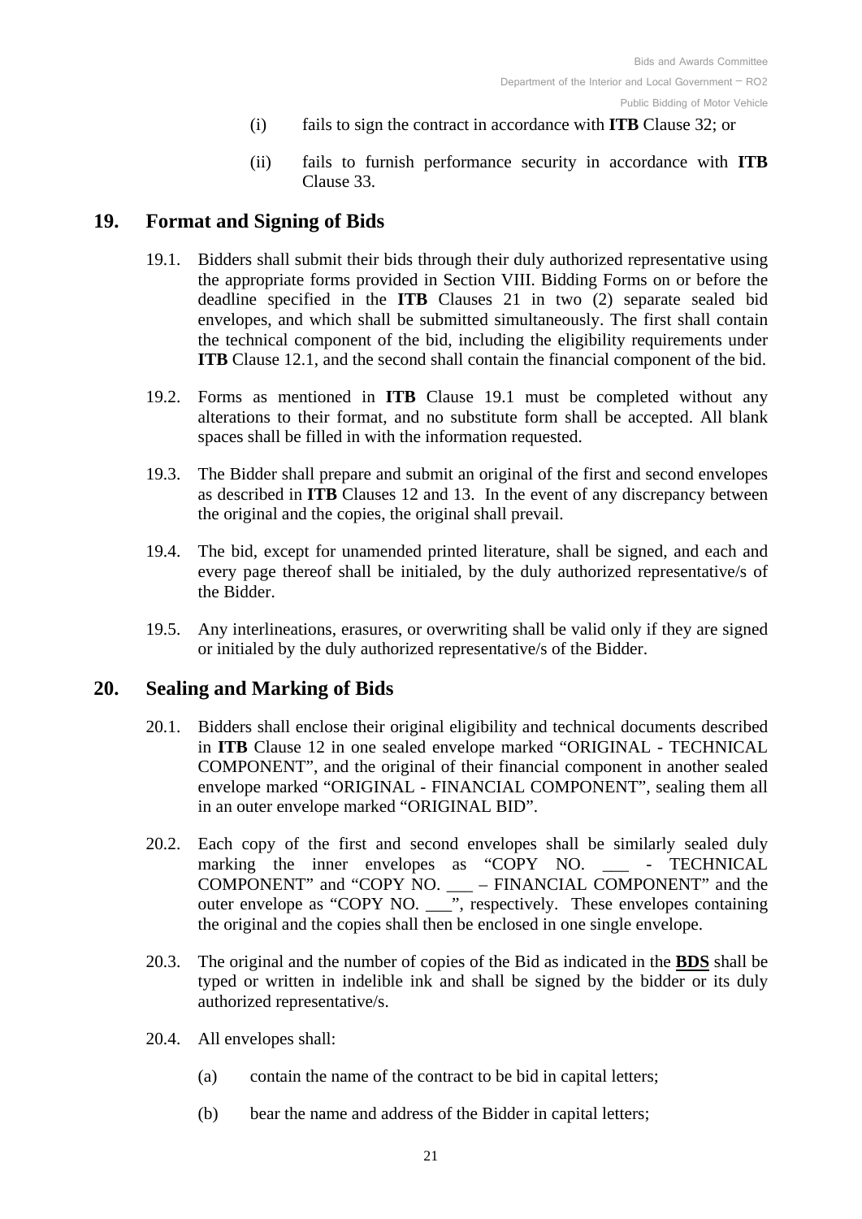(i) fails to sign the contract in accordance with **ITB** Clause 32; or

(ii) fails to furnish performance security in accordance with **ITB** Clause 33.

## 19. Format and Signing of Bids

19.1. Bidders shall submit their bids through their duly authorized representative using the appropriate forms provided in Section VIII. Bidding Forms on or before the deadline specified in the **ITB** Clauses 21 in two (2) separate sealed bid envelopes, and which shall be submitted simultaneously. The first shall contain the technical component of the bid, including the eligibility requirements under **ITB** Clause 12.1, and the second shall contain the financial component of the bid.

19.2. Forms as mentioned in **ITB** Clause 19.1 must be completed without any alterations to their format, and no substitute form shall be accepted. All blank spaces shall be filled in with the information requested.

19.3. The Bidder shall prepare and submit an original of the first and second envelopes as described in **ITB** Clauses 12 and 13. In the event of any discrepancy between the original and the copies, the original shall prevail.

19.4. The bid, except for unamended printed literature, shall be signed, and each and every page thereof shall be initialed, by the duly authorized representative/s of the Bidder.

19.5. Any interlineations, erasures, or overwriting shall be valid only if they are signed or initialed by the duly authorized representative/s of the Bidder.

## 20. Sealing and Marking of Bids

20.1. Bidders shall enclose their original eligibility and technical documents described in **ITB** Clause 12 in one sealed envelope marked "ORIGINAL - TECHNICAL COMPONENT", and the original of their financial component in another sealed envelope marked "ORIGINAL - FINANCIAL COMPONENT", sealing them all in an outer envelope marked "ORIGINAL BID".

20.2. Each copy of the first and second envelopes shall be similarly sealed duly marking the inner envelopes as "COPY NO. ___ - TECHNICAL COMPONENT" and "COPY NO. ___ – FINANCIAL COMPONENT" and the outer envelope as "COPY NO. ___", respectively. These envelopes containing the original and the copies shall then be enclosed in one single envelope.

20.3. The original and the number of copies of the Bid as indicated in the **BDS** shall be typed or written in indelible ink and shall be signed by the bidder or its duly authorized representative/s.

20.4. All envelopes shall:

(a) contain the name of the contract to be bid in capital letters;

(b) bear the name and address of the Bidder in capital letters;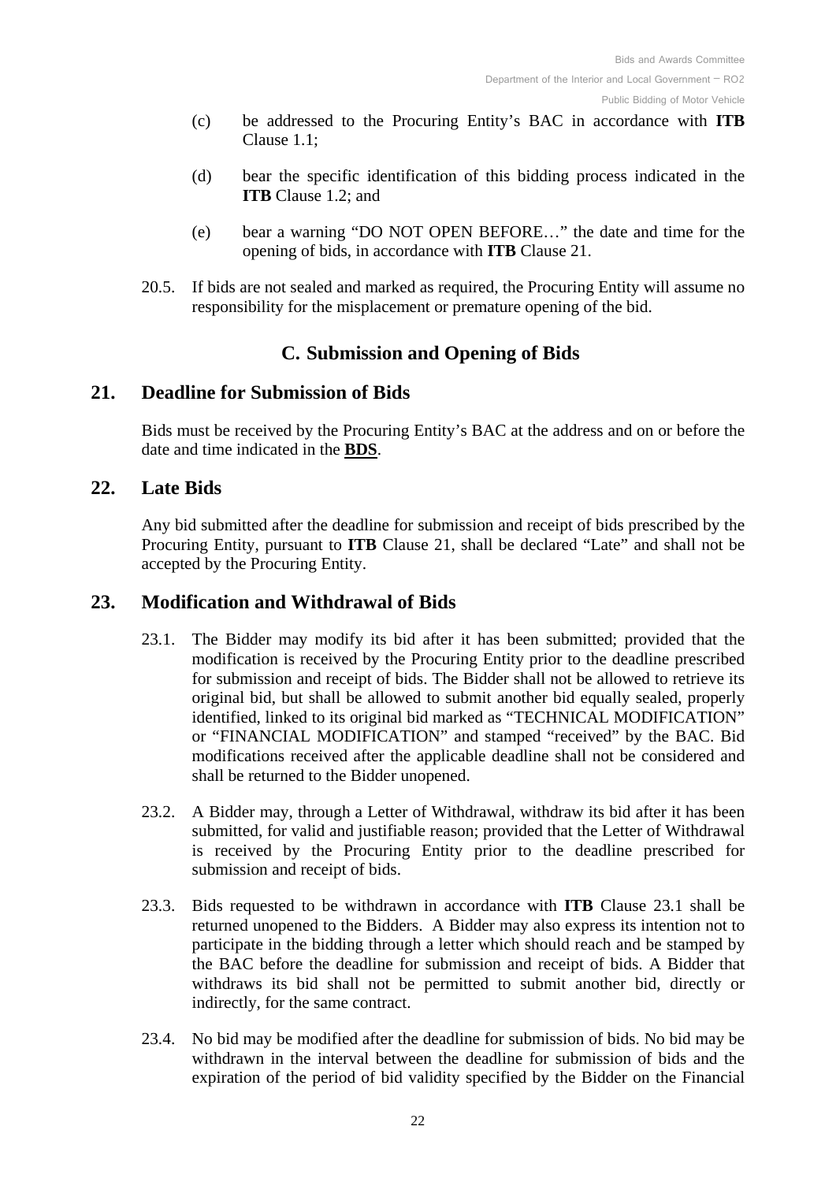(c) be addressed to the Procuring Entity's BAC in accordance with **ITB** Clause 1.1;

(d) bear the specific identification of this bidding process indicated in the **ITB** Clause 1.2; and

(e) bear a warning "DO NOT OPEN BEFORE…" the date and time for the opening of bids, in accordance with **ITB** Clause 21.

20.5. If bids are not sealed and marked as required, the Procuring Entity will assume no responsibility for the misplacement or premature opening of the bid.

## C. Submission and Opening of Bids

### 21. Deadline for Submission of Bids

Bids must be received by the Procuring Entity's BAC at the address and on or before the date and time indicated in the **BDS**.

### 22. Late Bids

Any bid submitted after the deadline for submission and receipt of bids prescribed by the Procuring Entity, pursuant to **ITB** Clause 21, shall be declared "Late" and shall not be accepted by the Procuring Entity.

### 23. Modification and Withdrawal of Bids

23.1. The Bidder may modify its bid after it has been submitted; provided that the modification is received by the Procuring Entity prior to the deadline prescribed for submission and receipt of bids. The Bidder shall not be allowed to retrieve its original bid, but shall be allowed to submit another bid equally sealed, properly identified, linked to its original bid marked as "TECHNICAL MODIFICATION" or "FINANCIAL MODIFICATION" and stamped "received" by the BAC. Bid modifications received after the applicable deadline shall not be considered and shall be returned to the Bidder unopened.

23.2. A Bidder may, through a Letter of Withdrawal, withdraw its bid after it has been submitted, for valid and justifiable reason; provided that the Letter of Withdrawal is received by the Procuring Entity prior to the deadline prescribed for submission and receipt of bids.

23.3. Bids requested to be withdrawn in accordance with **ITB** Clause 23.1 shall be returned unopened to the Bidders. A Bidder may also express its intention not to participate in the bidding through a letter which should reach and be stamped by the BAC before the deadline for submission and receipt of bids. A Bidder that withdraws its bid shall not be permitted to submit another bid, directly or indirectly, for the same contract.

23.4. No bid may be modified after the deadline for submission of bids. No bid may be withdrawn in the interval between the deadline for submission of bids and the expiration of the period of bid validity specified by the Bidder on the Financial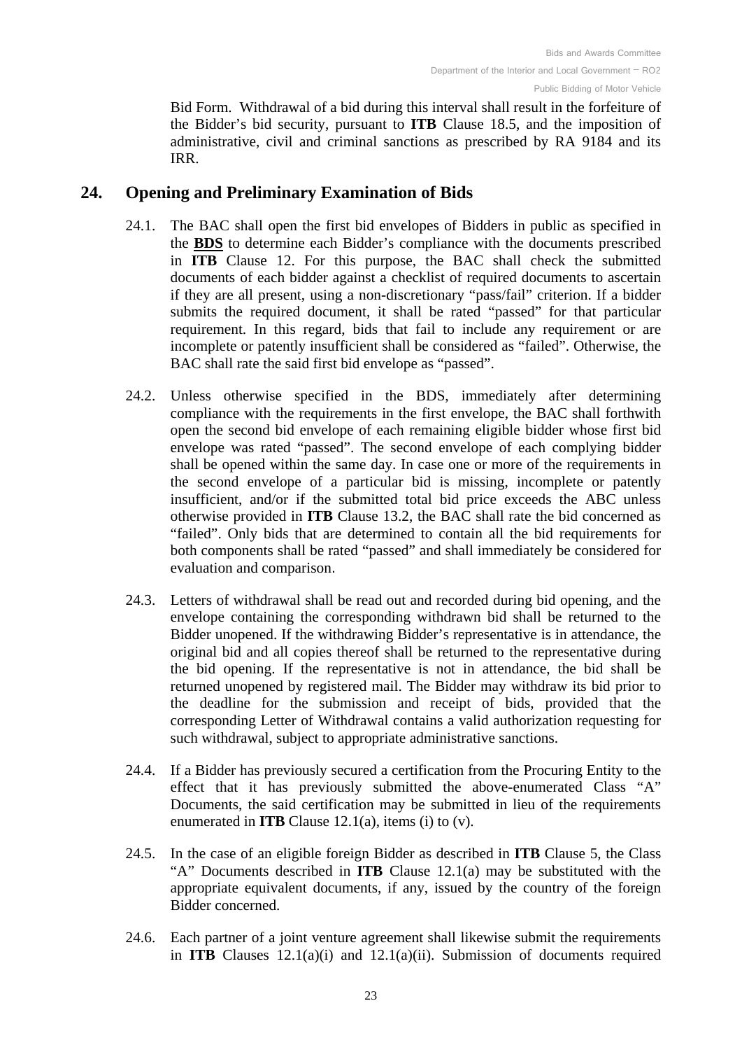Bid Form. Withdrawal of a bid during this interval shall result in the forfeiture of the Bidder's bid security, pursuant to **ITB** Clause 18.5, and the imposition of administrative, civil and criminal sanctions as prescribed by RA 9184 and its IRR.

## 24. Opening and Preliminary Examination of Bids

24.1. The BAC shall open the first bid envelopes of Bidders in public as specified in the **BDS** to determine each Bidder's compliance with the documents prescribed in **ITB** Clause 12. For this purpose, the BAC shall check the submitted documents of each bidder against a checklist of required documents to ascertain if they are all present, using a non-discretionary "pass/fail" criterion. If a bidder submits the required document, it shall be rated "passed" for that particular requirement. In this regard, bids that fail to include any requirement or are incomplete or patently insufficient shall be considered as "failed". Otherwise, the BAC shall rate the said first bid envelope as "passed".

24.2. Unless otherwise specified in the BDS, immediately after determining compliance with the requirements in the first envelope, the BAC shall forthwith open the second bid envelope of each remaining eligible bidder whose first bid envelope was rated "passed". The second envelope of each complying bidder shall be opened within the same day. In case one or more of the requirements in the second envelope of a particular bid is missing, incomplete or patently insufficient, and/or if the submitted total bid price exceeds the ABC unless otherwise provided in **ITB** Clause 13.2, the BAC shall rate the bid concerned as "failed". Only bids that are determined to contain all the bid requirements for both components shall be rated "passed" and shall immediately be considered for evaluation and comparison.

24.3. Letters of withdrawal shall be read out and recorded during bid opening, and the envelope containing the corresponding withdrawn bid shall be returned to the Bidder unopened. If the withdrawing Bidder's representative is in attendance, the original bid and all copies thereof shall be returned to the representative during the bid opening. If the representative is not in attendance, the bid shall be returned unopened by registered mail. The Bidder may withdraw its bid prior to the deadline for the submission and receipt of bids, provided that the corresponding Letter of Withdrawal contains a valid authorization requesting for such withdrawal, subject to appropriate administrative sanctions.

24.4. If a Bidder has previously secured a certification from the Procuring Entity to the effect that it has previously submitted the above-enumerated Class "A" Documents, the said certification may be submitted in lieu of the requirements enumerated in **ITB** Clause 12.1(a), items (i) to (v).

24.5. In the case of an eligible foreign Bidder as described in **ITB** Clause 5, the Class "A" Documents described in **ITB** Clause 12.1(a) may be substituted with the appropriate equivalent documents, if any, issued by the country of the foreign Bidder concerned.

24.6. Each partner of a joint venture agreement shall likewise submit the requirements in **ITB** Clauses 12.1(a)(i) and 12.1(a)(ii). Submission of documents required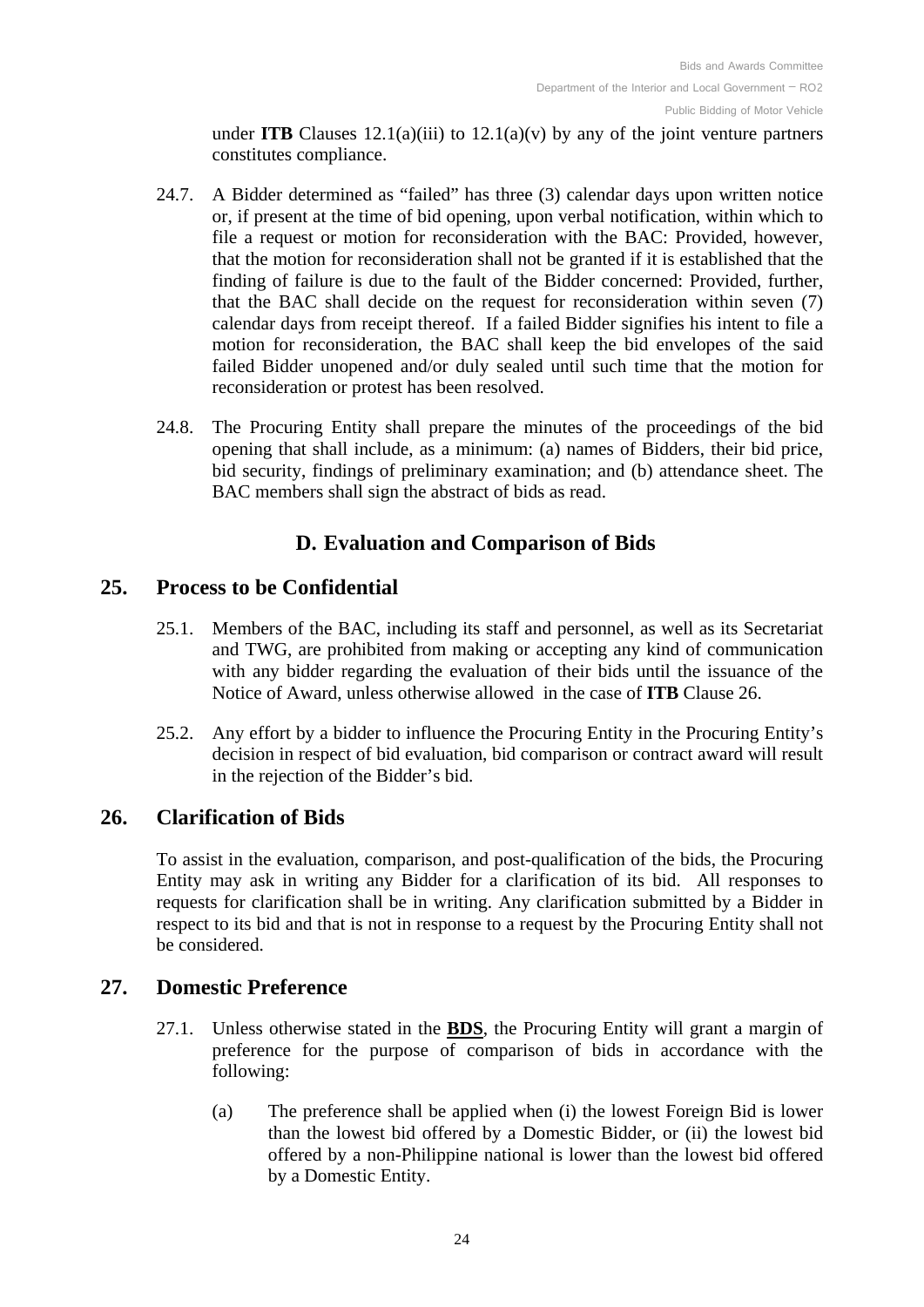under **ITB** Clauses 12.1(a)(iii) to 12.1(a)(v) by any of the joint venture partners constitutes compliance.

24.7. A Bidder determined as "failed" has three (3) calendar days upon written notice or, if present at the time of bid opening, upon verbal notification, within which to file a request or motion for reconsideration with the BAC: Provided, however, that the motion for reconsideration shall not be granted if it is established that the finding of failure is due to the fault of the Bidder concerned: Provided, further, that the BAC shall decide on the request for reconsideration within seven (7) calendar days from receipt thereof. If a failed Bidder signifies his intent to file a motion for reconsideration, the BAC shall keep the bid envelopes of the said failed Bidder unopened and/or duly sealed until such time that the motion for reconsideration or protest has been resolved.

24.8. The Procuring Entity shall prepare the minutes of the proceedings of the bid opening that shall include, as a minimum: (a) names of Bidders, their bid price, bid security, findings of preliminary examination; and (b) attendance sheet. The BAC members shall sign the abstract of bids as read.

## D. Evaluation and Comparison of Bids

## 25. Process to be Confidential

25.1. Members of the BAC, including its staff and personnel, as well as its Secretariat and TWG, are prohibited from making or accepting any kind of communication with any bidder regarding the evaluation of their bids until the issuance of the Notice of Award, unless otherwise allowed in the case of **ITB** Clause 26.

25.2. Any effort by a bidder to influence the Procuring Entity in the Procuring Entity's decision in respect of bid evaluation, bid comparison or contract award will result in the rejection of the Bidder's bid.

## 26. Clarification of Bids

To assist in the evaluation, comparison, and post-qualification of the bids, the Procuring Entity may ask in writing any Bidder for a clarification of its bid. All responses to requests for clarification shall be in writing. Any clarification submitted by a Bidder in respect to its bid and that is not in response to a request by the Procuring Entity shall not be considered.

## 27. Domestic Preference

27.1. Unless otherwise stated in the **BDS**, the Procuring Entity will grant a margin of preference for the purpose of comparison of bids in accordance with the following:

(a) The preference shall be applied when (i) the lowest Foreign Bid is lower than the lowest bid offered by a Domestic Bidder, or (ii) the lowest bid offered by a non-Philippine national is lower than the lowest bid offered by a Domestic Entity.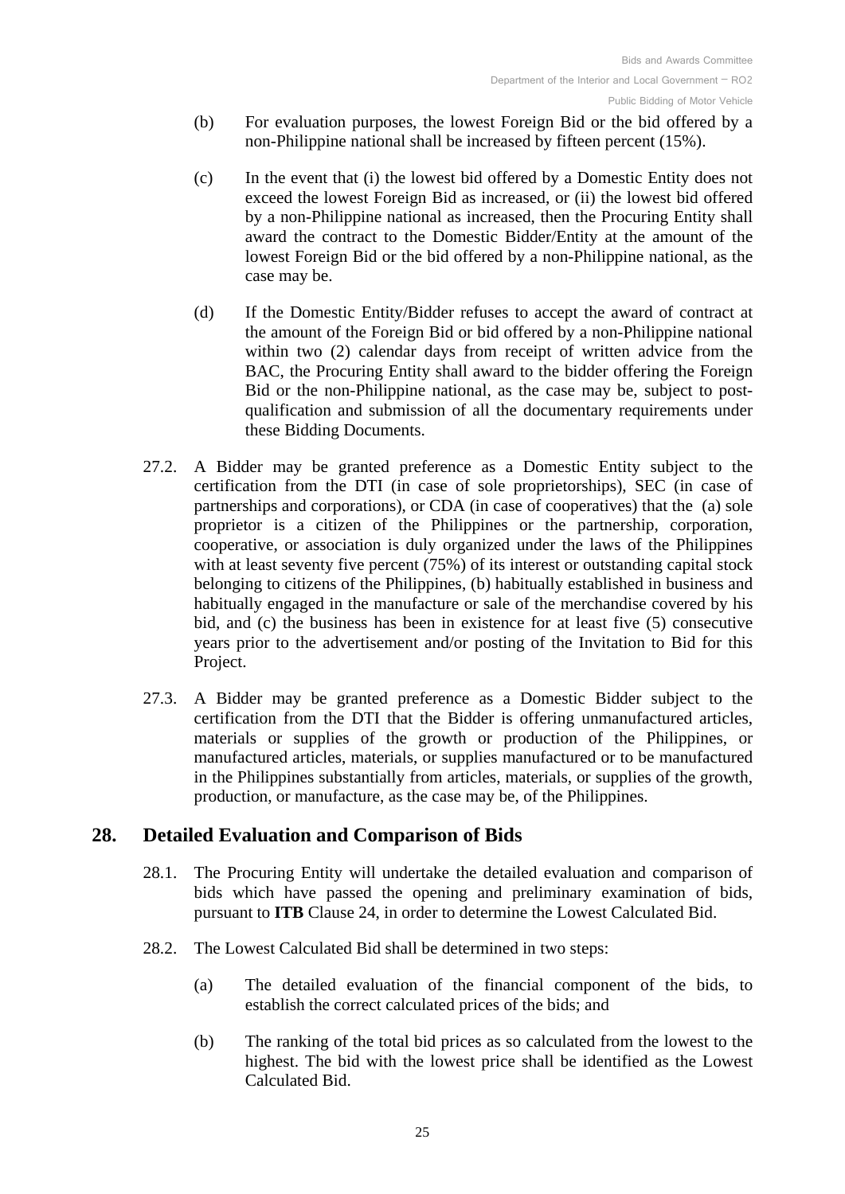(b) For evaluation purposes, the lowest Foreign Bid or the bid offered by a non-Philippine national shall be increased by fifteen percent (15%).

(c) In the event that (i) the lowest bid offered by a Domestic Entity does not exceed the lowest Foreign Bid as increased, or (ii) the lowest bid offered by a non-Philippine national as increased, then the Procuring Entity shall award the contract to the Domestic Bidder/Entity at the amount of the lowest Foreign Bid or the bid offered by a non-Philippine national, as the case may be.

(d) If the Domestic Entity/Bidder refuses to accept the award of contract at the amount of the Foreign Bid or bid offered by a non-Philippine national within two (2) calendar days from receipt of written advice from the BAC, the Procuring Entity shall award to the bidder offering the Foreign Bid or the non-Philippine national, as the case may be, subject to post-qualification and submission of all the documentary requirements under these Bidding Documents.

27.2. A Bidder may be granted preference as a Domestic Entity subject to the certification from the DTI (in case of sole proprietorships), SEC (in case of partnerships and corporations), or CDA (in case of cooperatives) that the (a) sole proprietor is a citizen of the Philippines or the partnership, corporation, cooperative, or association is duly organized under the laws of the Philippines with at least seventy five percent (75%) of its interest or outstanding capital stock belonging to citizens of the Philippines, (b) habitually established in business and habitually engaged in the manufacture or sale of the merchandise covered by his bid, and (c) the business has been in existence for at least five (5) consecutive years prior to the advertisement and/or posting of the Invitation to Bid for this Project.

27.3. A Bidder may be granted preference as a Domestic Bidder subject to the certification from the DTI that the Bidder is offering unmanufactured articles, materials or supplies of the growth or production of the Philippines, or manufactured articles, materials, or supplies manufactured or to be manufactured in the Philippines substantially from articles, materials, or supplies of the growth, production, or manufacture, as the case may be, of the Philippines.

## 28. Detailed Evaluation and Comparison of Bids

28.1. The Procuring Entity will undertake the detailed evaluation and comparison of bids which have passed the opening and preliminary examination of bids, pursuant to **ITB** Clause 24, in order to determine the Lowest Calculated Bid.

28.2. The Lowest Calculated Bid shall be determined in two steps:

(a) The detailed evaluation of the financial component of the bids, to establish the correct calculated prices of the bids; and

(b) The ranking of the total bid prices as so calculated from the lowest to the highest. The bid with the lowest price shall be identified as the Lowest Calculated Bid.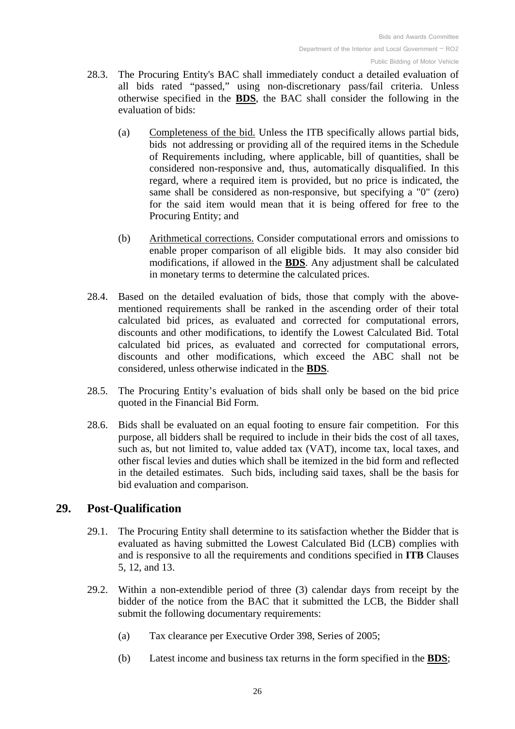28.3. The Procuring Entity's BAC shall immediately conduct a detailed evaluation of all bids rated "passed," using non-discretionary pass/fail criteria. Unless otherwise specified in the **BDS**, the BAC shall consider the following in the evaluation of bids:

(a) Completeness of the bid. Unless the ITB specifically allows partial bids, bids not addressing or providing all of the required items in the Schedule of Requirements including, where applicable, bill of quantities, shall be considered non-responsive and, thus, automatically disqualified. In this regard, where a required item is provided, but no price is indicated, the same shall be considered as non-responsive, but specifying a "0" (zero) for the said item would mean that it is being offered for free to the Procuring Entity; and

(b) Arithmetical corrections. Consider computational errors and omissions to enable proper comparison of all eligible bids. It may also consider bid modifications, if allowed in the **BDS**. Any adjustment shall be calculated in monetary terms to determine the calculated prices.

28.4. Based on the detailed evaluation of bids, those that comply with the above-mentioned requirements shall be ranked in the ascending order of their total calculated bid prices, as evaluated and corrected for computational errors, discounts and other modifications, to identify the Lowest Calculated Bid. Total calculated bid prices, as evaluated and corrected for computational errors, discounts and other modifications, which exceed the ABC shall not be considered, unless otherwise indicated in the **BDS**.

28.5. The Procuring Entity's evaluation of bids shall only be based on the bid price quoted in the Financial Bid Form.

28.6. Bids shall be evaluated on an equal footing to ensure fair competition. For this purpose, all bidders shall be required to include in their bids the cost of all taxes, such as, but not limited to, value added tax (VAT), income tax, local taxes, and other fiscal levies and duties which shall be itemized in the bid form and reflected in the detailed estimates. Such bids, including said taxes, shall be the basis for bid evaluation and comparison.

## 29. Post-Qualification

29.1. The Procuring Entity shall determine to its satisfaction whether the Bidder that is evaluated as having submitted the Lowest Calculated Bid (LCB) complies with and is responsive to all the requirements and conditions specified in **ITB** Clauses 5, 12, and 13.

29.2. Within a non-extendible period of three (3) calendar days from receipt by the bidder of the notice from the BAC that it submitted the LCB, the Bidder shall submit the following documentary requirements:

(a) Tax clearance per Executive Order 398, Series of 2005;

(b) Latest income and business tax returns in the form specified in the **BDS**;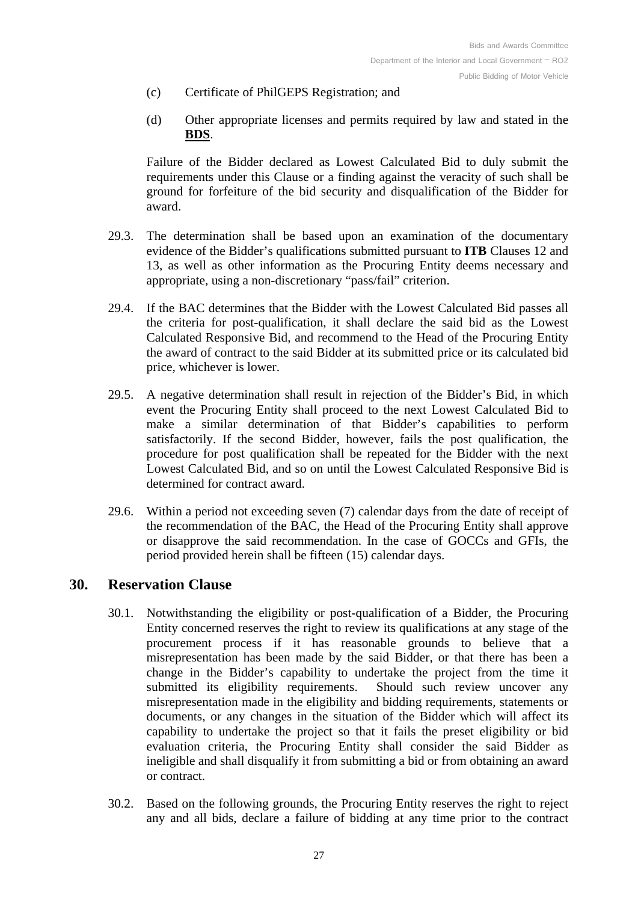(c) Certificate of PhilGEPS Registration; and

(d) Other appropriate licenses and permits required by law and stated in the **BDS**.

Failure of the Bidder declared as Lowest Calculated Bid to duly submit the requirements under this Clause or a finding against the veracity of such shall be ground for forfeiture of the bid security and disqualification of the Bidder for award.

29.3. The determination shall be based upon an examination of the documentary evidence of the Bidder's qualifications submitted pursuant to **ITB** Clauses 12 and 13, as well as other information as the Procuring Entity deems necessary and appropriate, using a non-discretionary "pass/fail" criterion.

29.4. If the BAC determines that the Bidder with the Lowest Calculated Bid passes all the criteria for post-qualification, it shall declare the said bid as the Lowest Calculated Responsive Bid, and recommend to the Head of the Procuring Entity the award of contract to the said Bidder at its submitted price or its calculated bid price, whichever is lower.

29.5. A negative determination shall result in rejection of the Bidder's Bid, in which event the Procuring Entity shall proceed to the next Lowest Calculated Bid to make a similar determination of that Bidder's capabilities to perform satisfactorily. If the second Bidder, however, fails the post qualification, the procedure for post qualification shall be repeated for the Bidder with the next Lowest Calculated Bid, and so on until the Lowest Calculated Responsive Bid is determined for contract award.

29.6. Within a period not exceeding seven (7) calendar days from the date of receipt of the recommendation of the BAC, the Head of the Procuring Entity shall approve or disapprove the said recommendation. In the case of GOCCs and GFIs, the period provided herein shall be fifteen (15) calendar days.

## 30. Reservation Clause

30.1. Notwithstanding the eligibility or post-qualification of a Bidder, the Procuring Entity concerned reserves the right to review its qualifications at any stage of the procurement process if it has reasonable grounds to believe that a misrepresentation has been made by the said Bidder, or that there has been a change in the Bidder's capability to undertake the project from the time it submitted its eligibility requirements. Should such review uncover any misrepresentation made in the eligibility and bidding requirements, statements or documents, or any changes in the situation of the Bidder which will affect its capability to undertake the project so that it fails the preset eligibility or bid evaluation criteria, the Procuring Entity shall consider the said Bidder as ineligible and shall disqualify it from submitting a bid or from obtaining an award or contract.

30.2. Based on the following grounds, the Procuring Entity reserves the right to reject any and all bids, declare a failure of bidding at any time prior to the contract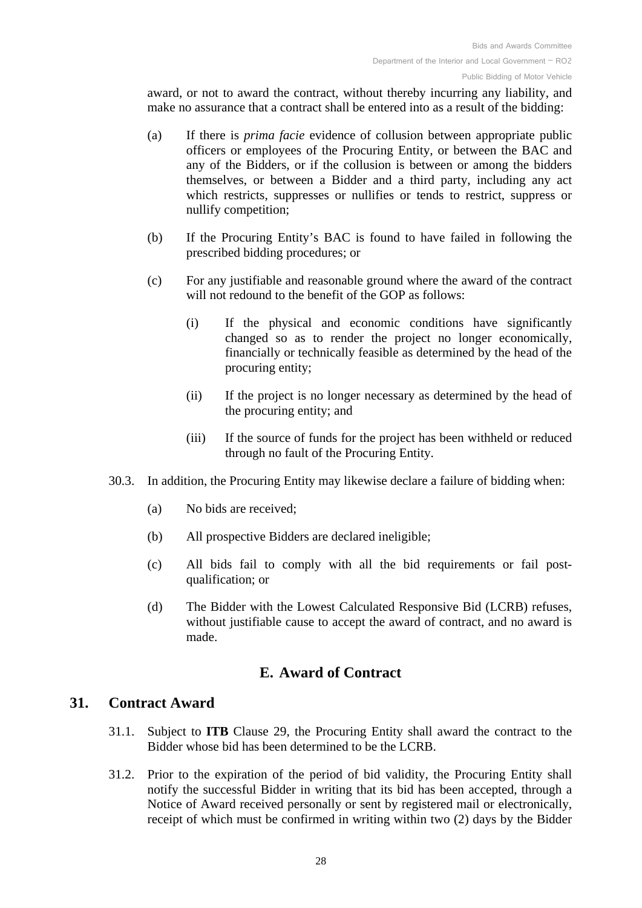award, or not to award the contract, without thereby incurring any liability, and make no assurance that a contract shall be entered into as a result of the bidding:

(a) If there is *prima facie* evidence of collusion between appropriate public officers or employees of the Procuring Entity, or between the BAC and any of the Bidders, or if the collusion is between or among the bidders themselves, or between a Bidder and a third party, including any act which restricts, suppresses or nullifies or tends to restrict, suppress or nullify competition;

(b) If the Procuring Entity's BAC is found to have failed in following the prescribed bidding procedures; or

(c) For any justifiable and reasonable ground where the award of the contract will not redound to the benefit of the GOP as follows:

   (i) If the physical and economic conditions have significantly changed so as to render the project no longer economically, financially or technically feasible as determined by the head of the procuring entity;

   (ii) If the project is no longer necessary as determined by the head of the procuring entity; and

   (iii) If the source of funds for the project has been withheld or reduced through no fault of the Procuring Entity.

30.3. In addition, the Procuring Entity may likewise declare a failure of bidding when:

(a) No bids are received;

(b) All prospective Bidders are declared ineligible;

(c) All bids fail to comply with all the bid requirements or fail post-qualification; or

(d) The Bidder with the Lowest Calculated Responsive Bid (LCRB) refuses, without justifiable cause to accept the award of contract, and no award is made.

## E. Award of Contract

## 31. Contract Award

31.1. Subject to **ITB** Clause 29, the Procuring Entity shall award the contract to the Bidder whose bid has been determined to be the LCRB.

31.2. Prior to the expiration of the period of bid validity, the Procuring Entity shall notify the successful Bidder in writing that its bid has been accepted, through a Notice of Award received personally or sent by registered mail or electronically, receipt of which must be confirmed in writing within two (2) days by the Bidder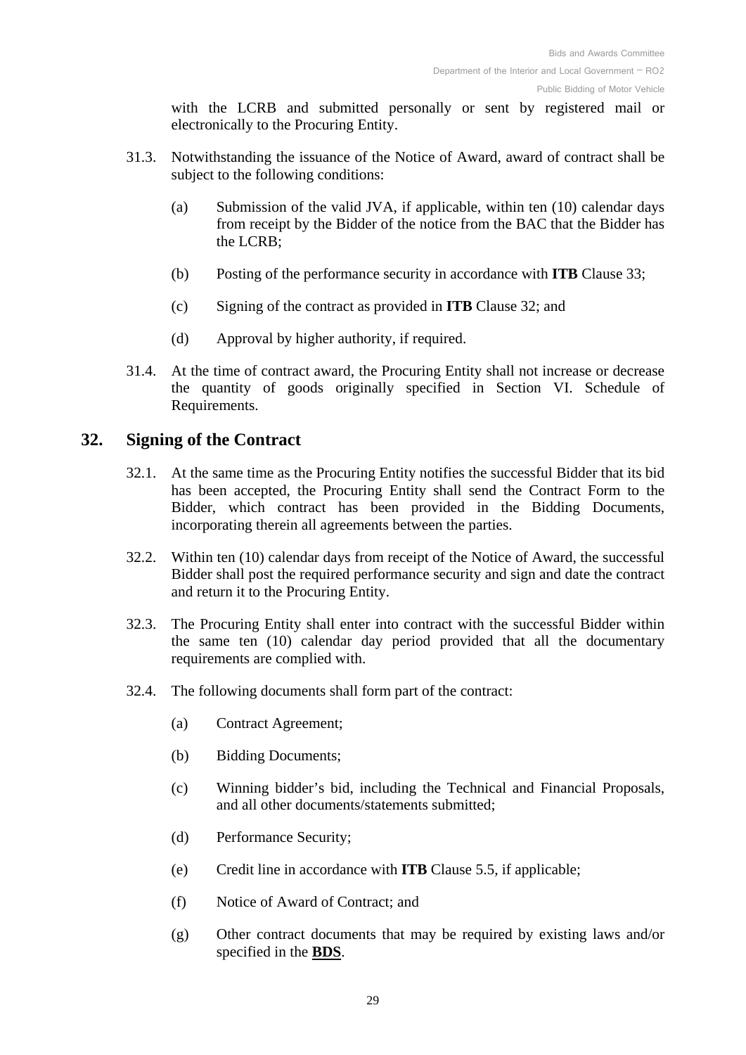with the LCRB and submitted personally or sent by registered mail or electronically to the Procuring Entity.

31.3. Notwithstanding the issuance of the Notice of Award, award of contract shall be subject to the following conditions:

(a) Submission of the valid JVA, if applicable, within ten (10) calendar days from receipt by the Bidder of the notice from the BAC that the Bidder has the LCRB;

(b) Posting of the performance security in accordance with **ITB** Clause 33;

(c) Signing of the contract as provided in **ITB** Clause 32; and

(d) Approval by higher authority, if required.

31.4. At the time of contract award, the Procuring Entity shall not increase or decrease the quantity of goods originally specified in Section VI. Schedule of Requirements.

## 32. Signing of the Contract

32.1. At the same time as the Procuring Entity notifies the successful Bidder that its bid has been accepted, the Procuring Entity shall send the Contract Form to the Bidder, which contract has been provided in the Bidding Documents, incorporating therein all agreements between the parties.

32.2. Within ten (10) calendar days from receipt of the Notice of Award, the successful Bidder shall post the required performance security and sign and date the contract and return it to the Procuring Entity.

32.3. The Procuring Entity shall enter into contract with the successful Bidder within the same ten (10) calendar day period provided that all the documentary requirements are complied with.

32.4. The following documents shall form part of the contract:

(a) Contract Agreement;

(b) Bidding Documents;

(c) Winning bidder's bid, including the Technical and Financial Proposals, and all other documents/statements submitted;

(d) Performance Security;

(e) Credit line in accordance with **ITB** Clause 5.5, if applicable;

(f) Notice of Award of Contract; and

(g) Other contract documents that may be required by existing laws and/or specified in the **BDS**.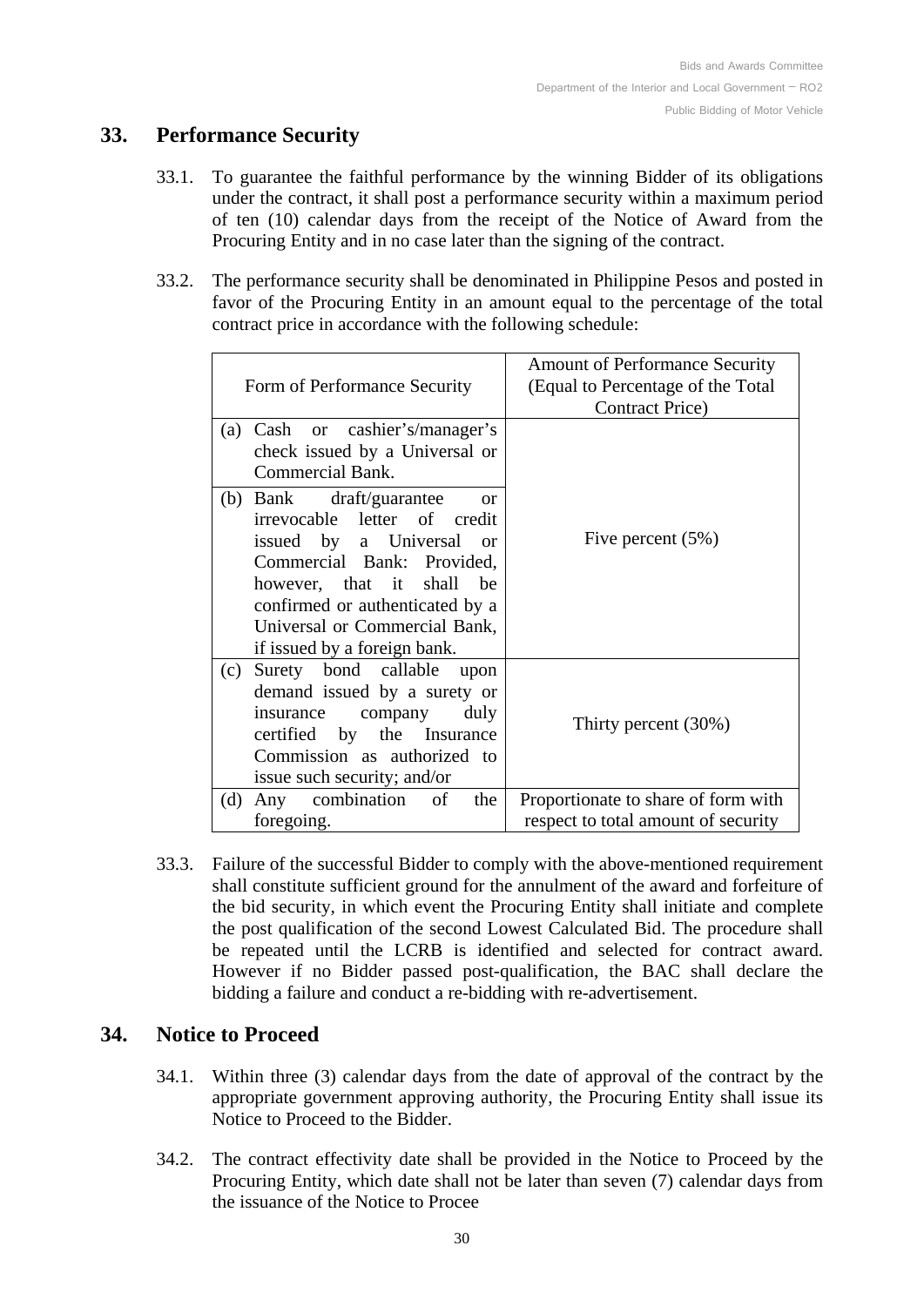## 33. Performance Security

33.1. To guarantee the faithful performance by the winning Bidder of its obligations under the contract, it shall post a performance security within a maximum period of ten (10) calendar days from the receipt of the Notice of Award from the Procuring Entity and in no case later than the signing of the contract.

33.2. The performance security shall be denominated in Philippine Pesos and posted in favor of the Procuring Entity in an amount equal to the percentage of the total contract price in accordance with the following schedule:

| Form of Performance Security | Amount of Performance Security (Equal to Percentage of the Total Contract Price) |
|---|---|
| (a) Cash or cashier's/manager's check issued by a Universal or Commercial Bank. | Five percent (5%) |
| (b) Bank draft/guarantee or irrevocable letter of credit issued by a Universal or Commercial Bank: Provided, however, that it shall be confirmed or authenticated by a Universal or Commercial Bank, if issued by a foreign bank. | |
| (c) Surety bond callable upon demand issued by a surety or insurance company duly certified by the Insurance Commission as authorized to issue such security; and/or | Thirty percent (30%) |
| (d) Any combination of the foregoing. | Proportionate to share of form with respect to total amount of security |

33.3. Failure of the successful Bidder to comply with the above-mentioned requirement shall constitute sufficient ground for the annulment of the award and forfeiture of the bid security, in which event the Procuring Entity shall initiate and complete the post qualification of the second Lowest Calculated Bid. The procedure shall be repeated until the LCRB is identified and selected for contract award. However if no Bidder passed post-qualification, the BAC shall declare the bidding a failure and conduct a re-bidding with re-advertisement.

## 34. Notice to Proceed

34.1. Within three (3) calendar days from the date of approval of the contract by the appropriate government approving authority, the Procuring Entity shall issue its Notice to Proceed to the Bidder.

34.2. The contract effectivity date shall be provided in the Notice to Proceed by the Procuring Entity, which date shall not be later than seven (7) calendar days from the issuance of the Notice to Procee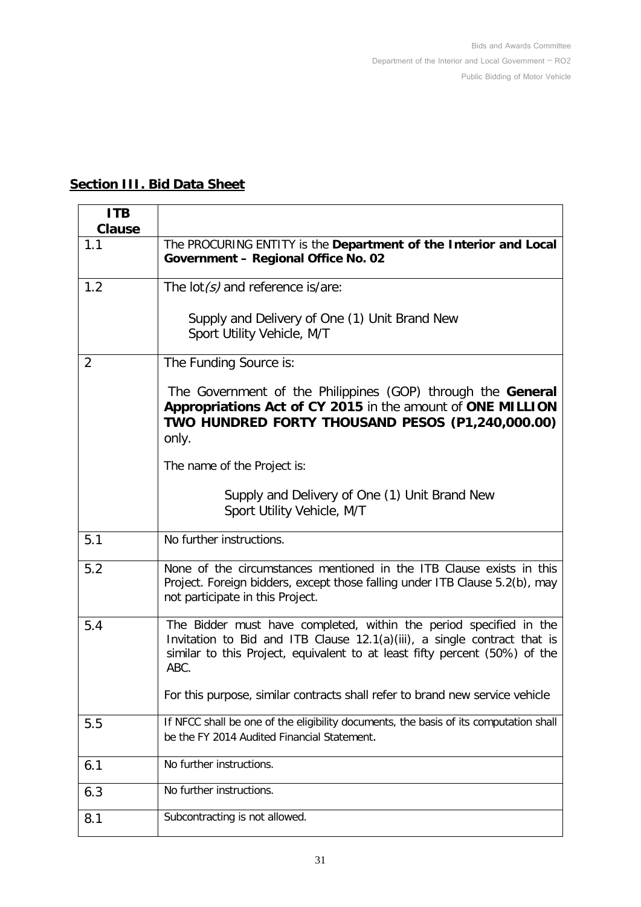## Section III. Bid Data Sheet

| ITB Clause | |
|---|---|
| 1.1 | The PROCURING ENTITY is the **Department of the Interior and Local Government – Regional Office No. 02** |
| 1.2 | The lot*(s)* and reference is/are:<br><br>Supply and Delivery of One (1) Unit Brand New Sport Utility Vehicle, M/T |
| 2 | The Funding Source is:<br><br>The Government of the Philippines (GOP) through the **General Appropriations Act of CY 2015** in the amount of **ONE MILLION TWO HUNDRED FORTY THOUSAND PESOS (P1,240,000.00)** only.<br><br>The name of the Project is:<br><br>Supply and Delivery of One (1) Unit Brand New Sport Utility Vehicle, M/T |
| 5.1 | No further instructions. |
| 5.2 | None of the circumstances mentioned in the ITB Clause exists in this Project. Foreign bidders, except those falling under ITB Clause 5.2(b), may not participate in this Project. |
| 5.4 | The Bidder must have completed, within the period specified in the Invitation to Bid and ITB Clause 12.1(a)(iii), a single contract that is similar to this Project, equivalent to at least fifty percent (50%) of the ABC.<br><br>For this purpose, similar contracts shall refer to brand new service vehicle |
| 5.5 | If NFCC shall be one of the eligibility documents, the basis of its computation shall be the FY 2014 Audited Financial Statement. |
| 6.1 | No further instructions. |
| 6.3 | No further instructions. |
| 8.1 | Subcontracting is not allowed. |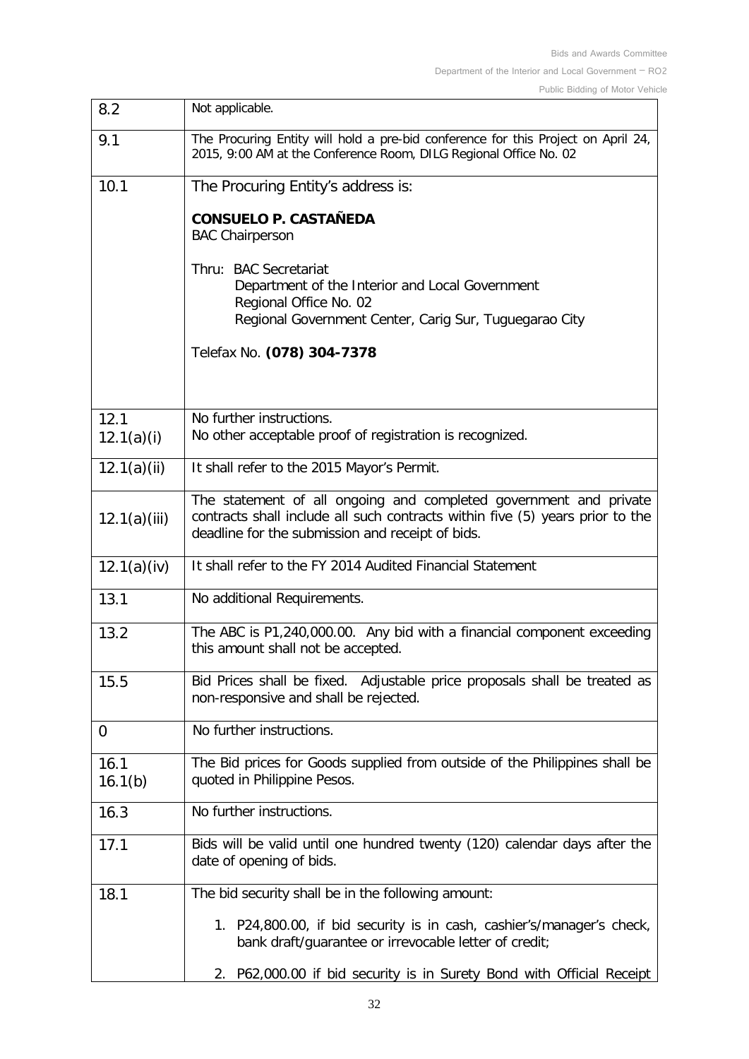| | |
|---|---|
| 8.2 | Not applicable. |
| 9.1 | The Procuring Entity will hold a pre-bid conference for this Project on April 24, 2015, 9:00 AM at the Conference Room, DILG Regional Office No. 02 |
| 10.1 | The Procuring Entity's address is:<br><br>**CONSUELO P. CASTAÑEDA**<br>BAC Chairperson<br><br>Thru: BAC Secretariat<br>Department of the Interior and Local Government<br>Regional Office No. 02<br>Regional Government Center, Carig Sur, Tuguegarao City<br><br>Telefax No. **(078) 304-7378** |
| 12.1<br>12.1(a)(i) | No further instructions.<br>No other acceptable proof of registration is recognized. |
| 12.1(a)(ii) | It shall refer to the 2015 Mayor's Permit. |
| 12.1(a)(iii) | The statement of all ongoing and completed government and private contracts shall include all such contracts within five (5) years prior to the deadline for the submission and receipt of bids. |
| 12.1(a)(iv) | It shall refer to the FY 2014 Audited Financial Statement |
| 13.1 | No additional Requirements. |
| 13.2 | The ABC is P1,240,000.00. Any bid with a financial component exceeding this amount shall not be accepted. |
| 15.5 | Bid Prices shall be fixed. Adjustable price proposals shall be treated as non-responsive and shall be rejected. |
| 0 | No further instructions. |
| 16.1<br>16.1(b) | The Bid prices for Goods supplied from outside of the Philippines shall be quoted in Philippine Pesos. |
| 16.3 | No further instructions. |
| 17.1 | Bids will be valid until one hundred twenty (120) calendar days after the date of opening of bids. |
| 18.1 | The bid security shall be in the following amount:<br><br>1. P24,800.00, if bid security is in cash, cashier's/manager's check, bank draft/guarantee or irrevocable letter of credit;<br><br>2. P62,000.00 if bid security is in Surety Bond with Official Receipt |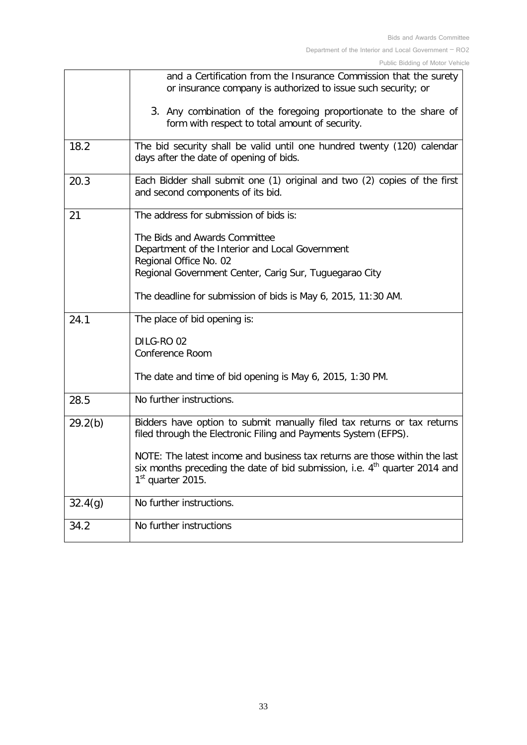| | |
|---|---|
| | and a Certification from the Insurance Commission that the surety or insurance company is authorized to issue such security; or<br><br>3. Any combination of the foregoing proportionate to the share of form with respect to total amount of security. |
| 18.2 | The bid security shall be valid until one hundred twenty (120) calendar days after the date of opening of bids. |
| 20.3 | Each Bidder shall submit one (1) original and two (2) copies of the first and second components of its bid. |
| 21 | The address for submission of bids is:<br><br>The Bids and Awards Committee<br>Department of the Interior and Local Government<br>Regional Office No. 02<br>Regional Government Center, Carig Sur, Tuguegarao City<br><br>The deadline for submission of bids is May 6, 2015, 11:30 AM. |
| 24.1 | The place of bid opening is:<br><br>DILG-RO 02<br>Conference Room<br><br>The date and time of bid opening is May 6, 2015, 1:30 PM. |
| 28.5 | No further instructions. |
| 29.2(b) | Bidders have option to submit manually filed tax returns or tax returns filed through the Electronic Filing and Payments System (EFPS).<br><br>NOTE: The latest income and business tax returns are those within the last six months preceding the date of bid submission, i.e. 4th quarter 2014 and 1st quarter 2015. |
| 32.4(g) | No further instructions. |
| 34.2 | No further instructions |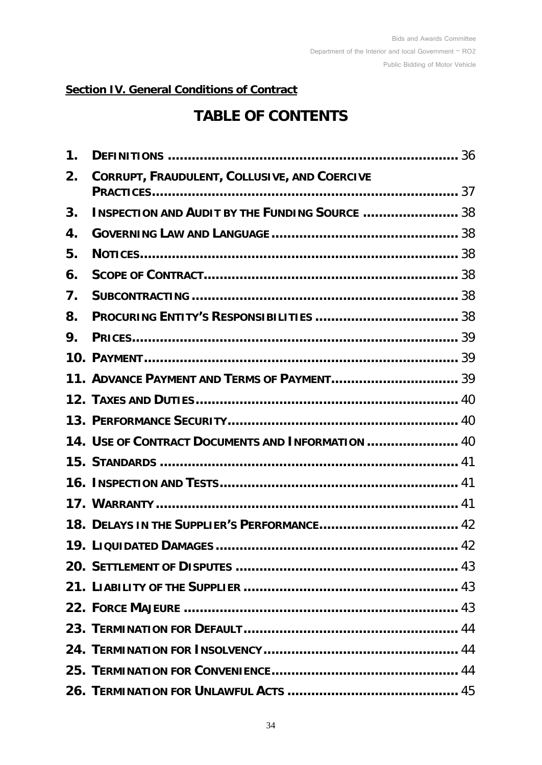**Section IV. General Conditions of Contract**

# TABLE OF CONTENTS

1. **DEFINITIONS** ........................................................................ 36
2. **CORRUPT, FRAUDULENT, COLLUSIVE, AND COERCIVE PRACTICES** ........................................................................ 37
3. **INSPECTION AND AUDIT BY THE FUNDING SOURCE** ........................ 38
4. **GOVERNING LAW AND LANGUAGE** .............................................. 38
5. **NOTICES** ........................................................................ 38
6. **SCOPE OF CONTRACT** ............................................................... 38
7. **SUBCONTRACTING** .................................................................. 38
8. **PROCURING ENTITY'S RESPONSIBILITIES** .................................... 38
9. **PRICES** ........................................................................ 39
10. **PAYMENT** ........................................................................ 39
11. **ADVANCE PAYMENT AND TERMS OF PAYMENT** ............................... 39
12. **TAXES AND DUTIES** ................................................................. 40
13. **PERFORMANCE SECURITY** ......................................................... 40
14. **USE OF CONTRACT DOCUMENTS AND INFORMATION** ....................... 40
15. **STANDARDS** ........................................................................ 41
16. **INSPECTION AND TESTS** ........................................................... 41
17. **WARRANTY** ........................................................................ 41
18. **DELAYS IN THE SUPPLIER'S PERFORMANCE** .................................. 42
19. **LIQUIDATED DAMAGES** ............................................................ 42
20. **SETTLEMENT OF DISPUTES** ....................................................... 43
21. **LIABILITY OF THE SUPPLIER** ..................................................... 43
22. **FORCE MAJEURE** .................................................................... 43
23. **TERMINATION FOR DEFAULT** ...................................................... 44
24. **TERMINATION FOR INSOLVENCY** ................................................. 44
25. **TERMINATION FOR CONVENIENCE** ............................................... 44
26. **TERMINATION FOR UNLAWFUL ACTS** .......................................... 45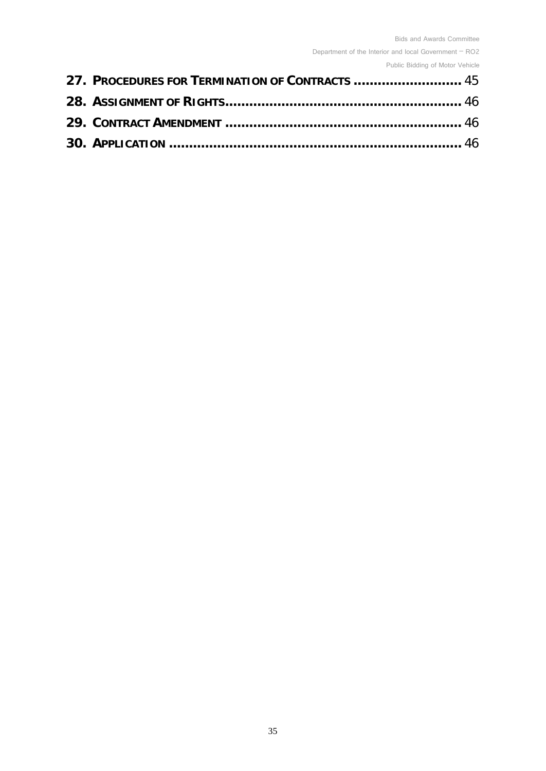**27. PROCEDURES FOR TERMINATION OF CONTRACTS ........................... 45**

**28. ASSIGNMENT OF RIGHTS......................................................... 46**

**29. CONTRACT AMENDMENT ......................................................... 46**

**30. APPLICATION ....................................................................... 46**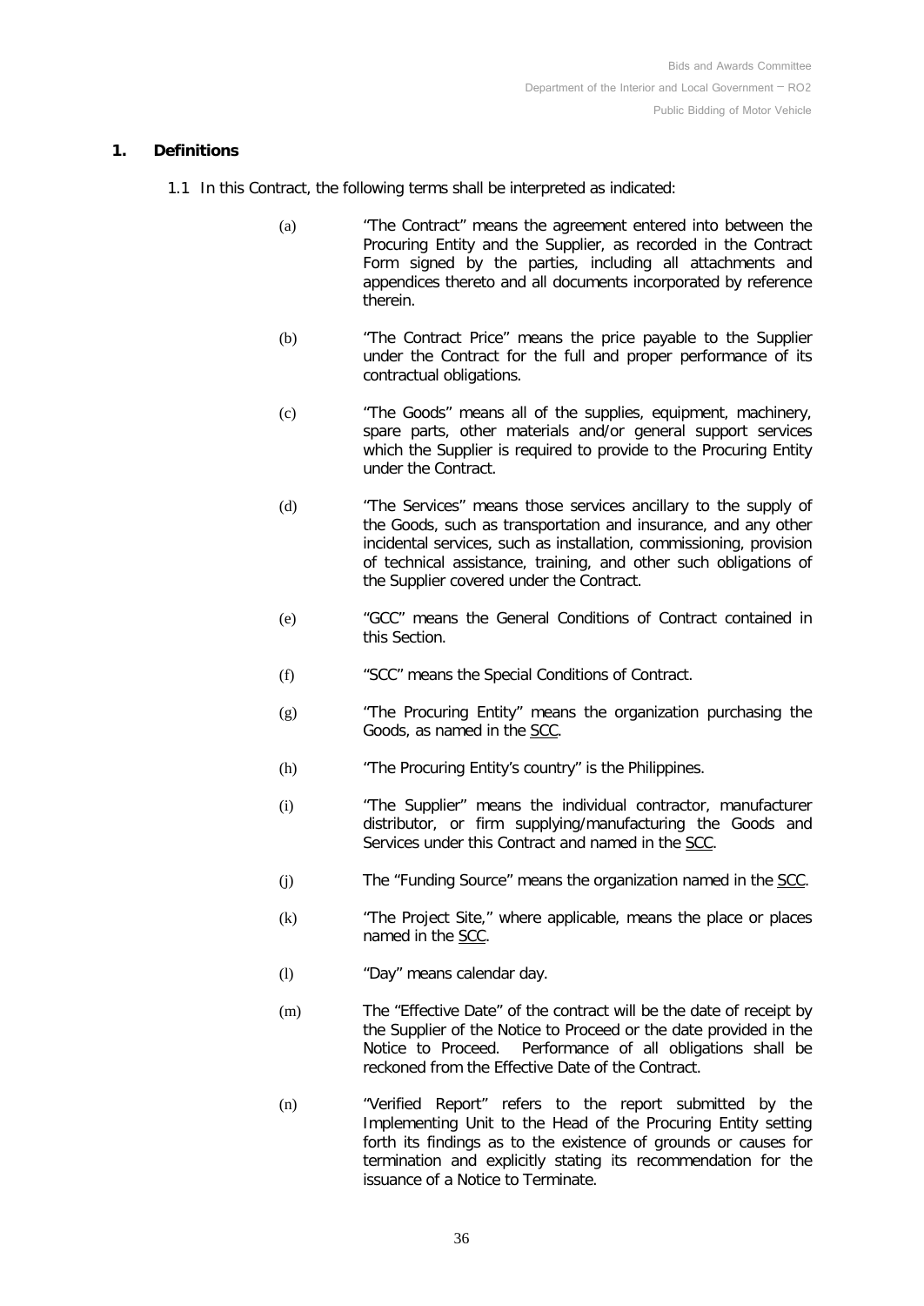## 1. Definitions

1.1 In this Contract, the following terms shall be interpreted as indicated:

(a) "The Contract" means the agreement entered into between the Procuring Entity and the Supplier, as recorded in the Contract Form signed by the parties, including all attachments and appendices thereto and all documents incorporated by reference therein.

(b) "The Contract Price" means the price payable to the Supplier under the Contract for the full and proper performance of its contractual obligations.

(c) "The Goods" means all of the supplies, equipment, machinery, spare parts, other materials and/or general support services which the Supplier is required to provide to the Procuring Entity under the Contract.

(d) "The Services" means those services ancillary to the supply of the Goods, such as transportation and insurance, and any other incidental services, such as installation, commissioning, provision of technical assistance, training, and other such obligations of the Supplier covered under the Contract.

(e) "GCC" means the General Conditions of Contract contained in this Section.

(f) "SCC" means the Special Conditions of Contract.

(g) "The Procuring Entity" means the organization purchasing the Goods, as named in the SCC.

(h) "The Procuring Entity's country" is the Philippines.

(i) "The Supplier" means the individual contractor, manufacturer distributor, or firm supplying/manufacturing the Goods and Services under this Contract and named in the SCC.

(j) The "Funding Source" means the organization named in the SCC.

(k) "The Project Site," where applicable, means the place or places named in the SCC.

(l) "Day" means calendar day.

(m) The "Effective Date" of the contract will be the date of receipt by the Supplier of the Notice to Proceed or the date provided in the Notice to Proceed. Performance of all obligations shall be reckoned from the Effective Date of the Contract.

(n) "Verified Report" refers to the report submitted by the Implementing Unit to the Head of the Procuring Entity setting forth its findings as to the existence of grounds or causes for termination and explicitly stating its recommendation for the issuance of a Notice to Terminate.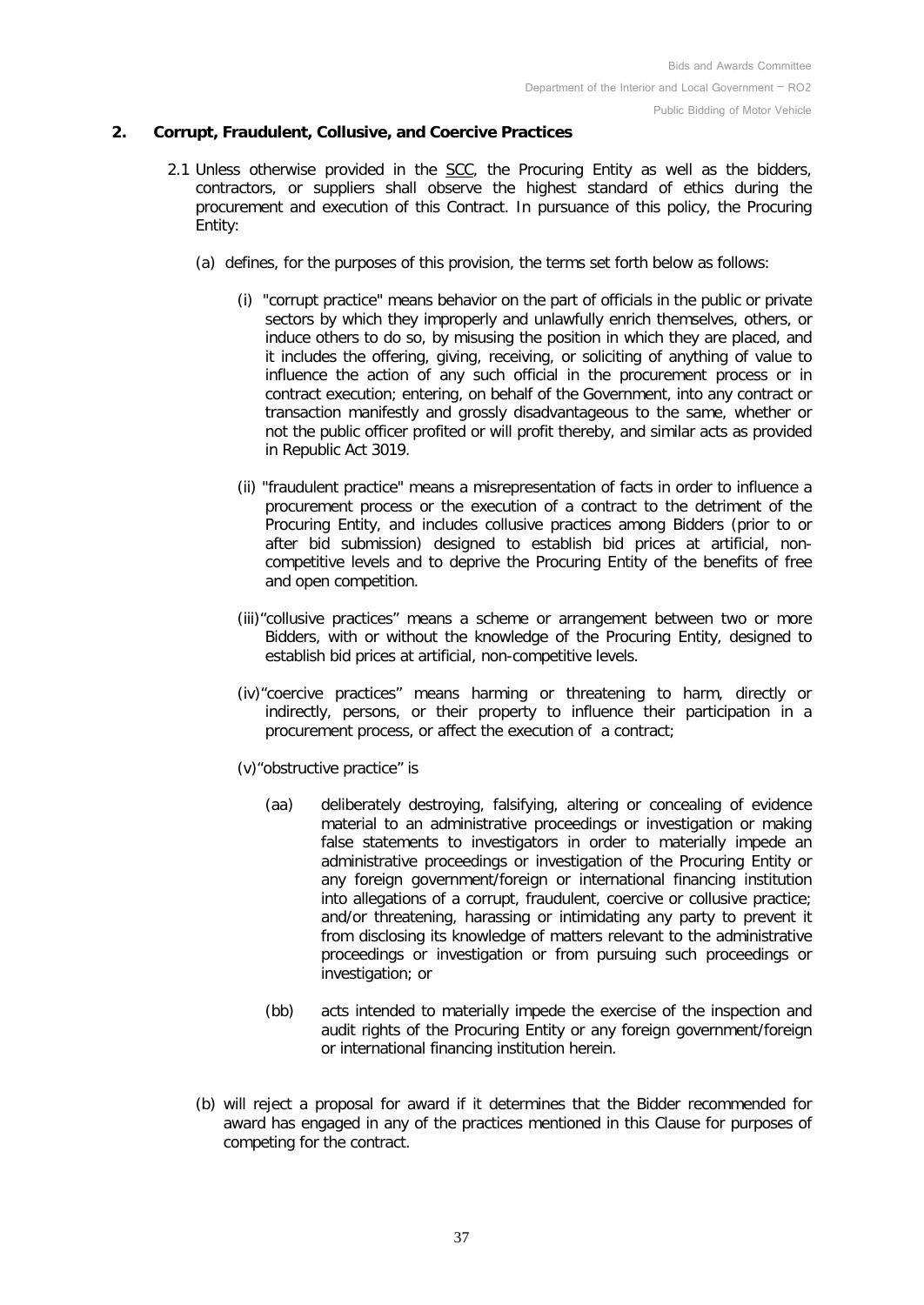## 2. Corrupt, Fraudulent, Collusive, and Coercive Practices

2.1 Unless otherwise provided in the SCC, the Procuring Entity as well as the bidders, contractors, or suppliers shall observe the highest standard of ethics during the procurement and execution of this Contract. In pursuance of this policy, the Procuring Entity:

(a) defines, for the purposes of this provision, the terms set forth below as follows:

(i) "corrupt practice" means behavior on the part of officials in the public or private sectors by which they improperly and unlawfully enrich themselves, others, or induce others to do so, by misusing the position in which they are placed, and it includes the offering, giving, receiving, or soliciting of anything of value to influence the action of any such official in the procurement process or in contract execution; entering, on behalf of the Government, into any contract or transaction manifestly and grossly disadvantageous to the same, whether or not the public officer profited or will profit thereby, and similar acts as provided in Republic Act 3019.

(ii) "fraudulent practice" means a misrepresentation of facts in order to influence a procurement process or the execution of a contract to the detriment of the Procuring Entity, and includes collusive practices among Bidders (prior to or after bid submission) designed to establish bid prices at artificial, non-competitive levels and to deprive the Procuring Entity of the benefits of free and open competition.

(iii) "collusive practices" means a scheme or arrangement between two or more Bidders, with or without the knowledge of the Procuring Entity, designed to establish bid prices at artificial, non-competitive levels.

(iv) "coercive practices" means harming or threatening to harm, directly or indirectly, persons, or their property to influence their participation in a procurement process, or affect the execution of a contract;

(v) "obstructive practice" is

(aa) deliberately destroying, falsifying, altering or concealing of evidence material to an administrative proceedings or investigation or making false statements to investigators in order to materially impede an administrative proceedings or investigation of the Procuring Entity or any foreign government/foreign or international financing institution into allegations of a corrupt, fraudulent, coercive or collusive practice; and/or threatening, harassing or intimidating any party to prevent it from disclosing its knowledge of matters relevant to the administrative proceedings or investigation or from pursuing such proceedings or investigation; or

(bb) acts intended to materially impede the exercise of the inspection and audit rights of the Procuring Entity or any foreign government/foreign or international financing institution herein.

(b) will reject a proposal for award if it determines that the Bidder recommended for award has engaged in any of the practices mentioned in this Clause for purposes of competing for the contract.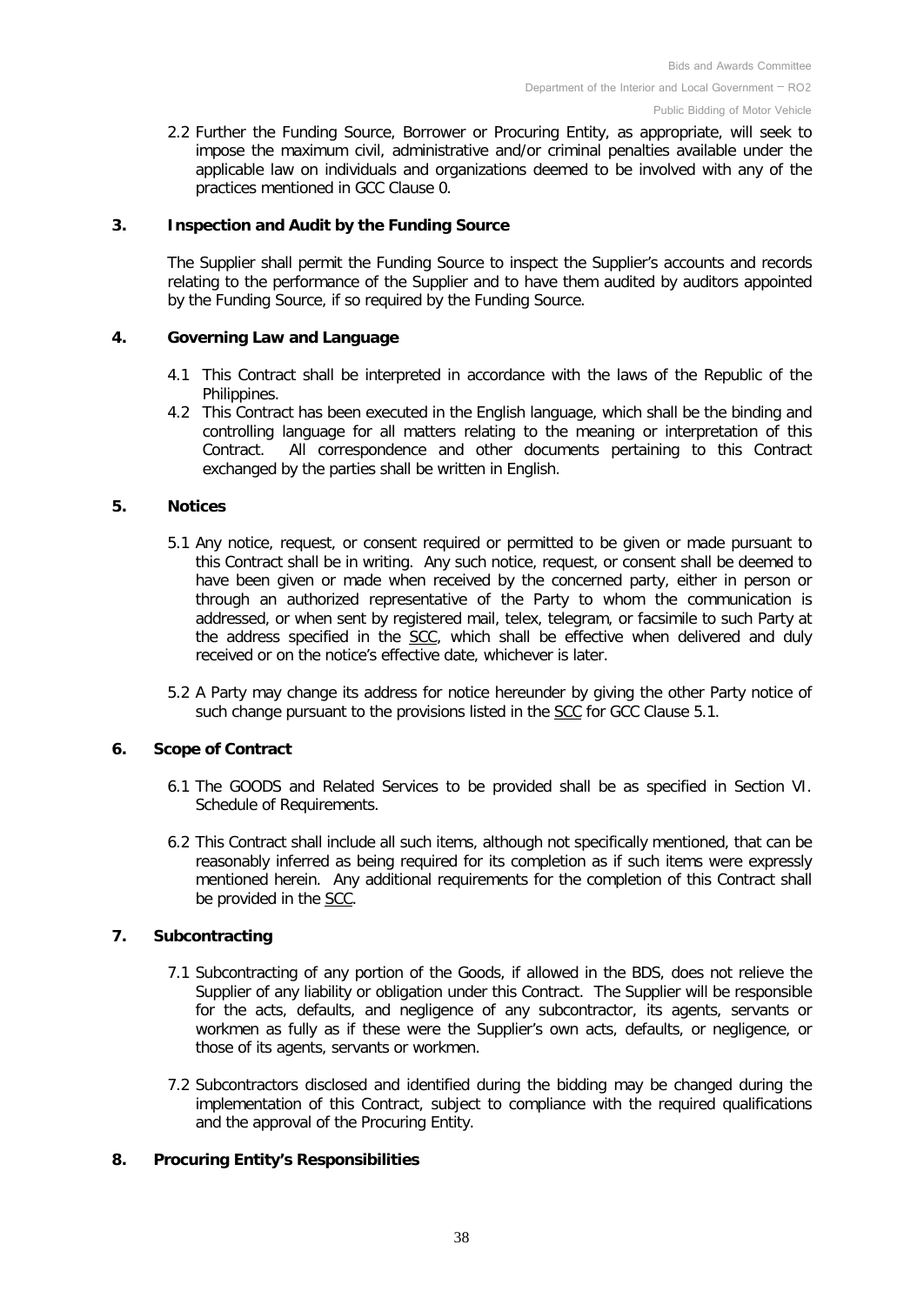2.2 Further the Funding Source, Borrower or Procuring Entity, as appropriate, will seek to impose the maximum civil, administrative and/or criminal penalties available under the applicable law on individuals and organizations deemed to be involved with any of the practices mentioned in GCC Clause 0.

## 3. Inspection and Audit by the Funding Source

The Supplier shall permit the Funding Source to inspect the Supplier's accounts and records relating to the performance of the Supplier and to have them audited by auditors appointed by the Funding Source, if so required by the Funding Source.

## 4. Governing Law and Language

4.1 This Contract shall be interpreted in accordance with the laws of the Republic of the Philippines.

4.2 This Contract has been executed in the English language, which shall be the binding and controlling language for all matters relating to the meaning or interpretation of this Contract. All correspondence and other documents pertaining to this Contract exchanged by the parties shall be written in English.

## 5. Notices

5.1 Any notice, request, or consent required or permitted to be given or made pursuant to this Contract shall be in writing. Any such notice, request, or consent shall be deemed to have been given or made when received by the concerned party, either in person or through an authorized representative of the Party to whom the communication is addressed, or when sent by registered mail, telex, telegram, or facsimile to such Party at the address specified in the SCC, which shall be effective when delivered and duly received or on the notice's effective date, whichever is later.

5.2 A Party may change its address for notice hereunder by giving the other Party notice of such change pursuant to the provisions listed in the SCC for GCC Clause 5.1.

## 6. Scope of Contract

6.1 The GOODS and Related Services to be provided shall be as specified in Section VI. Schedule of Requirements.

6.2 This Contract shall include all such items, although not specifically mentioned, that can be reasonably inferred as being required for its completion as if such items were expressly mentioned herein. Any additional requirements for the completion of this Contract shall be provided in the SCC.

## 7. Subcontracting

7.1 Subcontracting of any portion of the Goods, if allowed in the BDS, does not relieve the Supplier of any liability or obligation under this Contract. The Supplier will be responsible for the acts, defaults, and negligence of any subcontractor, its agents, servants or workmen as fully as if these were the Supplier's own acts, defaults, or negligence, or those of its agents, servants or workmen.

7.2 Subcontractors disclosed and identified during the bidding may be changed during the implementation of this Contract, subject to compliance with the required qualifications and the approval of the Procuring Entity.

## 8. Procuring Entity's Responsibilities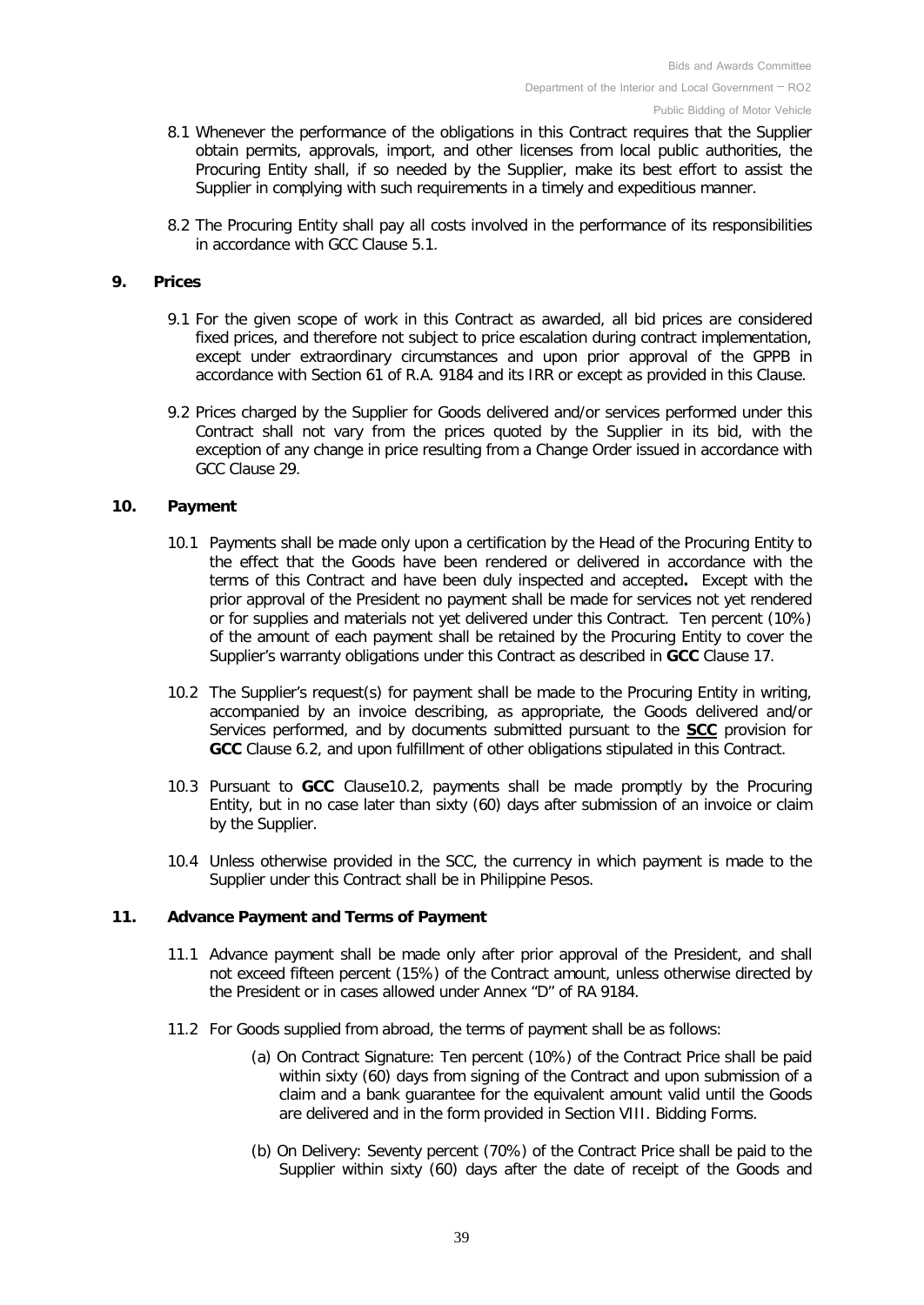8.1 Whenever the performance of the obligations in this Contract requires that the Supplier obtain permits, approvals, import, and other licenses from local public authorities, the Procuring Entity shall, if so needed by the Supplier, make its best effort to assist the Supplier in complying with such requirements in a timely and expeditious manner.

8.2 The Procuring Entity shall pay all costs involved in the performance of its responsibilities in accordance with GCC Clause 5.1.

## 9. Prices

9.1 For the given scope of work in this Contract as awarded, all bid prices are considered fixed prices, and therefore not subject to price escalation during contract implementation, except under extraordinary circumstances and upon prior approval of the GPPB in accordance with Section 61 of R.A. 9184 and its IRR or except as provided in this Clause.

9.2 Prices charged by the Supplier for Goods delivered and/or services performed under this Contract shall not vary from the prices quoted by the Supplier in its bid, with the exception of any change in price resulting from a Change Order issued in accordance with GCC Clause 29.

## 10. Payment

10.1 Payments shall be made only upon a certification by the Head of the Procuring Entity to the effect that the Goods have been rendered or delivered in accordance with the terms of this Contract and have been duly inspected and accepted**.** Except with the prior approval of the President no payment shall be made for services not yet rendered or for supplies and materials not yet delivered under this Contract. Ten percent (10%) of the amount of each payment shall be retained by the Procuring Entity to cover the Supplier's warranty obligations under this Contract as described in **GCC** Clause 17.

10.2 The Supplier's request(s) for payment shall be made to the Procuring Entity in writing, accompanied by an invoice describing, as appropriate, the Goods delivered and/or Services performed, and by documents submitted pursuant to the **SCC** provision for **GCC** Clause 6.2, and upon fulfillment of other obligations stipulated in this Contract.

10.3 Pursuant to **GCC** Clause10.2, payments shall be made promptly by the Procuring Entity, but in no case later than sixty (60) days after submission of an invoice or claim by the Supplier.

10.4 Unless otherwise provided in the SCC, the currency in which payment is made to the Supplier under this Contract shall be in Philippine Pesos.

## 11. Advance Payment and Terms of Payment

11.1 Advance payment shall be made only after prior approval of the President, and shall not exceed fifteen percent (15%) of the Contract amount, unless otherwise directed by the President or in cases allowed under Annex "D" of RA 9184.

11.2 For Goods supplied from abroad, the terms of payment shall be as follows:

(a) On Contract Signature: Ten percent (10%) of the Contract Price shall be paid within sixty (60) days from signing of the Contract and upon submission of a claim and a bank guarantee for the equivalent amount valid until the Goods are delivered and in the form provided in Section VIII. Bidding Forms.

(b) On Delivery: Seventy percent (70%) of the Contract Price shall be paid to the Supplier within sixty (60) days after the date of receipt of the Goods and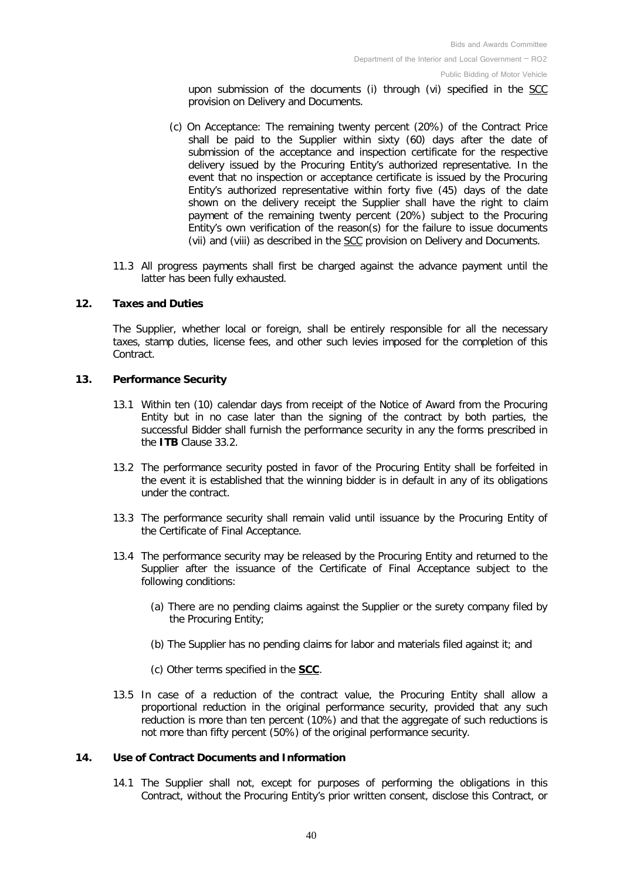upon submission of the documents (i) through (vi) specified in the SCC provision on Delivery and Documents.

(c) On Acceptance: The remaining twenty percent (20%) of the Contract Price shall be paid to the Supplier within sixty (60) days after the date of submission of the acceptance and inspection certificate for the respective delivery issued by the Procuring Entity's authorized representative. In the event that no inspection or acceptance certificate is issued by the Procuring Entity's authorized representative within forty five (45) days of the date shown on the delivery receipt the Supplier shall have the right to claim payment of the remaining twenty percent (20%) subject to the Procuring Entity's own verification of the reason(s) for the failure to issue documents (vii) and (viii) as described in the SCC provision on Delivery and Documents.

11.3 All progress payments shall first be charged against the advance payment until the latter has been fully exhausted.

## 12. Taxes and Duties

The Supplier, whether local or foreign, shall be entirely responsible for all the necessary taxes, stamp duties, license fees, and other such levies imposed for the completion of this Contract.

## 13. Performance Security

13.1 Within ten (10) calendar days from receipt of the Notice of Award from the Procuring Entity but in no case later than the signing of the contract by both parties, the successful Bidder shall furnish the performance security in any the forms prescribed in the **ITB** Clause 33.2.

13.2 The performance security posted in favor of the Procuring Entity shall be forfeited in the event it is established that the winning bidder is in default in any of its obligations under the contract.

13.3 The performance security shall remain valid until issuance by the Procuring Entity of the Certificate of Final Acceptance.

13.4 The performance security may be released by the Procuring Entity and returned to the Supplier after the issuance of the Certificate of Final Acceptance subject to the following conditions:

(a) There are no pending claims against the Supplier or the surety company filed by the Procuring Entity;

(b) The Supplier has no pending claims for labor and materials filed against it; and

(c) Other terms specified in the **SCC**.

13.5 In case of a reduction of the contract value, the Procuring Entity shall allow a proportional reduction in the original performance security, provided that any such reduction is more than ten percent (10%) and that the aggregate of such reductions is not more than fifty percent (50%) of the original performance security.

## 14. Use of Contract Documents and Information

14.1 The Supplier shall not, except for purposes of performing the obligations in this Contract, without the Procuring Entity's prior written consent, disclose this Contract, or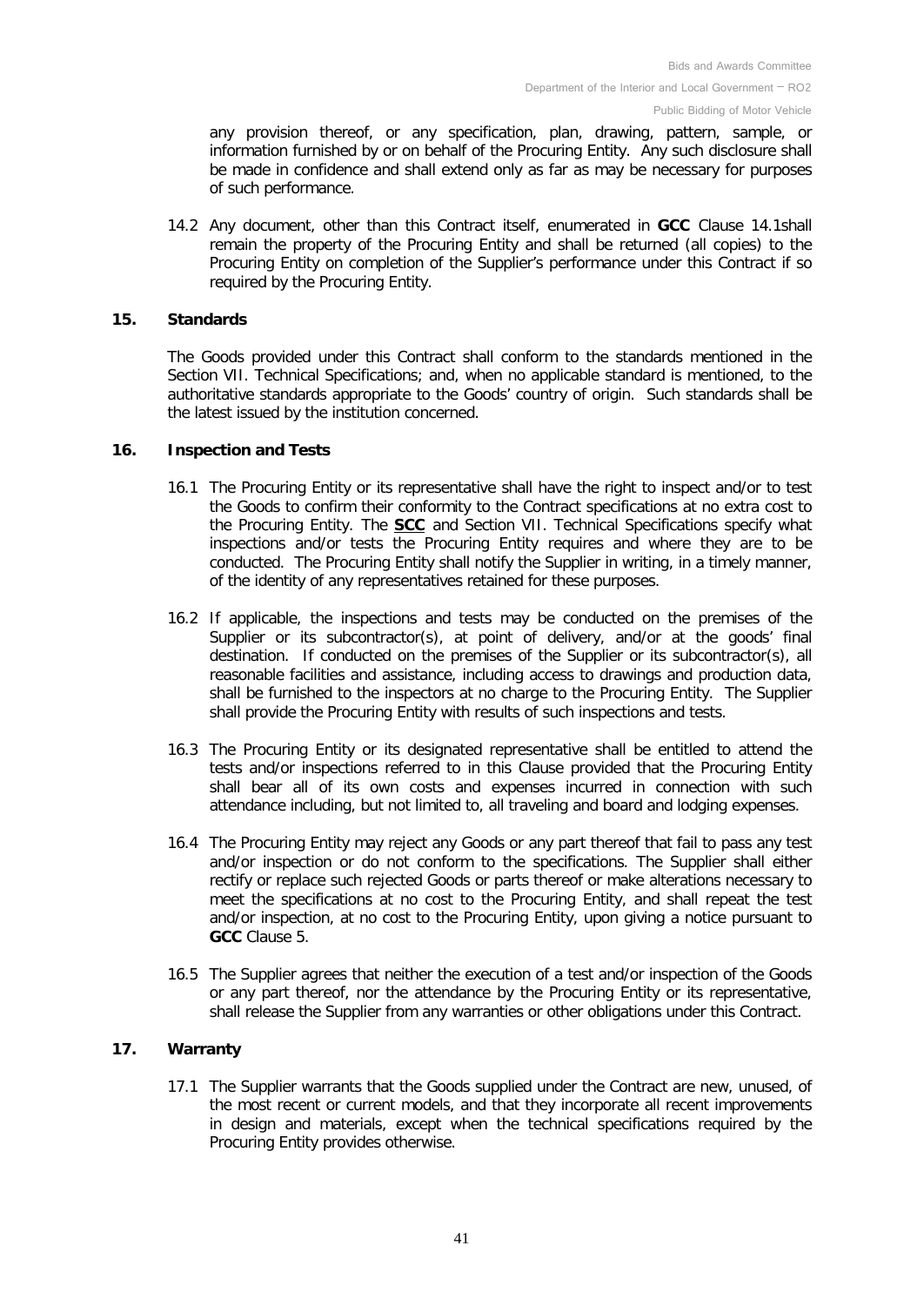any provision thereof, or any specification, plan, drawing, pattern, sample, or information furnished by or on behalf of the Procuring Entity. Any such disclosure shall be made in confidence and shall extend only as far as may be necessary for purposes of such performance.

14.2 Any document, other than this Contract itself, enumerated in **GCC** Clause 14.1shall remain the property of the Procuring Entity and shall be returned (all copies) to the Procuring Entity on completion of the Supplier's performance under this Contract if so required by the Procuring Entity.

## 15. Standards

The Goods provided under this Contract shall conform to the standards mentioned in the Section VII. Technical Specifications; and, when no applicable standard is mentioned, to the authoritative standards appropriate to the Goods' country of origin. Such standards shall be the latest issued by the institution concerned.

## 16. Inspection and Tests

16.1 The Procuring Entity or its representative shall have the right to inspect and/or to test the Goods to confirm their conformity to the Contract specifications at no extra cost to the Procuring Entity. The **SCC** and Section VII. Technical Specifications specify what inspections and/or tests the Procuring Entity requires and where they are to be conducted. The Procuring Entity shall notify the Supplier in writing, in a timely manner, of the identity of any representatives retained for these purposes.

16.2 If applicable, the inspections and tests may be conducted on the premises of the Supplier or its subcontractor(s), at point of delivery, and/or at the goods' final destination. If conducted on the premises of the Supplier or its subcontractor(s), all reasonable facilities and assistance, including access to drawings and production data, shall be furnished to the inspectors at no charge to the Procuring Entity. The Supplier shall provide the Procuring Entity with results of such inspections and tests.

16.3 The Procuring Entity or its designated representative shall be entitled to attend the tests and/or inspections referred to in this Clause provided that the Procuring Entity shall bear all of its own costs and expenses incurred in connection with such attendance including, but not limited to, all traveling and board and lodging expenses.

16.4 The Procuring Entity may reject any Goods or any part thereof that fail to pass any test and/or inspection or do not conform to the specifications. The Supplier shall either rectify or replace such rejected Goods or parts thereof or make alterations necessary to meet the specifications at no cost to the Procuring Entity, and shall repeat the test and/or inspection, at no cost to the Procuring Entity, upon giving a notice pursuant to **GCC** Clause 5.

16.5 The Supplier agrees that neither the execution of a test and/or inspection of the Goods or any part thereof, nor the attendance by the Procuring Entity or its representative, shall release the Supplier from any warranties or other obligations under this Contract.

## 17. Warranty

17.1 The Supplier warrants that the Goods supplied under the Contract are new, unused, of the most recent or current models, and that they incorporate all recent improvements in design and materials, except when the technical specifications required by the Procuring Entity provides otherwise.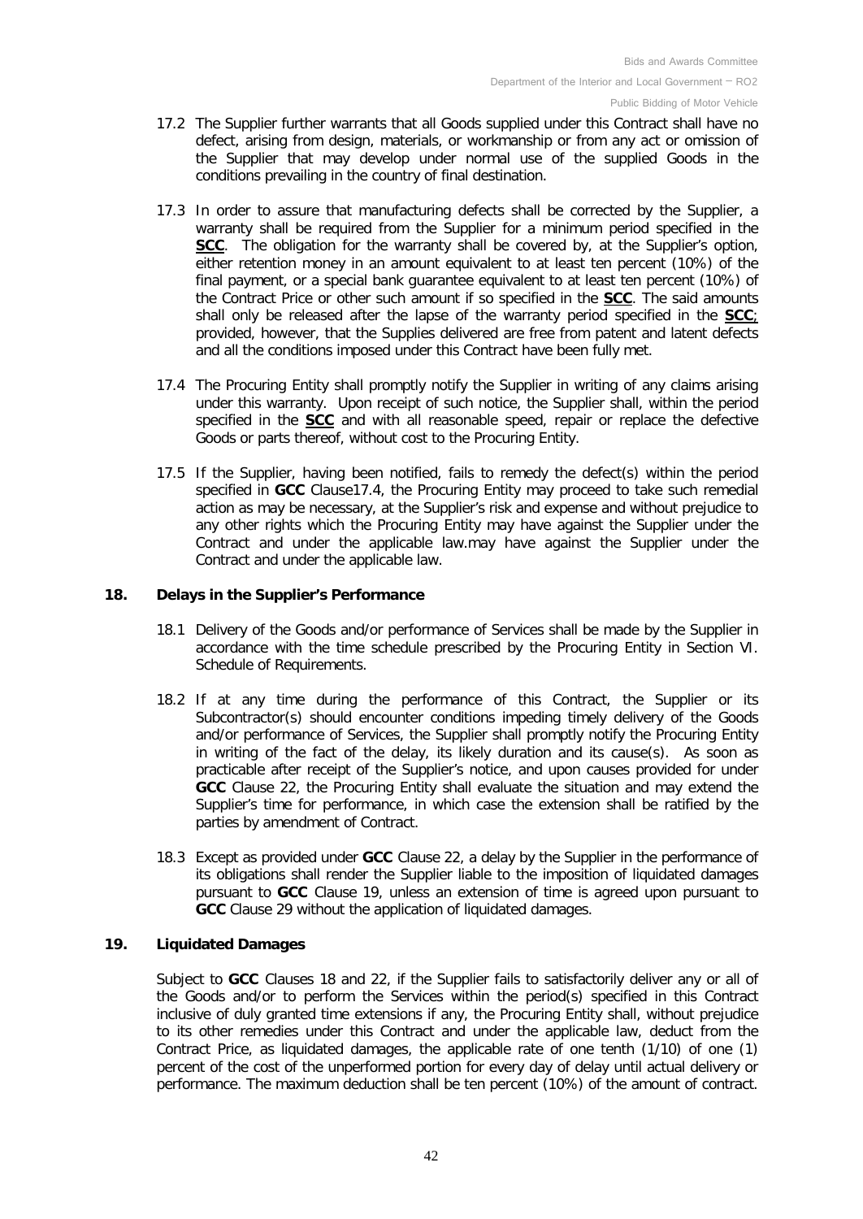17.2 The Supplier further warrants that all Goods supplied under this Contract shall have no defect, arising from design, materials, or workmanship or from any act or omission of the Supplier that may develop under normal use of the supplied Goods in the conditions prevailing in the country of final destination.

17.3 In order to assure that manufacturing defects shall be corrected by the Supplier, a warranty shall be required from the Supplier for a minimum period specified in the **SCC**. The obligation for the warranty shall be covered by, at the Supplier's option, either retention money in an amount equivalent to at least ten percent (10%) of the final payment, or a special bank guarantee equivalent to at least ten percent (10%) of the Contract Price or other such amount if so specified in the **SCC**. The said amounts shall only be released after the lapse of the warranty period specified in the **SCC**; provided, however, that the Supplies delivered are free from patent and latent defects and all the conditions imposed under this Contract have been fully met.

17.4 The Procuring Entity shall promptly notify the Supplier in writing of any claims arising under this warranty. Upon receipt of such notice, the Supplier shall, within the period specified in the **SCC** and with all reasonable speed, repair or replace the defective Goods or parts thereof, without cost to the Procuring Entity.

17.5 If the Supplier, having been notified, fails to remedy the defect(s) within the period specified in **GCC** Clause17.4, the Procuring Entity may proceed to take such remedial action as may be necessary, at the Supplier's risk and expense and without prejudice to any other rights which the Procuring Entity may have against the Supplier under the Contract and under the applicable law.may have against the Supplier under the Contract and under the applicable law.

## 18. Delays in the Supplier's Performance

18.1 Delivery of the Goods and/or performance of Services shall be made by the Supplier in accordance with the time schedule prescribed by the Procuring Entity in Section VI. Schedule of Requirements.

18.2 If at any time during the performance of this Contract, the Supplier or its Subcontractor(s) should encounter conditions impeding timely delivery of the Goods and/or performance of Services, the Supplier shall promptly notify the Procuring Entity in writing of the fact of the delay, its likely duration and its cause(s). As soon as practicable after receipt of the Supplier's notice, and upon causes provided for under **GCC** Clause 22, the Procuring Entity shall evaluate the situation and may extend the Supplier's time for performance, in which case the extension shall be ratified by the parties by amendment of Contract.

18.3 Except as provided under **GCC** Clause 22, a delay by the Supplier in the performance of its obligations shall render the Supplier liable to the imposition of liquidated damages pursuant to **GCC** Clause 19, unless an extension of time is agreed upon pursuant to **GCC** Clause 29 without the application of liquidated damages.

## 19. Liquidated Damages

Subject to **GCC** Clauses 18 and 22, if the Supplier fails to satisfactorily deliver any or all of the Goods and/or to perform the Services within the period(s) specified in this Contract inclusive of duly granted time extensions if any, the Procuring Entity shall, without prejudice to its other remedies under this Contract and under the applicable law, deduct from the Contract Price, as liquidated damages, the applicable rate of one tenth (1/10) of one (1) percent of the cost of the unperformed portion for every day of delay until actual delivery or performance. The maximum deduction shall be ten percent (10%) of the amount of contract.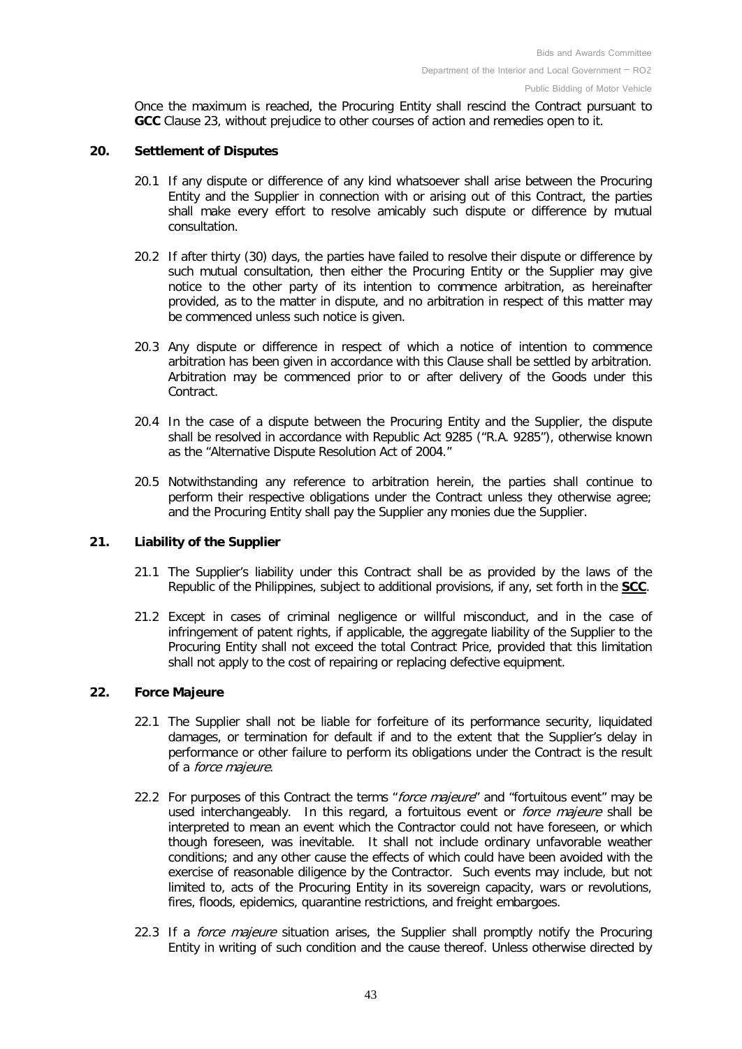Once the maximum is reached, the Procuring Entity shall rescind the Contract pursuant to **GCC** Clause 23, without prejudice to other courses of action and remedies open to it.

**20. Settlement of Disputes**

20.1 If any dispute or difference of any kind whatsoever shall arise between the Procuring Entity and the Supplier in connection with or arising out of this Contract, the parties shall make every effort to resolve amicably such dispute or difference by mutual consultation.

20.2 If after thirty (30) days, the parties have failed to resolve their dispute or difference by such mutual consultation, then either the Procuring Entity or the Supplier may give notice to the other party of its intention to commence arbitration, as hereinafter provided, as to the matter in dispute, and no arbitration in respect of this matter may be commenced unless such notice is given.

20.3 Any dispute or difference in respect of which a notice of intention to commence arbitration has been given in accordance with this Clause shall be settled by arbitration. Arbitration may be commenced prior to or after delivery of the Goods under this Contract.

20.4 In the case of a dispute between the Procuring Entity and the Supplier, the dispute shall be resolved in accordance with Republic Act 9285 ("R.A. 9285"), otherwise known as the "Alternative Dispute Resolution Act of 2004."

20.5 Notwithstanding any reference to arbitration herein, the parties shall continue to perform their respective obligations under the Contract unless they otherwise agree; and the Procuring Entity shall pay the Supplier any monies due the Supplier.

**21. Liability of the Supplier**

21.1 The Supplier's liability under this Contract shall be as provided by the laws of the Republic of the Philippines, subject to additional provisions, if any, set forth in the **SCC**.

21.2 Except in cases of criminal negligence or willful misconduct, and in the case of infringement of patent rights, if applicable, the aggregate liability of the Supplier to the Procuring Entity shall not exceed the total Contract Price, provided that this limitation shall not apply to the cost of repairing or replacing defective equipment.

**22. Force Majeure**

22.1 The Supplier shall not be liable for forfeiture of its performance security, liquidated damages, or termination for default if and to the extent that the Supplier's delay in performance or other failure to perform its obligations under the Contract is the result of a *force majeure*.

22.2 For purposes of this Contract the terms "*force majeure*" and "fortuitous event" may be used interchangeably. In this regard, a fortuitous event or *force majeure* shall be interpreted to mean an event which the Contractor could not have foreseen, or which though foreseen, was inevitable. It shall not include ordinary unfavorable weather conditions; and any other cause the effects of which could have been avoided with the exercise of reasonable diligence by the Contractor. Such events may include, but not limited to, acts of the Procuring Entity in its sovereign capacity, wars or revolutions, fires, floods, epidemics, quarantine restrictions, and freight embargoes.

22.3 If a *force majeure* situation arises, the Supplier shall promptly notify the Procuring Entity in writing of such condition and the cause thereof. Unless otherwise directed by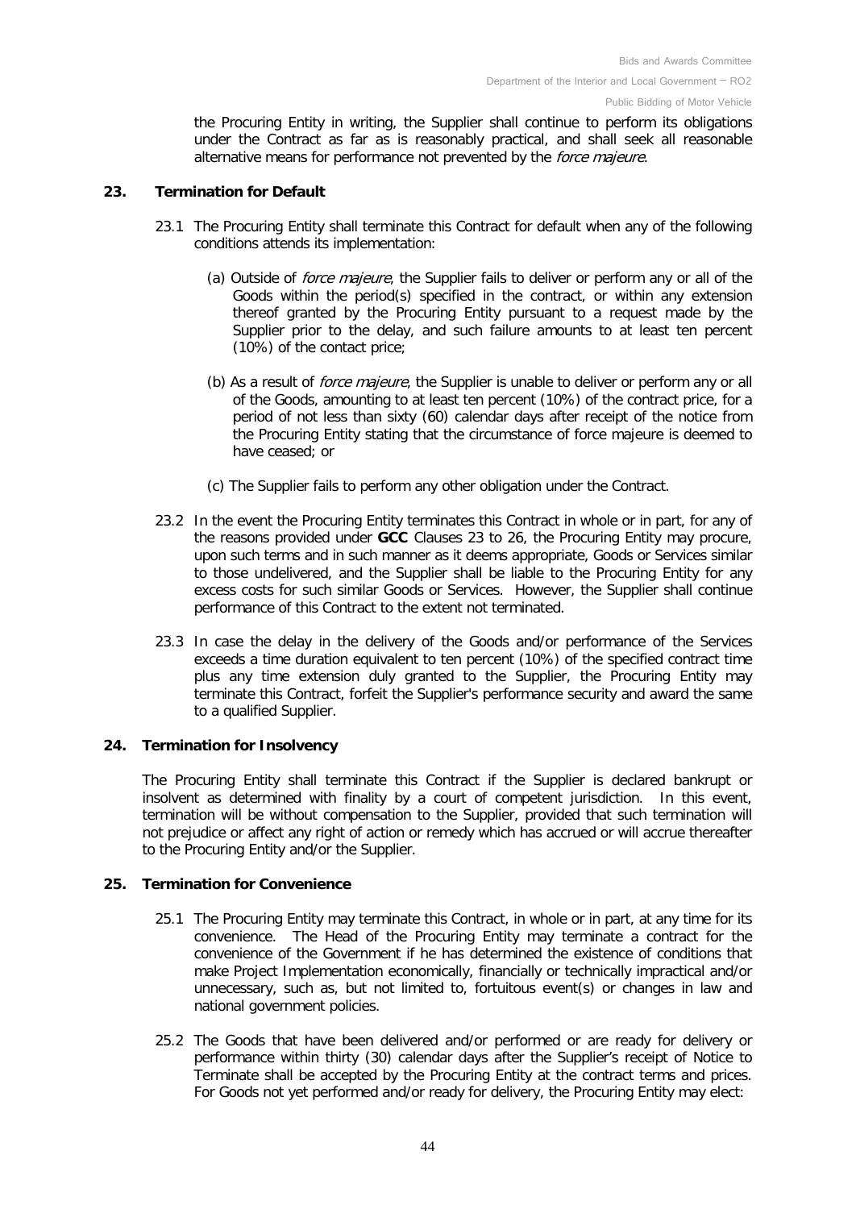the Procuring Entity in writing, the Supplier shall continue to perform its obligations under the Contract as far as is reasonably practical, and shall seek all reasonable alternative means for performance not prevented by the *force majeure*.

## 23. Termination for Default

23.1 The Procuring Entity shall terminate this Contract for default when any of the following conditions attends its implementation:

(a) Outside of *force majeure*, the Supplier fails to deliver or perform any or all of the Goods within the period(s) specified in the contract, or within any extension thereof granted by the Procuring Entity pursuant to a request made by the Supplier prior to the delay, and such failure amounts to at least ten percent (10%) of the contact price;

(b) As a result of *force majeure*, the Supplier is unable to deliver or perform any or all of the Goods, amounting to at least ten percent (10%) of the contract price, for a period of not less than sixty (60) calendar days after receipt of the notice from the Procuring Entity stating that the circumstance of force majeure is deemed to have ceased; or

(c) The Supplier fails to perform any other obligation under the Contract.

23.2 In the event the Procuring Entity terminates this Contract in whole or in part, for any of the reasons provided under **GCC** Clauses 23 to 26, the Procuring Entity may procure, upon such terms and in such manner as it deems appropriate, Goods or Services similar to those undelivered, and the Supplier shall be liable to the Procuring Entity for any excess costs for such similar Goods or Services. However, the Supplier shall continue performance of this Contract to the extent not terminated.

23.3 In case the delay in the delivery of the Goods and/or performance of the Services exceeds a time duration equivalent to ten percent (10%) of the specified contract time plus any time extension duly granted to the Supplier, the Procuring Entity may terminate this Contract, forfeit the Supplier's performance security and award the same to a qualified Supplier.

## 24. Termination for Insolvency

The Procuring Entity shall terminate this Contract if the Supplier is declared bankrupt or insolvent as determined with finality by a court of competent jurisdiction. In this event, termination will be without compensation to the Supplier, provided that such termination will not prejudice or affect any right of action or remedy which has accrued or will accrue thereafter to the Procuring Entity and/or the Supplier.

## 25. Termination for Convenience

25.1 The Procuring Entity may terminate this Contract, in whole or in part, at any time for its convenience. The Head of the Procuring Entity may terminate a contract for the convenience of the Government if he has determined the existence of conditions that make Project Implementation economically, financially or technically impractical and/or unnecessary, such as, but not limited to, fortuitous event(s) or changes in law and national government policies.

25.2 The Goods that have been delivered and/or performed or are ready for delivery or performance within thirty (30) calendar days after the Supplier's receipt of Notice to Terminate shall be accepted by the Procuring Entity at the contract terms and prices. For Goods not yet performed and/or ready for delivery, the Procuring Entity may elect: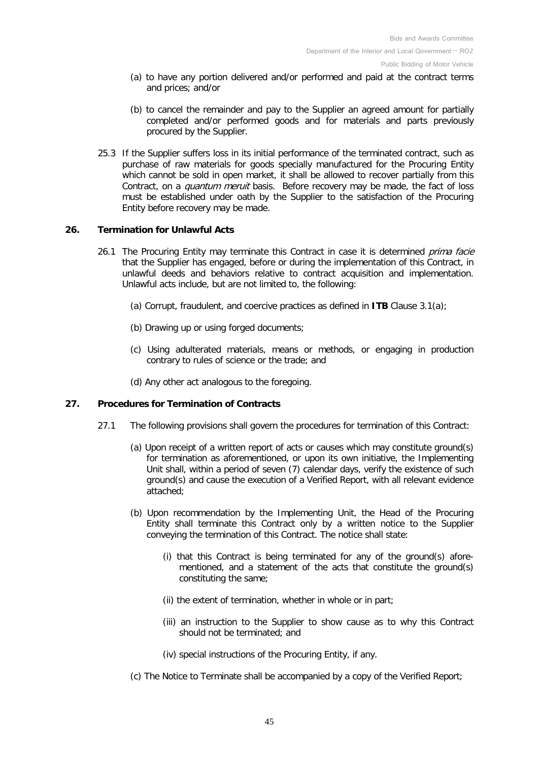(a) to have any portion delivered and/or performed and paid at the contract terms and prices; and/or

(b) to cancel the remainder and pay to the Supplier an agreed amount for partially completed and/or performed goods and for materials and parts previously procured by the Supplier.

25.3 If the Supplier suffers loss in its initial performance of the terminated contract, such as purchase of raw materials for goods specially manufactured for the Procuring Entity which cannot be sold in open market, it shall be allowed to recover partially from this Contract, on a *quantum meruit* basis. Before recovery may be made, the fact of loss must be established under oath by the Supplier to the satisfaction of the Procuring Entity before recovery may be made.

## 26. Termination for Unlawful Acts

26.1 The Procuring Entity may terminate this Contract in case it is determined *prima facie* that the Supplier has engaged, before or during the implementation of this Contract, in unlawful deeds and behaviors relative to contract acquisition and implementation. Unlawful acts include, but are not limited to, the following:

(a) Corrupt, fraudulent, and coercive practices as defined in **ITB** Clause 3.1(a);

(b) Drawing up or using forged documents;

(c) Using adulterated materials, means or methods, or engaging in production contrary to rules of science or the trade; and

(d) Any other act analogous to the foregoing.

## 27. Procedures for Termination of Contracts

27.1 The following provisions shall govern the procedures for termination of this Contract:

(a) Upon receipt of a written report of acts or causes which may constitute ground(s) for termination as aforementioned, or upon its own initiative, the Implementing Unit shall, within a period of seven (7) calendar days, verify the existence of such ground(s) and cause the execution of a Verified Report, with all relevant evidence attached;

(b) Upon recommendation by the Implementing Unit, the Head of the Procuring Entity shall terminate this Contract only by a written notice to the Supplier conveying the termination of this Contract. The notice shall state:

(i) that this Contract is being terminated for any of the ground(s) afore-mentioned, and a statement of the acts that constitute the ground(s) constituting the same;

(ii) the extent of termination, whether in whole or in part;

(iii) an instruction to the Supplier to show cause as to why this Contract should not be terminated; and

(iv) special instructions of the Procuring Entity, if any.

(c) The Notice to Terminate shall be accompanied by a copy of the Verified Report;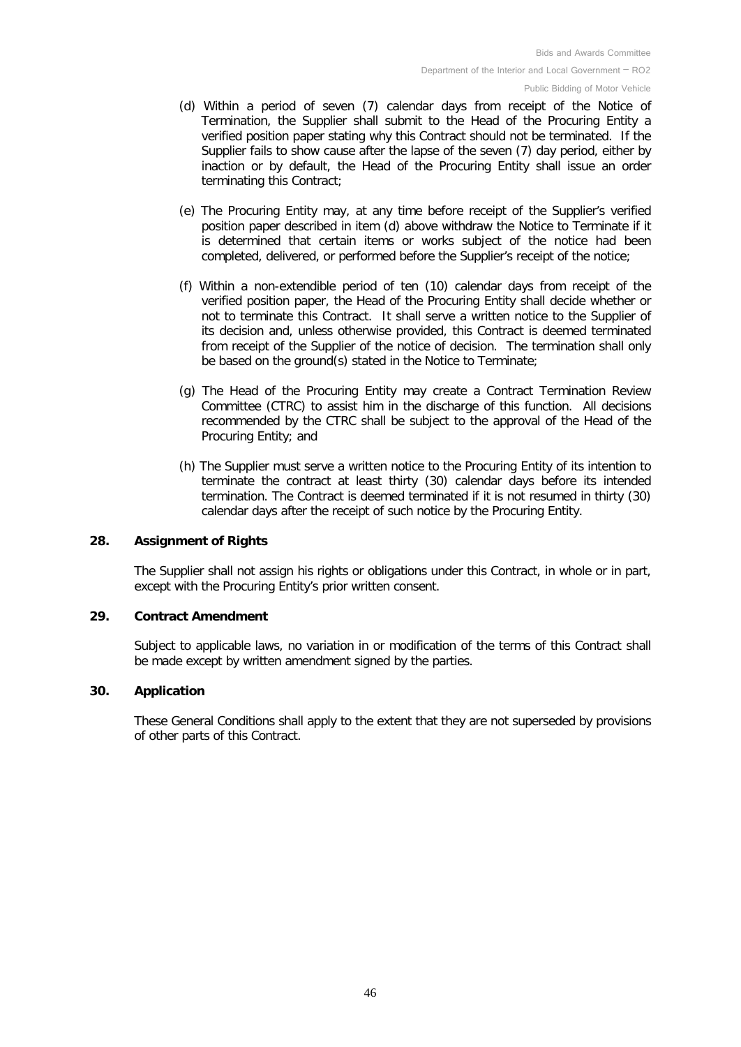(d) Within a period of seven (7) calendar days from receipt of the Notice of Termination, the Supplier shall submit to the Head of the Procuring Entity a verified position paper stating why this Contract should not be terminated. If the Supplier fails to show cause after the lapse of the seven (7) day period, either by inaction or by default, the Head of the Procuring Entity shall issue an order terminating this Contract;

(e) The Procuring Entity may, at any time before receipt of the Supplier's verified position paper described in item (d) above withdraw the Notice to Terminate if it is determined that certain items or works subject of the notice had been completed, delivered, or performed before the Supplier's receipt of the notice;

(f) Within a non-extendible period of ten (10) calendar days from receipt of the verified position paper, the Head of the Procuring Entity shall decide whether or not to terminate this Contract. It shall serve a written notice to the Supplier of its decision and, unless otherwise provided, this Contract is deemed terminated from receipt of the Supplier of the notice of decision. The termination shall only be based on the ground(s) stated in the Notice to Terminate;

(g) The Head of the Procuring Entity may create a Contract Termination Review Committee (CTRC) to assist him in the discharge of this function. All decisions recommended by the CTRC shall be subject to the approval of the Head of the Procuring Entity; and

(h) The Supplier must serve a written notice to the Procuring Entity of its intention to terminate the contract at least thirty (30) calendar days before its intended termination. The Contract is deemed terminated if it is not resumed in thirty (30) calendar days after the receipt of such notice by the Procuring Entity.

## 28. Assignment of Rights

The Supplier shall not assign his rights or obligations under this Contract, in whole or in part, except with the Procuring Entity's prior written consent.

## 29. Contract Amendment

Subject to applicable laws, no variation in or modification of the terms of this Contract shall be made except by written amendment signed by the parties.

## 30. Application

These General Conditions shall apply to the extent that they are not superseded by provisions of other parts of this Contract.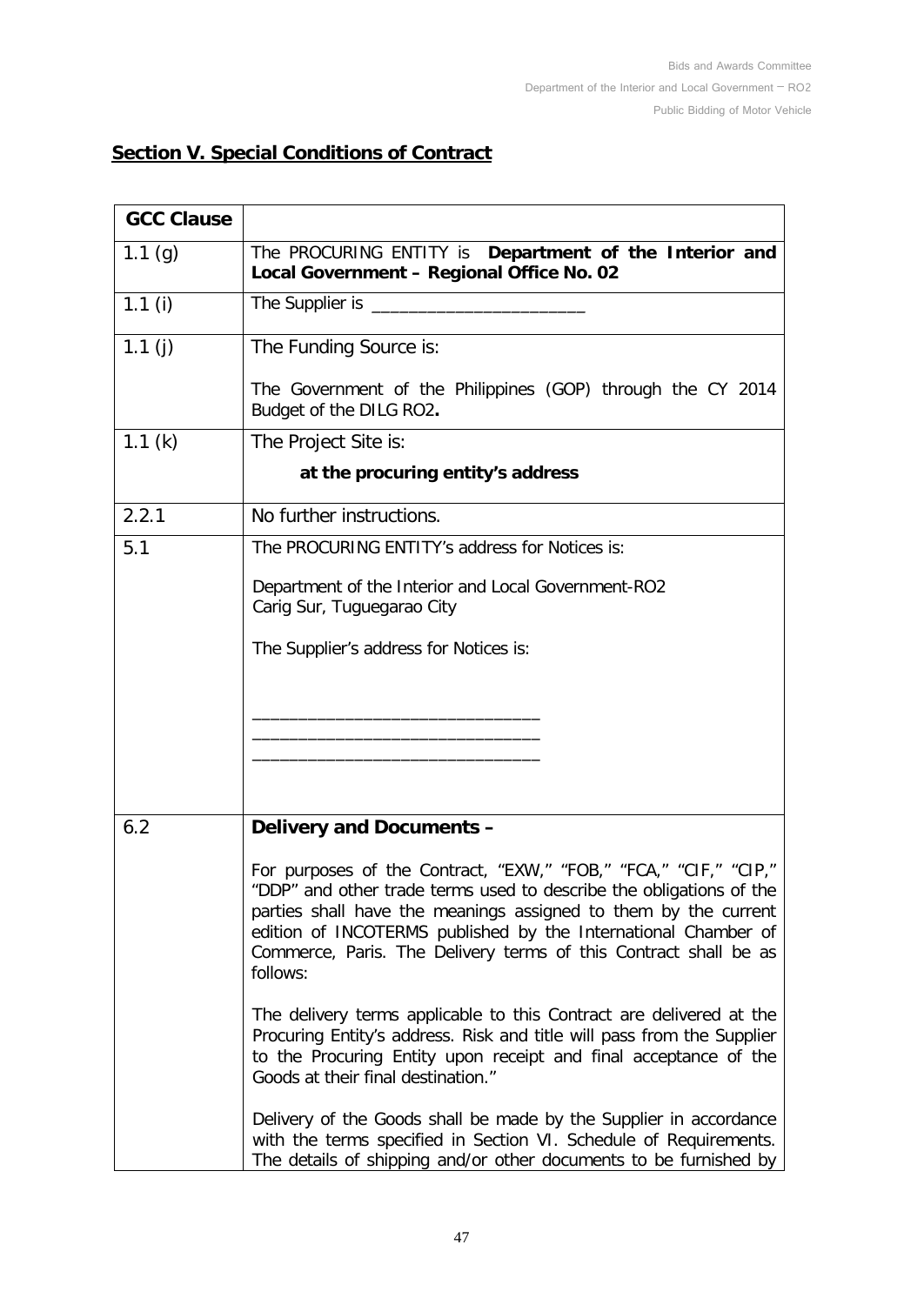## Section V. Special Conditions of Contract

| GCC Clause | |
|---|---|
| 1.1 (g) | The PROCURING ENTITY is **Department of the Interior and Local Government – Regional Office No. 02** |
| 1.1 (i) | The Supplier is _______________________ |
| 1.1 (j) | The Funding Source is:<br><br>The Government of the Philippines (GOP) through the CY 2014 Budget of the DILG RO2**.** |
| 1.1 (k) | The Project Site is:<br><br>**at the procuring entity's address** |
| 2.2.1 | No further instructions. |
| 5.1 | The PROCURING ENTITY's address for Notices is:<br><br>Department of the Interior and Local Government-RO2<br>Carig Sur, Tuguegarao City<br><br>The Supplier's address for Notices is:<br><br>______________________________<br>______________________________<br>______________________________ |
| 6.2 | **Delivery and Documents –**<br><br>For purposes of the Contract, "EXW," "FOB," "FCA," "CIF," "CIP," "DDP" and other trade terms used to describe the obligations of the parties shall have the meanings assigned to them by the current edition of INCOTERMS published by the International Chamber of Commerce, Paris. The Delivery terms of this Contract shall be as follows:<br><br>The delivery terms applicable to this Contract are delivered at the Procuring Entity's address. Risk and title will pass from the Supplier to the Procuring Entity upon receipt and final acceptance of the Goods at their final destination."<br><br>Delivery of the Goods shall be made by the Supplier in accordance with the terms specified in Section VI. Schedule of Requirements. The details of shipping and/or other documents to be furnished by |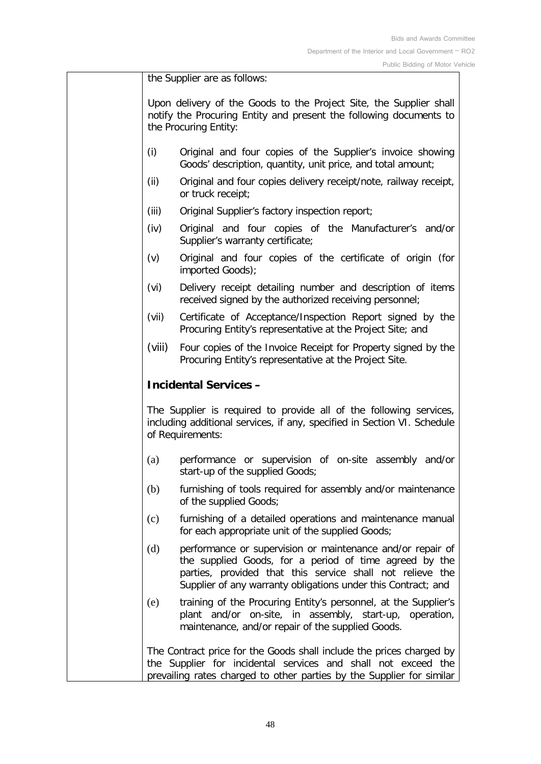the Supplier are as follows:

Upon delivery of the Goods to the Project Site, the Supplier shall notify the Procuring Entity and present the following documents to the Procuring Entity:

- (i) Original and four copies of the Supplier's invoice showing Goods' description, quantity, unit price, and total amount;
- (ii) Original and four copies delivery receipt/note, railway receipt, or truck receipt;
- (iii) Original Supplier's factory inspection report;
- (iv) Original and four copies of the Manufacturer's and/or Supplier's warranty certificate;
- (v) Original and four copies of the certificate of origin (for imported Goods);
- (vi) Delivery receipt detailing number and description of items received signed by the authorized receiving personnel;
- (vii) Certificate of Acceptance/Inspection Report signed by the Procuring Entity's representative at the Project Site; and
- (viii) Four copies of the Invoice Receipt for Property signed by the Procuring Entity's representative at the Project Site.

**Incidental Services –**

The Supplier is required to provide all of the following services, including additional services, if any, specified in Section VI. Schedule of Requirements:

- (a) performance or supervision of on-site assembly and/or start-up of the supplied Goods;
- (b) furnishing of tools required for assembly and/or maintenance of the supplied Goods;
- (c) furnishing of a detailed operations and maintenance manual for each appropriate unit of the supplied Goods;
- (d) performance or supervision or maintenance and/or repair of the supplied Goods, for a period of time agreed by the parties, provided that this service shall not relieve the Supplier of any warranty obligations under this Contract; and
- (e) training of the Procuring Entity's personnel, at the Supplier's plant and/or on-site, in assembly, start-up, operation, maintenance, and/or repair of the supplied Goods.

The Contract price for the Goods shall include the prices charged by the Supplier for incidental services and shall not exceed the prevailing rates charged to other parties by the Supplier for similar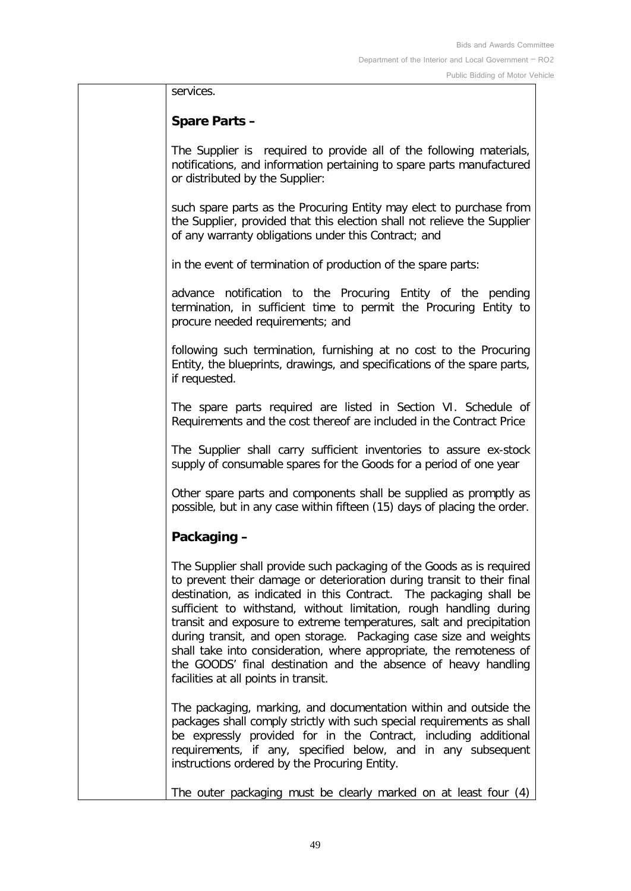services.

**Spare Parts –**

The Supplier is required to provide all of the following materials, notifications, and information pertaining to spare parts manufactured or distributed by the Supplier:

such spare parts as the Procuring Entity may elect to purchase from the Supplier, provided that this election shall not relieve the Supplier of any warranty obligations under this Contract; and

in the event of termination of production of the spare parts:

advance notification to the Procuring Entity of the pending termination, in sufficient time to permit the Procuring Entity to procure needed requirements; and

following such termination, furnishing at no cost to the Procuring Entity, the blueprints, drawings, and specifications of the spare parts, if requested.

The spare parts required are listed in Section VI. Schedule of Requirements and the cost thereof are included in the Contract Price

The Supplier shall carry sufficient inventories to assure ex-stock supply of consumable spares for the Goods for a period of one year

Other spare parts and components shall be supplied as promptly as possible, but in any case within fifteen (15) days of placing the order.

**Packaging –**

The Supplier shall provide such packaging of the Goods as is required to prevent their damage or deterioration during transit to their final destination, as indicated in this Contract. The packaging shall be sufficient to withstand, without limitation, rough handling during transit and exposure to extreme temperatures, salt and precipitation during transit, and open storage. Packaging case size and weights shall take into consideration, where appropriate, the remoteness of the GOODS' final destination and the absence of heavy handling facilities at all points in transit.

The packaging, marking, and documentation within and outside the packages shall comply strictly with such special requirements as shall be expressly provided for in the Contract, including additional requirements, if any, specified below, and in any subsequent instructions ordered by the Procuring Entity.

The outer packaging must be clearly marked on at least four (4)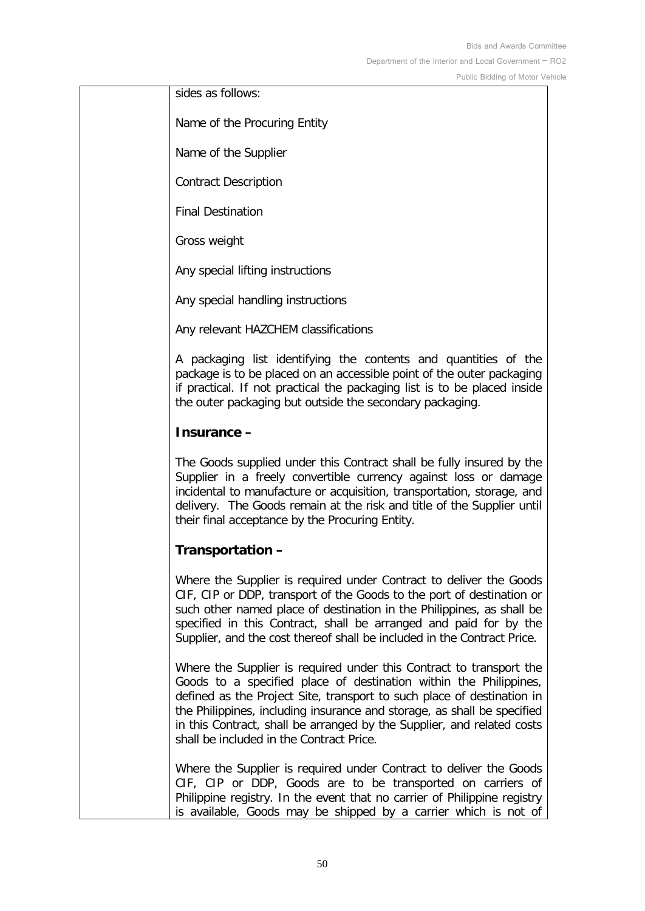sides as follows:

Name of the Procuring Entity

Name of the Supplier

Contract Description

Final Destination

Gross weight

Any special lifting instructions

Any special handling instructions

Any relevant HAZCHEM classifications

A packaging list identifying the contents and quantities of the package is to be placed on an accessible point of the outer packaging if practical. If not practical the packaging list is to be placed inside the outer packaging but outside the secondary packaging.

**Insurance –**

The Goods supplied under this Contract shall be fully insured by the Supplier in a freely convertible currency against loss or damage incidental to manufacture or acquisition, transportation, storage, and delivery. The Goods remain at the risk and title of the Supplier until their final acceptance by the Procuring Entity.

**Transportation –**

Where the Supplier is required under Contract to deliver the Goods CIF, CIP or DDP, transport of the Goods to the port of destination or such other named place of destination in the Philippines, as shall be specified in this Contract, shall be arranged and paid for by the Supplier, and the cost thereof shall be included in the Contract Price.

Where the Supplier is required under this Contract to transport the Goods to a specified place of destination within the Philippines, defined as the Project Site, transport to such place of destination in the Philippines, including insurance and storage, as shall be specified in this Contract, shall be arranged by the Supplier, and related costs shall be included in the Contract Price.

Where the Supplier is required under Contract to deliver the Goods CIF, CIP or DDP, Goods are to be transported on carriers of Philippine registry. In the event that no carrier of Philippine registry is available, Goods may be shipped by a carrier which is not of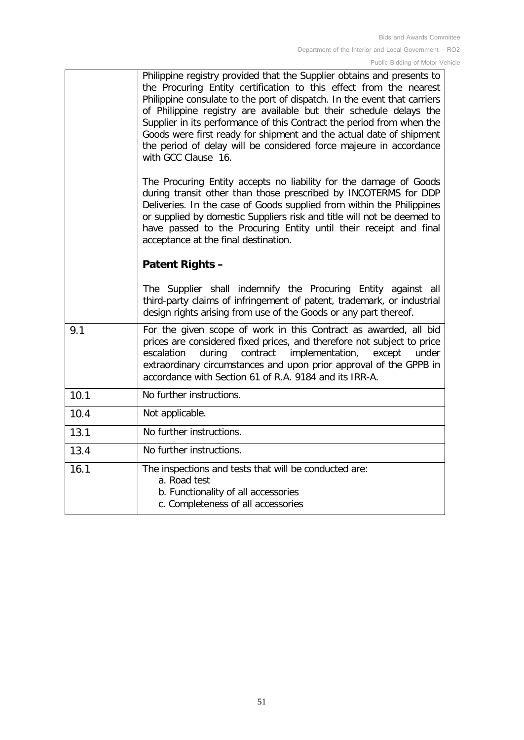| | |
|---|---|
| | Philippine registry provided that the Supplier obtains and presents to the Procuring Entity certification to this effect from the nearest Philippine consulate to the port of dispatch. In the event that carriers of Philippine registry are available but their schedule delays the Supplier in its performance of this Contract the period from when the Goods were first ready for shipment and the actual date of shipment the period of delay will be considered force majeure in accordance with GCC Clause 16.<br><br>The Procuring Entity accepts no liability for the damage of Goods during transit other than those prescribed by INCOTERMS for DDP Deliveries. In the case of Goods supplied from within the Philippines or supplied by domestic Suppliers risk and title will not be deemed to have passed to the Procuring Entity until their receipt and final acceptance at the final destination.<br><br>**Patent Rights –**<br><br>The Supplier shall indemnify the Procuring Entity against all third-party claims of infringement of patent, trademark, or industrial design rights arising from use of the Goods or any part thereof. |
| 9.1 | For the given scope of work in this Contract as awarded, all bid prices are considered fixed prices, and therefore not subject to price escalation during contract implementation, except under extraordinary circumstances and upon prior approval of the GPPB in accordance with Section 61 of R.A. 9184 and its IRR-A. |
| 10.1 | No further instructions. |
| 10.4 | Not applicable. |
| 13.1 | No further instructions. |
| 13.4 | No further instructions. |
| 16.1 | The inspections and tests that will be conducted are:<br>a. Road test<br>b. Functionality of all accessories<br>c. Completeness of all accessories |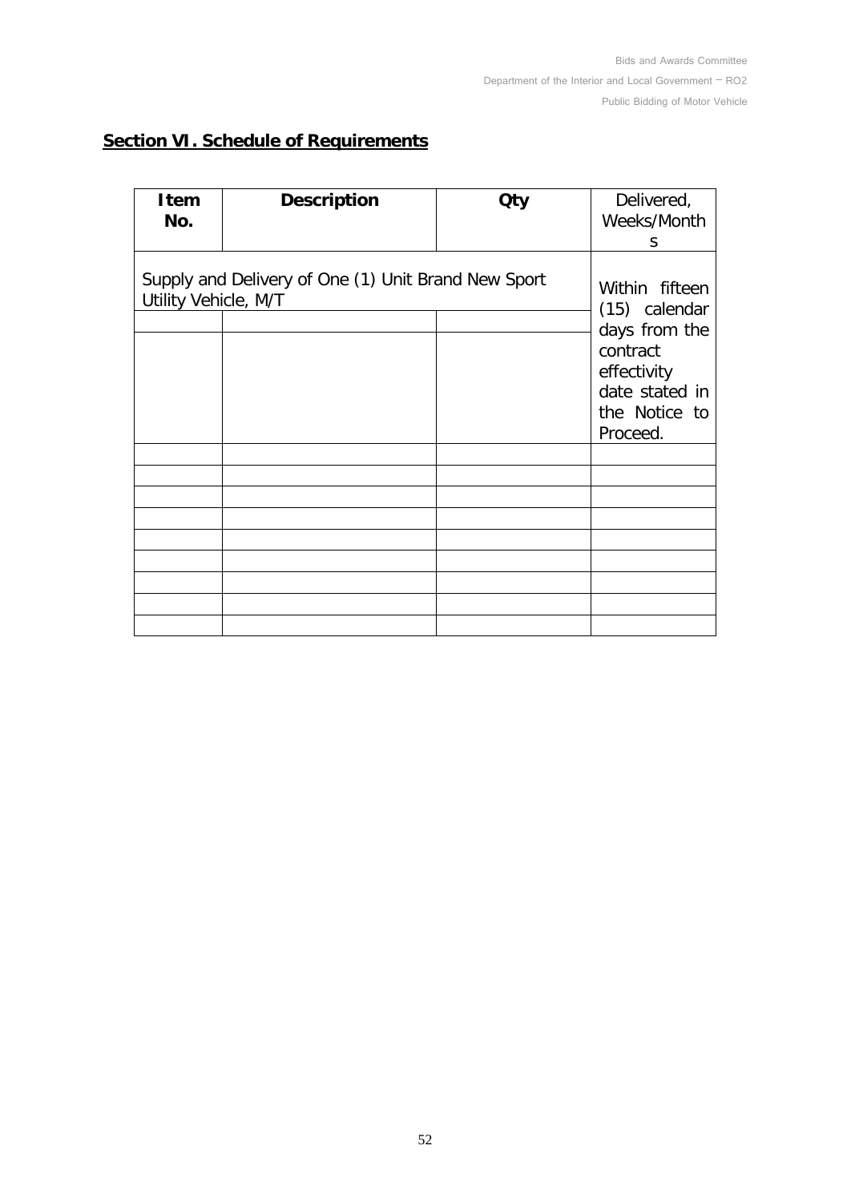## Section VI. Schedule of Requirements

| Item No. | Description | Qty | Delivered, Weeks/Months |
|---|---|---|---|
| Supply and Delivery of One (1) Unit Brand New Sport Utility Vehicle, M/T | | | Within fifteen (15) calendar days from the contract effectivity date stated in the Notice to Proceed. |
| | | | |
| | | | |
| | | | |
| | | | |
| | | | |
| | | | |
| | | | |
| | | | |
| | | | |
| | | | |
| | | | |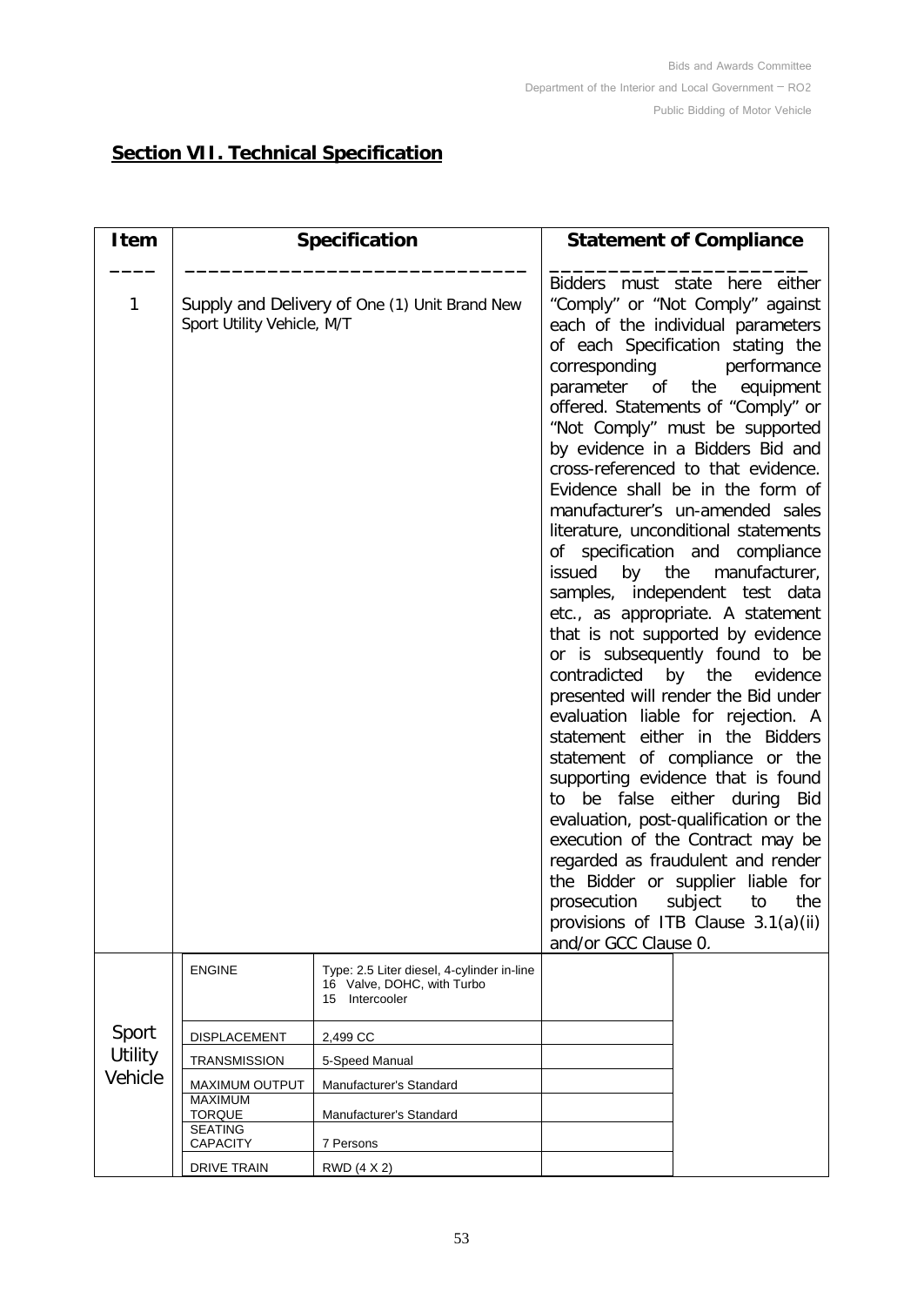## Section VII. Technical Specification

| Item | Specification | | Statement of Compliance | |
|---|---|---|---|---|
| 1 | Supply and Delivery of One (1) Unit Brand New Sport Utility Vehicle, M/T | | Bidders must state here either "Comply" or "Not Comply" against each of the individual parameters of each Specification stating the corresponding performance parameter of the equipment offered. Statements of "Comply" or "Not Comply" must be supported by evidence in a Bidders Bid and cross-referenced to that evidence. Evidence shall be in the form of manufacturer's un-amended sales literature, unconditional statements of specification and compliance issued by the manufacturer, samples, independent test data etc., as appropriate. A statement that is not supported by evidence or is subsequently found to be contradicted by the evidence presented will render the Bid under evaluation liable for rejection. A statement either in the Bidders statement of compliance or the supporting evidence that is found to be false either during Bid evaluation, post-qualification or the execution of the Contract may be regarded as fraudulent and render the Bidder or supplier liable for prosecution subject to the provisions of ITB Clause 3.1(a)(ii) and/or GCC Clause 0. | |
| Sport Utility Vehicle | ENGINE | Type: 2.5 Liter diesel, 4-cylinder in-line 16 Valve, DOHC, with Turbo 15 Intercooler | | |
| | DISPLACEMENT | 2,499 CC | | |
| | TRANSMISSION | 5-Speed Manual | | |
| | MAXIMUM OUTPUT | Manufacturer's Standard | | |
| | MAXIMUM TORQUE | Manufacturer's Standard | | |
| | SEATING CAPACITY | 7 Persons | | |
| | DRIVE TRAIN | RWD (4 X 2) | | |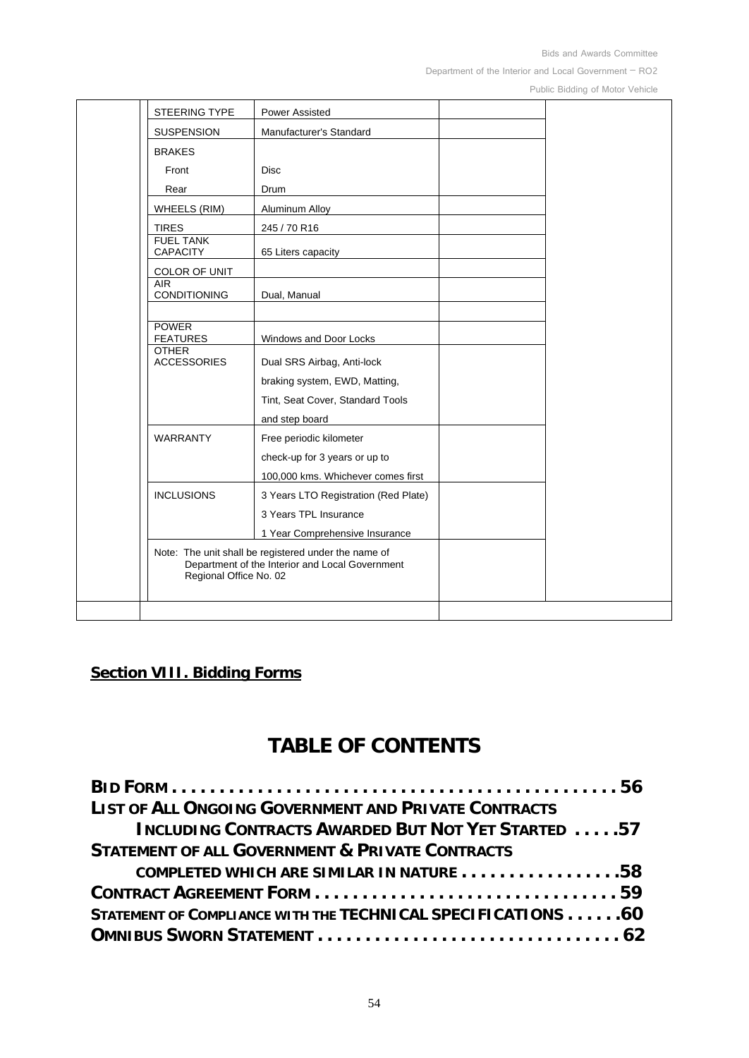| | | | | |
|---|---|---|---|---|
| | STEERING TYPE | Power Assisted | | |
| | SUSPENSION | Manufacturer's Standard | | |
| | BRAKES | | | |
| | Front | Disc | | |
| | Rear | Drum | | |
| | WHEELS (RIM) | Aluminum Alloy | | |
| | TIRES | 245 / 70 R16 | | |
| | FUEL TANK CAPACITY | 65 Liters capacity | | |
| | COLOR OF UNIT | | | |
| | AIR CONDITIONING | Dual, Manual | | |
| | | | | |
| | POWER FEATURES | Windows and Door Locks | | |
| | OTHER ACCESSORIES | Dual SRS Airbag, Anti-lock braking system, EWD, Matting, Tint, Seat Cover, Standard Tools and step board | | |
| | WARRANTY | Free periodic kilometer check-up for 3 years or up to 100,000 kms. Whichever comes first | | |
| | INCLUSIONS | 3 Years LTO Registration (Red Plate)<br>3 Years TPL Insurance<br>1 Year Comprehensive Insurance | | |
| | Note: The unit shall be registered under the name of Department of the Interior and Local Government Regional Office No. 02 | | | |
| | | | | |

**Section VIII. Bidding Forms**

# TABLE OF CONTENTS

**BID FORM . . . . . . . . . . . . . . . . . . . . . . . . . . . . . . . . . . . . . . . . . . . . . . . 56**

**LIST OF ALL ONGOING GOVERNMENT AND PRIVATE CONTRACTS INCLUDING CONTRACTS AWARDED BUT NOT YET STARTED . . . . .57**

**STATEMENT OF ALL GOVERNMENT & PRIVATE CONTRACTS COMPLETED WHICH ARE SIMILAR IN NATURE . . . . . . . . . . . . . . . .58**

**CONTRACT AGREEMENT FORM . . . . . . . . . . . . . . . . . . . . . . . . . . . . . . . 59**

**STATEMENT OF COMPLIANCE WITH THE TECHNICAL SPECIFICATIONS . . . . . .60**

**OMNIBUS SWORN STATEMENT . . . . . . . . . . . . . . . . . . . . . . . . . . . . . . . 62**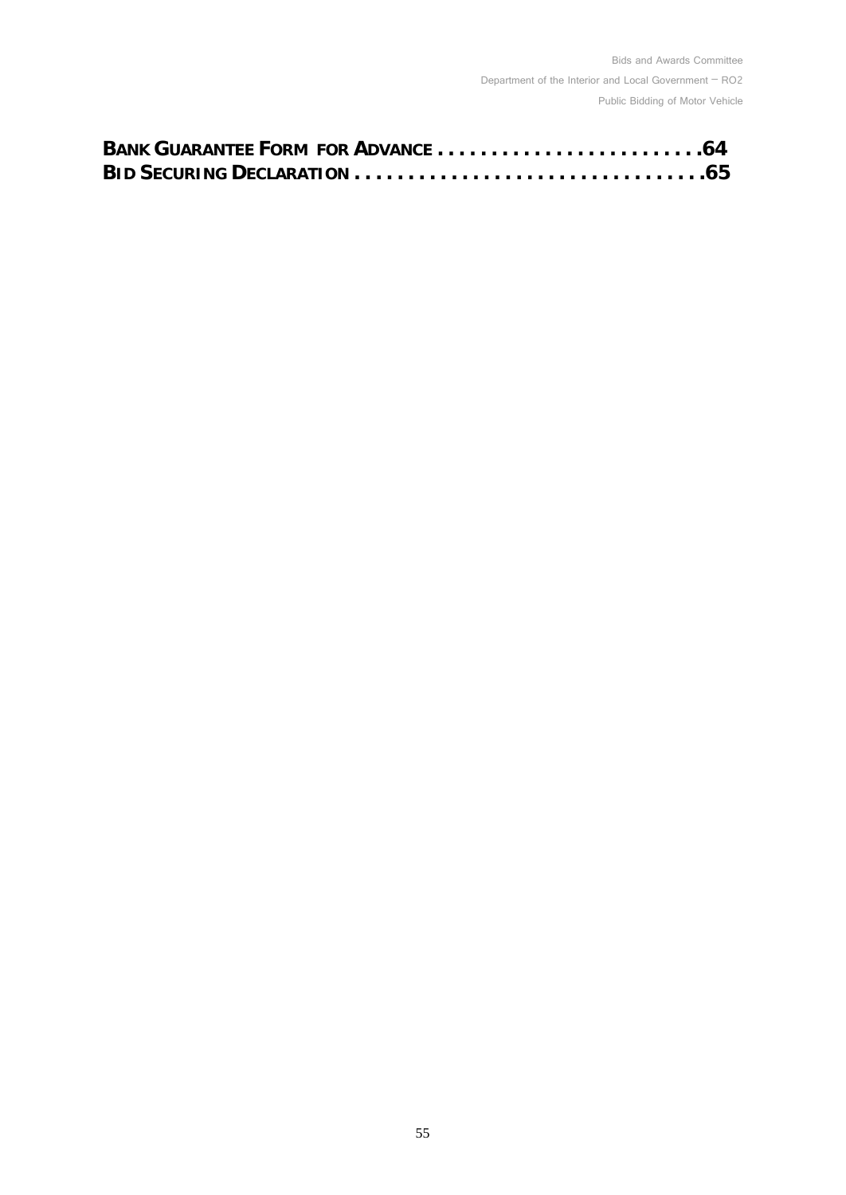**BANK GUARANTEE FORM FOR ADVANCE . . . . . . . . . . . . . . . . . . . . . . . . .64**
**BID SECURING DECLARATION . . . . . . . . . . . . . . . . . . . . . . . . . . . . . . . . .65**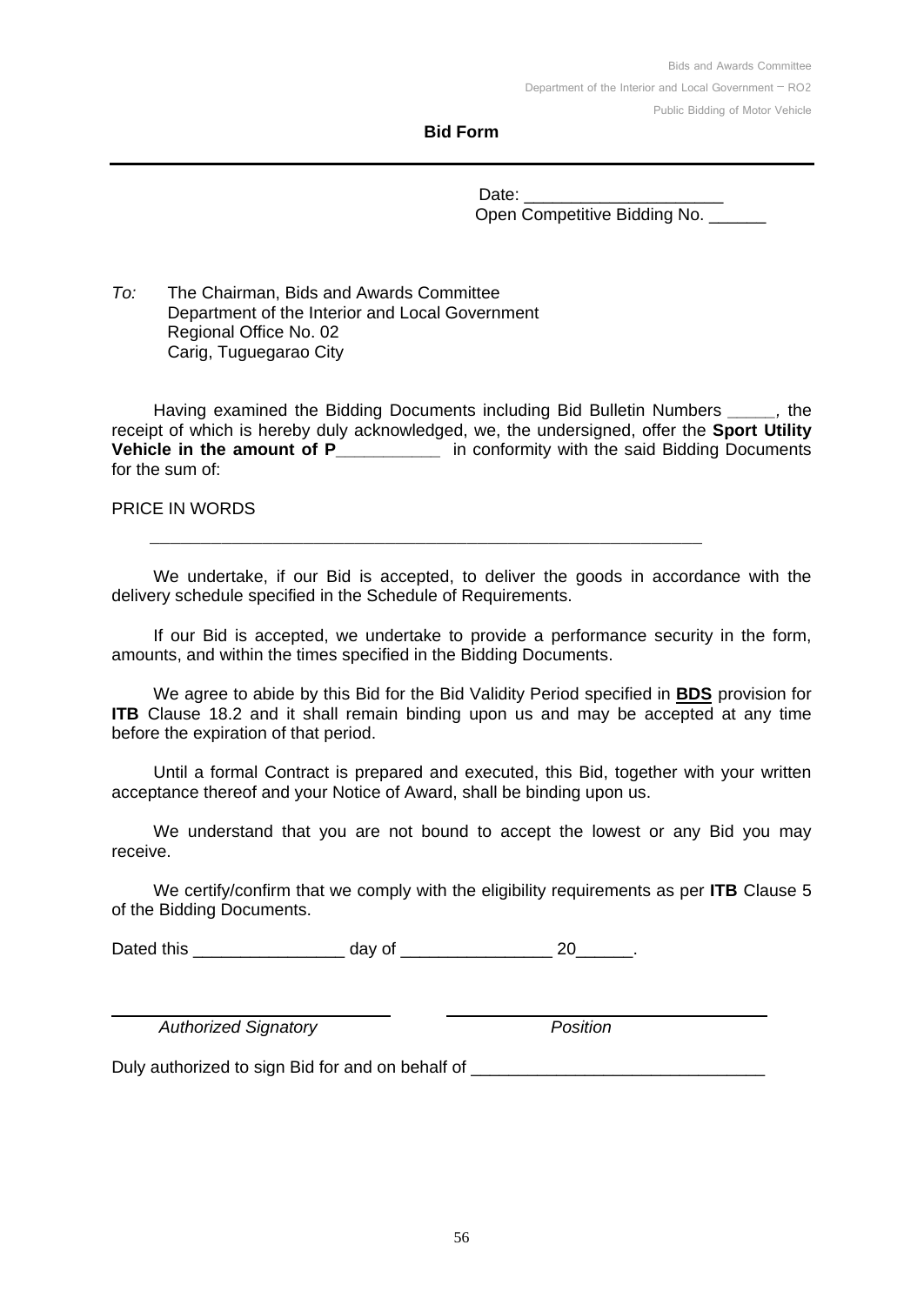# Bid Form

Date: _____________________
Open Competitive Bidding No. ______

*To:* The Chairman, Bids and Awards Committee
Department of the Interior and Local Government
Regional Office No. 02
Carig, Tuguegarao City

Having examined the Bidding Documents including Bid Bulletin Numbers _____, the receipt of which is hereby duly acknowledged, we, the undersigned, offer the **Sport Utility Vehicle in the amount of P___________** in conformity with the said Bidding Documents for the sum of:

PRICE IN WORDS

_____________________________________________________________

We undertake, if our Bid is accepted, to deliver the goods in accordance with the delivery schedule specified in the Schedule of Requirements.

If our Bid is accepted, we undertake to provide a performance security in the form, amounts, and within the times specified in the Bidding Documents.

We agree to abide by this Bid for the Bid Validity Period specified in **BDS** provision for **ITB** Clause 18.2 and it shall remain binding upon us and may be accepted at any time before the expiration of that period.

Until a formal Contract is prepared and executed, this Bid, together with your written acceptance thereof and your Notice of Award, shall be binding upon us.

We understand that you are not bound to accept the lowest or any Bid you may receive.

We certify/confirm that we comply with the eligibility requirements as per **ITB** Clause 5 of the Bidding Documents.

Dated this ________________ day of ________________ 20______.

______________________________ ______________________________
*Authorized Signatory* *Position*

Duly authorized to sign Bid for and on behalf of ______________________________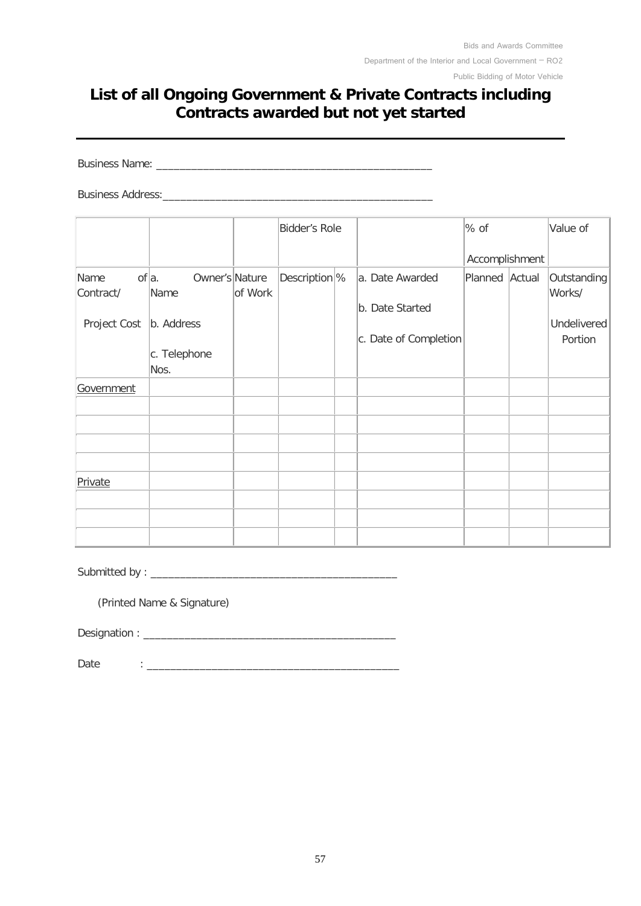# List of all Ongoing Government & Private Contracts including Contracts awarded but not yet started

Business Name: _______________________________________________

Business Address:_____________________________________________

| | | | Bidder's Role | | | % of Accomplishment | | Value of |
|---|---|---|---|---|---|---|---|---|
| Name of Contract/ Project Cost | a. Owner's Name b. Address c. Telephone Nos. | Nature of Work | Description | % | a. Date Awarded b. Date Started c. Date of Completion | Planned | Actual | Outstanding Works/ Undelivered Portion |
| Government | | | | | | | | |
| | | | | | | | | |
| | | | | | | | | |
| | | | | | | | | |
| | | | | | | | | |
| Private | | | | | | | | |
| | | | | | | | | |
| | | | | | | | | |
| | | | | | | | | |

Submitted by : __________________________________________

(Printed Name & Signature)

Designation : ___________________________________________

Date : __________________________________________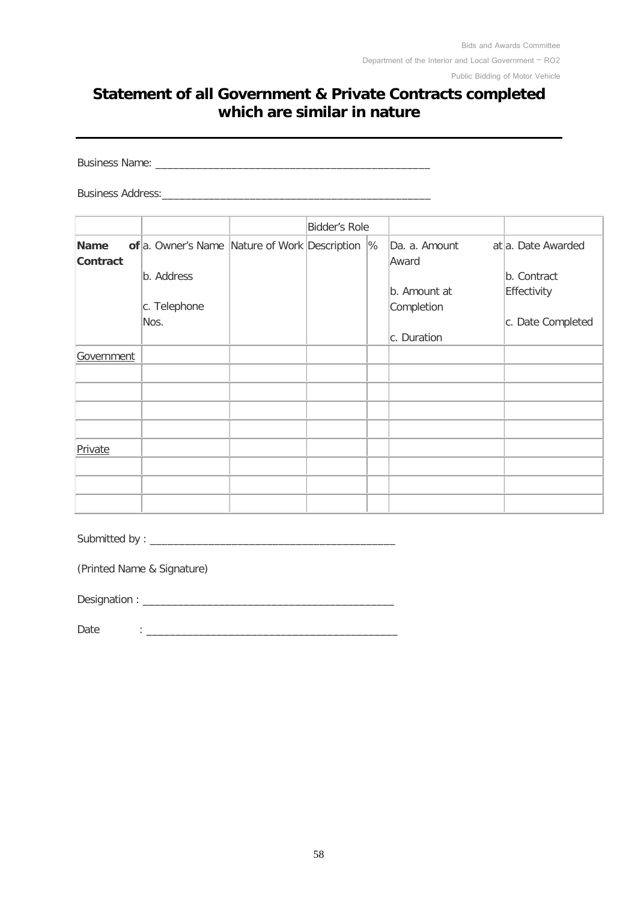# Statement of all Government & Private Contracts completed which are similar in nature

Business Name: _______________________________________________

Business Address:_______________________________________________

| | | | Bidder's Role | | | |
|---|---|---|---|---|---|---|
| **Name of Contract** | a. Owner's Name<br><br>b. Address<br><br>c. Telephone Nos. | Nature of Work | Description | % | Da. a. Amount at Award<br><br>b. Amount at Completion<br><br>c. Duration | a. Date Awarded<br><br>b. Contract Effectivity<br><br>c. Date Completed |
| Government | | | | | | |
| | | | | | | |
| | | | | | | |
| | | | | | | |
| | | | | | | |
| Private | | | | | | |
| | | | | | | |
| | | | | | | |
| | | | | | | |

Submitted by : __________________________________________

(Printed Name & Signature)

Designation : ___________________________________________

Date : ___________________________________________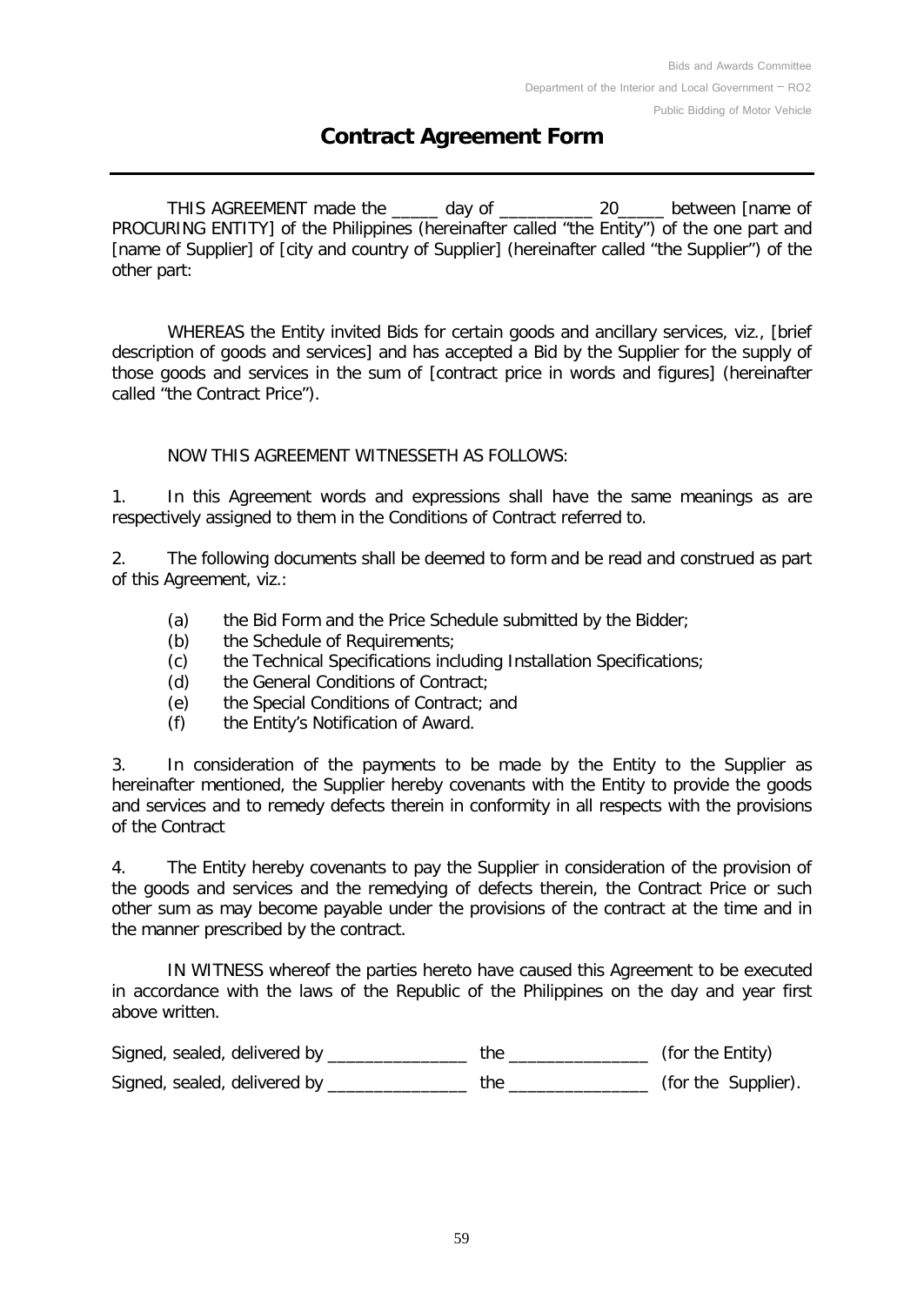# Contract Agreement Form

THIS AGREEMENT made the _____ day of __________ 20_____ between [name of PROCURING ENTITY] of the Philippines (hereinafter called "the Entity") of the one part and [name of Supplier] of [city and country of Supplier] (hereinafter called "the Supplier") of the other part:

WHEREAS the Entity invited Bids for certain goods and ancillary services, viz., [brief description of goods and services] and has accepted a Bid by the Supplier for the supply of those goods and services in the sum of [contract price in words and figures] (hereinafter called "the Contract Price").

NOW THIS AGREEMENT WITNESSETH AS FOLLOWS:

1. In this Agreement words and expressions shall have the same meanings as are respectively assigned to them in the Conditions of Contract referred to.

2. The following documents shall be deemed to form and be read and construed as part of this Agreement, viz.:

   (a) the Bid Form and the Price Schedule submitted by the Bidder;
   (b) the Schedule of Requirements;
   (c) the Technical Specifications including Installation Specifications;
   (d) the General Conditions of Contract;
   (e) the Special Conditions of Contract; and
   (f) the Entity's Notification of Award.

3. In consideration of the payments to be made by the Entity to the Supplier as hereinafter mentioned, the Supplier hereby covenants with the Entity to provide the goods and services and to remedy defects therein in conformity in all respects with the provisions of the Contract

4. The Entity hereby covenants to pay the Supplier in consideration of the provision of the goods and services and the remedying of defects therein, the Contract Price or such other sum as may become payable under the provisions of the contract at the time and in the manner prescribed by the contract.

IN WITNESS whereof the parties hereto have caused this Agreement to be executed in accordance with the laws of the Republic of the Philippines on the day and year first above written.

Signed, sealed, delivered by _______________ the _______________ (for the Entity)

Signed, sealed, delivered by _______________ the _______________ (for the Supplier).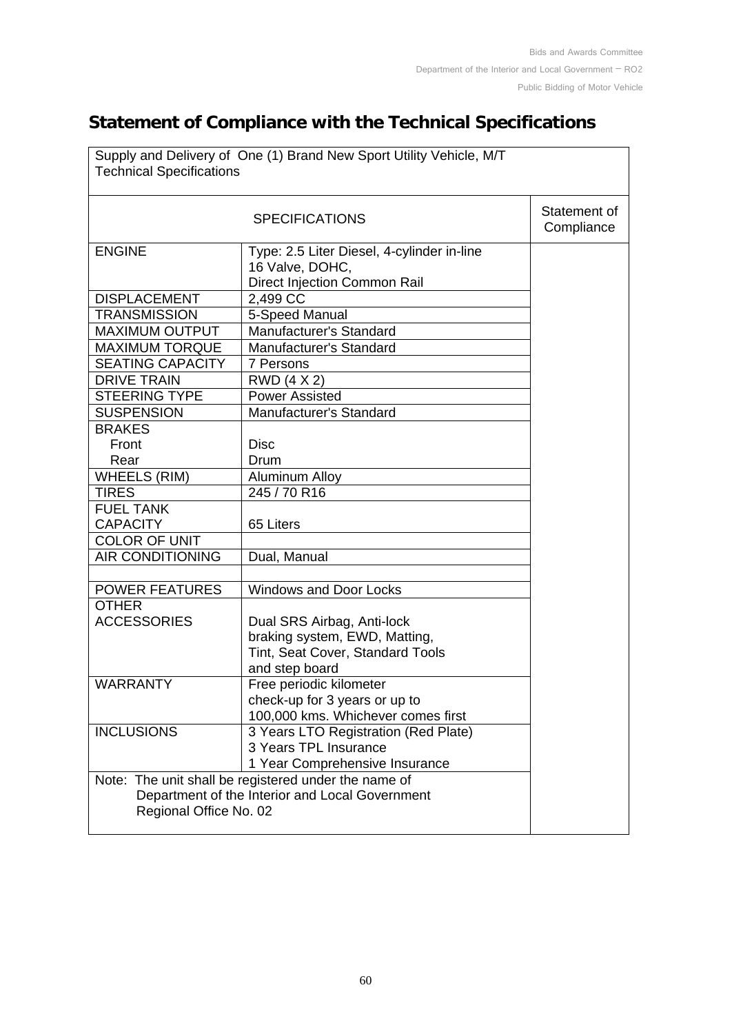# Statement of Compliance with the Technical Specifications

| Supply and Delivery of One (1) Brand New Sport Utility Vehicle, M/T<br>Technical Specifications | | |
|---|---|---|
| SPECIFICATIONS | | Statement of Compliance |
| ENGINE | Type: 2.5 Liter Diesel, 4-cylinder in-line<br>16 Valve, DOHC,<br>Direct Injection Common Rail | |
| DISPLACEMENT | 2,499 CC | |
| TRANSMISSION | 5-Speed Manual | |
| MAXIMUM OUTPUT | Manufacturer's Standard | |
| MAXIMUM TORQUE | Manufacturer's Standard | |
| SEATING CAPACITY | 7 Persons | |
| DRIVE TRAIN | RWD (4 X 2) | |
| STEERING TYPE | Power Assisted | |
| SUSPENSION | Manufacturer's Standard | |
| BRAKES<br>Front<br>Rear | <br>Disc<br>Drum | |
| WHEELS (RIM) | Aluminum Alloy | |
| TIRES | 245 / 70 R16 | |
| FUEL TANK CAPACITY | 65 Liters | |
| COLOR OF UNIT | | |
| AIR CONDITIONING | Dual, Manual | |
| | | |
| POWER FEATURES | Windows and Door Locks | |
| OTHER ACCESSORIES | Dual SRS Airbag, Anti-lock braking system, EWD, Matting, Tint, Seat Cover, Standard Tools and step board | |
| WARRANTY | Free periodic kilometer check-up for 3 years or up to 100,000 kms. Whichever comes first | |
| INCLUSIONS | 3 Years LTO Registration (Red Plate)<br>3 Years TPL Insurance<br>1 Year Comprehensive Insurance | |
| Note: The unit shall be registered under the name of Department of the Interior and Local Government Regional Office No. 02 | | |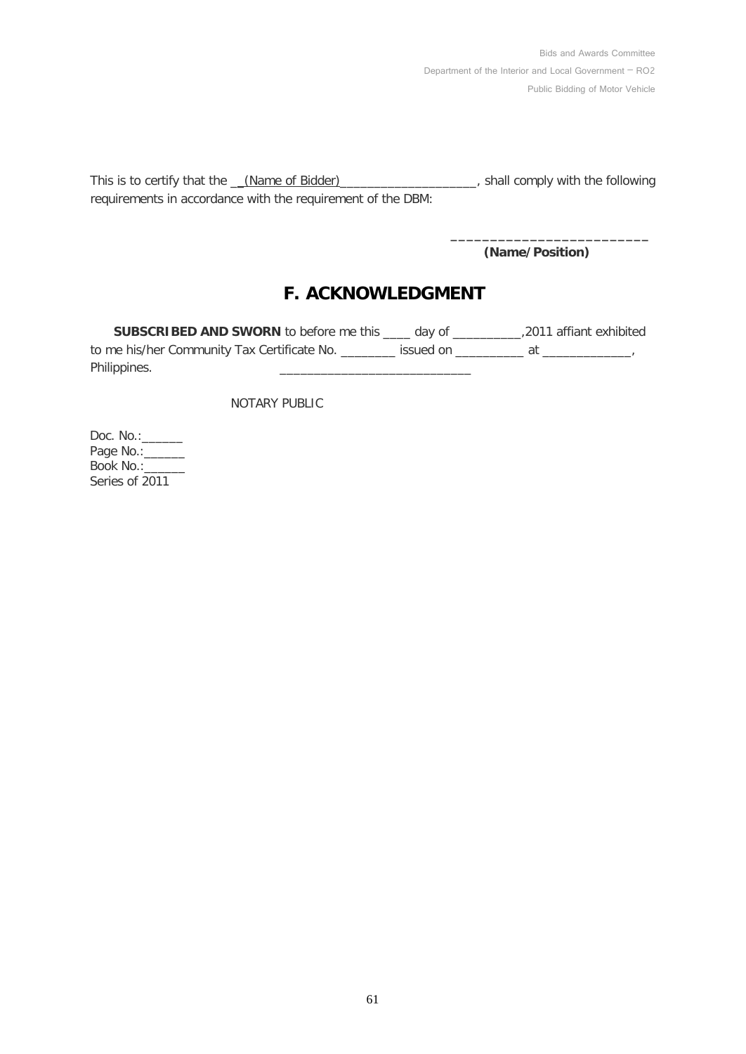This is to certify that the __(Name of Bidder)____________________, shall comply with the following requirements in accordance with the requirement of the DBM:

_________________________
**(Name/Position)**

## F. ACKNOWLEDGMENT

**SUBSCRIBED AND SWORN** to before me this ____ day of __________,2011 affiant exhibited to me his/her Community Tax Certificate No. ________ issued on __________ at _____________, Philippines.

___________________________

NOTARY PUBLIC

Doc. No.:______
Page No.:______
Book No.:______
Series of 2011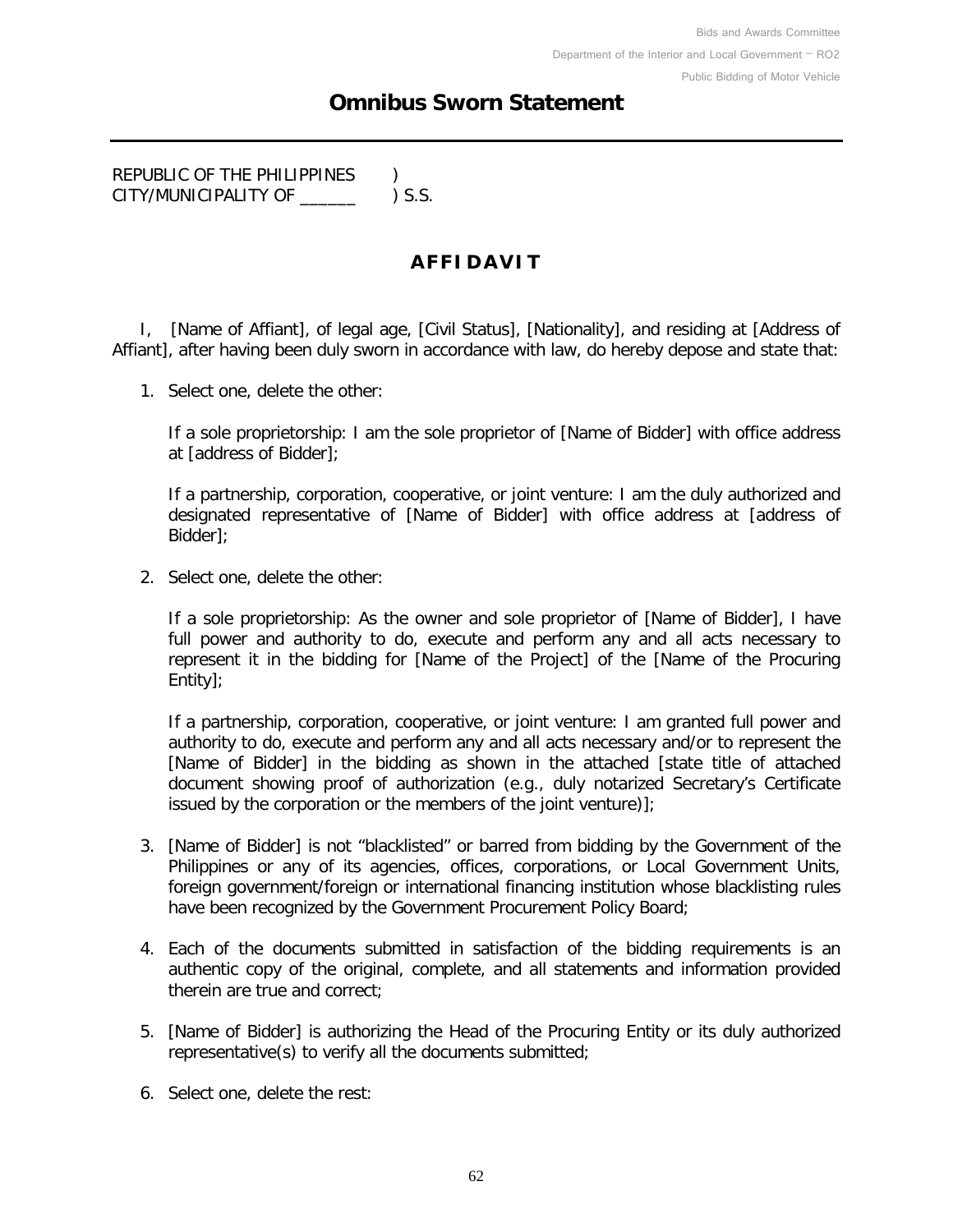# Omnibus Sworn Statement

REPUBLIC OF THE PHILIPPINES )
CITY/MUNICIPALITY OF ______ ) S.S.

## AFFIDAVIT

I, [Name of Affiant], of legal age, [Civil Status], [Nationality], and residing at [Address of Affiant], after having been duly sworn in accordance with law, do hereby depose and state that:

1. Select one, delete the other:

   If a sole proprietorship: I am the sole proprietor of [Name of Bidder] with office address at [address of Bidder];

   If a partnership, corporation, cooperative, or joint venture: I am the duly authorized and designated representative of [Name of Bidder] with office address at [address of Bidder];

2. Select one, delete the other:

   If a sole proprietorship: As the owner and sole proprietor of [Name of Bidder], I have full power and authority to do, execute and perform any and all acts necessary to represent it in the bidding for [Name of the Project] of the [Name of the Procuring Entity];

   If a partnership, corporation, cooperative, or joint venture: I am granted full power and authority to do, execute and perform any and all acts necessary and/or to represent the [Name of Bidder] in the bidding as shown in the attached [state title of attached document showing proof of authorization (e.g., duly notarized Secretary's Certificate issued by the corporation or the members of the joint venture)];

3. [Name of Bidder] is not "blacklisted" or barred from bidding by the Government of the Philippines or any of its agencies, offices, corporations, or Local Government Units, foreign government/foreign or international financing institution whose blacklisting rules have been recognized by the Government Procurement Policy Board;

4. Each of the documents submitted in satisfaction of the bidding requirements is an authentic copy of the original, complete, and all statements and information provided therein are true and correct;

5. [Name of Bidder] is authorizing the Head of the Procuring Entity or its duly authorized representative(s) to verify all the documents submitted;

6. Select one, delete the rest: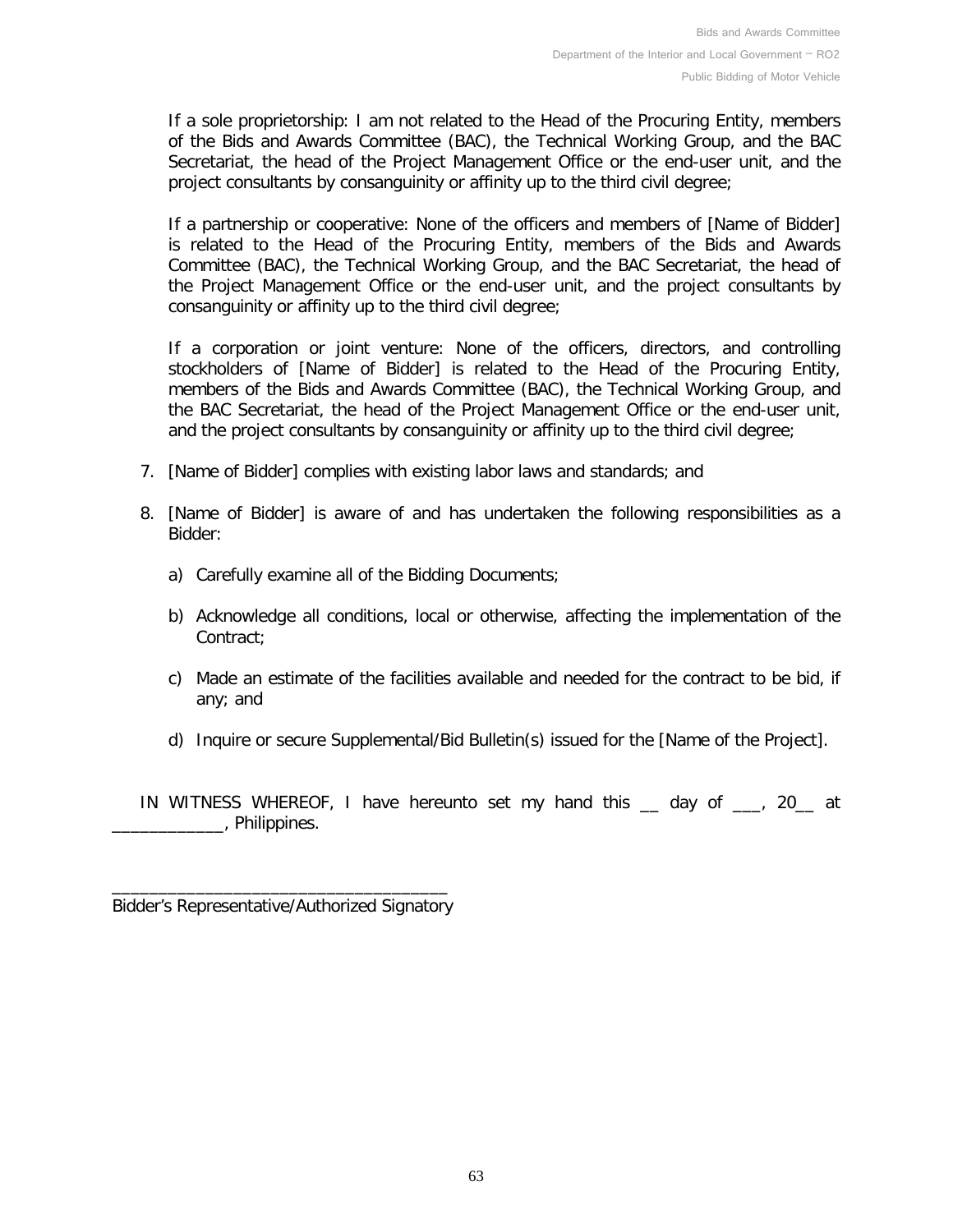If a sole proprietorship: I am not related to the Head of the Procuring Entity, members of the Bids and Awards Committee (BAC), the Technical Working Group, and the BAC Secretariat, the head of the Project Management Office or the end-user unit, and the project consultants by consanguinity or affinity up to the third civil degree;

If a partnership or cooperative: None of the officers and members of [Name of Bidder] is related to the Head of the Procuring Entity, members of the Bids and Awards Committee (BAC), the Technical Working Group, and the BAC Secretariat, the head of the Project Management Office or the end-user unit, and the project consultants by consanguinity or affinity up to the third civil degree;

If a corporation or joint venture: None of the officers, directors, and controlling stockholders of [Name of Bidder] is related to the Head of the Procuring Entity, members of the Bids and Awards Committee (BAC), the Technical Working Group, and the BAC Secretariat, the head of the Project Management Office or the end-user unit, and the project consultants by consanguinity or affinity up to the third civil degree;

7. [Name of Bidder] complies with existing labor laws and standards; and

8. [Name of Bidder] is aware of and has undertaken the following responsibilities as a Bidder:

   a) Carefully examine all of the Bidding Documents;

   b) Acknowledge all conditions, local or otherwise, affecting the implementation of the Contract;

   c) Made an estimate of the facilities available and needed for the contract to be bid, if any; and

   d) Inquire or secure Supplemental/Bid Bulletin(s) issued for the [Name of the Project].

IN WITNESS WHEREOF, I have hereunto set my hand this __ day of ___, 20__ at ____________, Philippines.

_____________________________________
Bidder's Representative/Authorized Signatory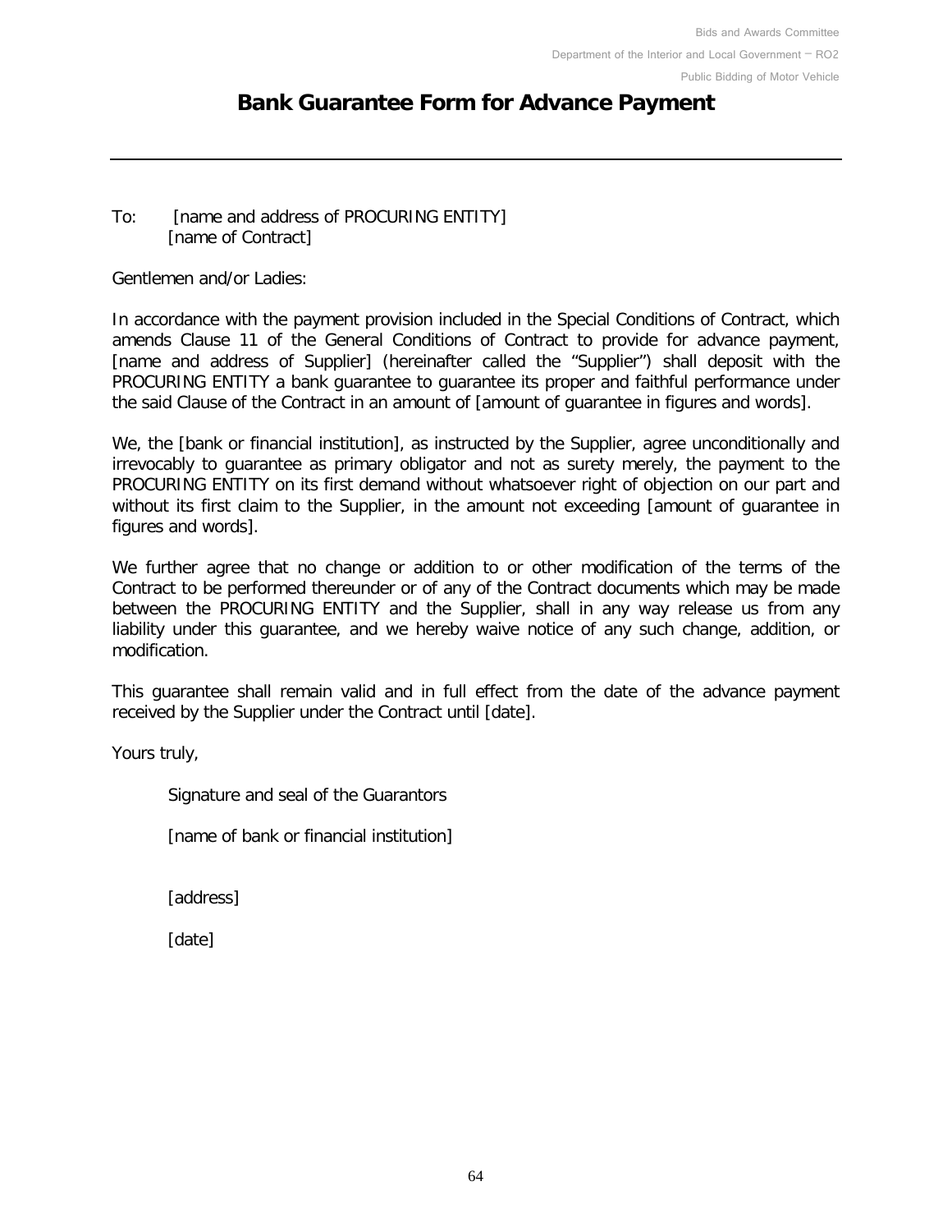# Bank Guarantee Form for Advance Payment

---

To: [name and address of PROCURING ENTITY]
[name of Contract]

Gentlemen and/or Ladies:

In accordance with the payment provision included in the Special Conditions of Contract, which amends Clause 11 of the General Conditions of Contract to provide for advance payment, [name and address of Supplier] (hereinafter called the "Supplier") shall deposit with the PROCURING ENTITY a bank guarantee to guarantee its proper and faithful performance under the said Clause of the Contract in an amount of [amount of guarantee in figures and words].

We, the [bank or financial institution], as instructed by the Supplier, agree unconditionally and irrevocably to guarantee as primary obligator and not as surety merely, the payment to the PROCURING ENTITY on its first demand without whatsoever right of objection on our part and without its first claim to the Supplier, in the amount not exceeding [amount of guarantee in figures and words].

We further agree that no change or addition to or other modification of the terms of the Contract to be performed thereunder or of any of the Contract documents which may be made between the PROCURING ENTITY and the Supplier, shall in any way release us from any liability under this guarantee, and we hereby waive notice of any such change, addition, or modification.

This guarantee shall remain valid and in full effect from the date of the advance payment received by the Supplier under the Contract until [date].

Yours truly,

Signature and seal of the Guarantors

[name of bank or financial institution]

[address]

[date]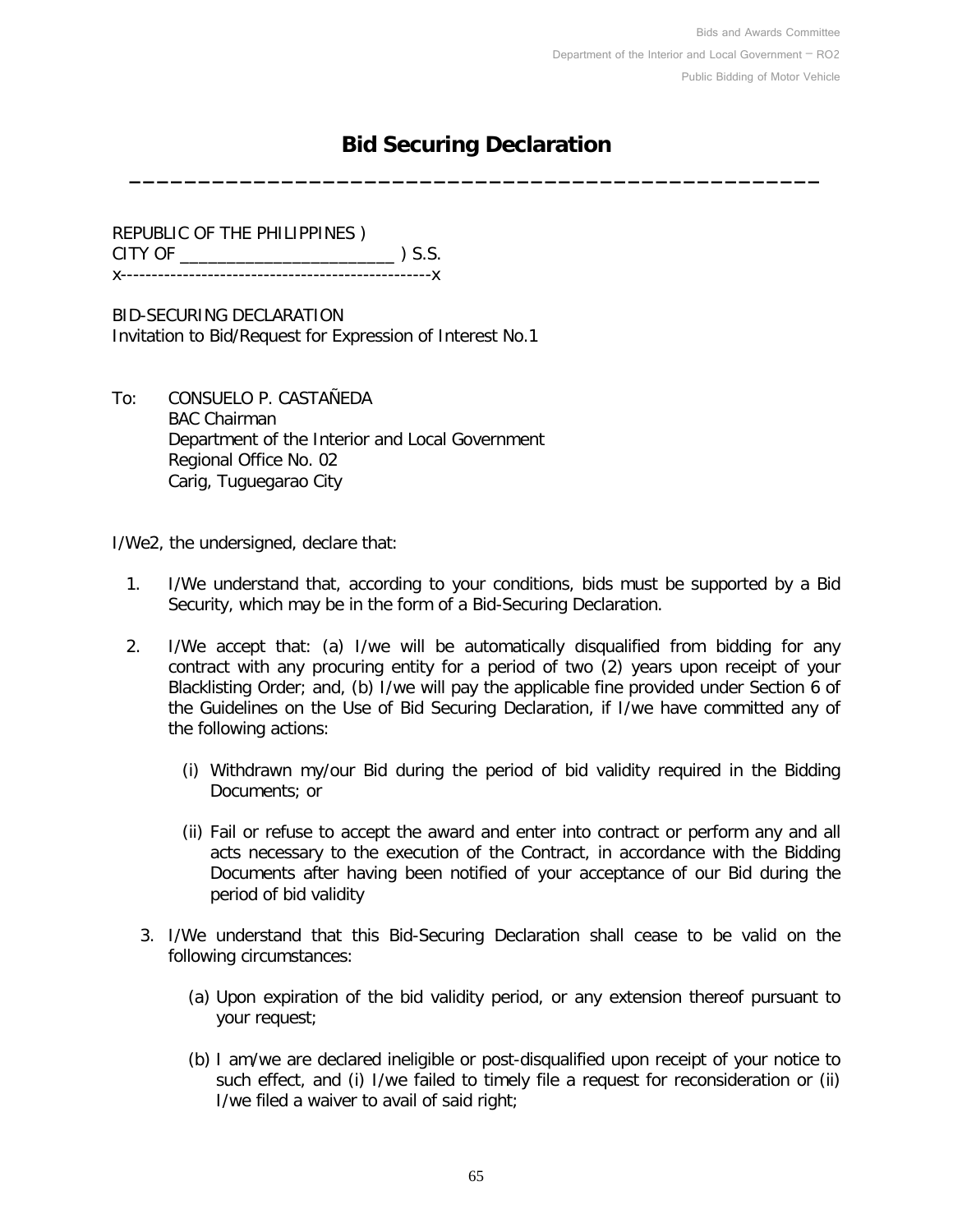# Bid Securing Declaration

REPUBLIC OF THE PHILIPPINES )
CITY OF _______________________ ) S.S.
x-------------------------------------------------x

BID-SECURING DECLARATION
Invitation to Bid/Request for Expression of Interest No.1

To: CONSUELO P. CASTAÑEDA
BAC Chairman
Department of the Interior and Local Government
Regional Office No. 02
Carig, Tuguegarao City

I/We2, the undersigned, declare that:

1. I/We understand that, according to your conditions, bids must be supported by a Bid Security, which may be in the form of a Bid-Securing Declaration.

2. I/We accept that: (a) I/we will be automatically disqualified from bidding for any contract with any procuring entity for a period of two (2) years upon receipt of your Blacklisting Order; and, (b) I/we will pay the applicable fine provided under Section 6 of the Guidelines on the Use of Bid Securing Declaration, if I/we have committed any of the following actions:

   (i) Withdrawn my/our Bid during the period of bid validity required in the Bidding Documents; or

   (ii) Fail or refuse to accept the award and enter into contract or perform any and all acts necessary to the execution of the Contract, in accordance with the Bidding Documents after having been notified of your acceptance of our Bid during the period of bid validity

3. I/We understand that this Bid-Securing Declaration shall cease to be valid on the following circumstances:

   (a) Upon expiration of the bid validity period, or any extension thereof pursuant to your request;

   (b) I am/we are declared ineligible or post-disqualified upon receipt of your notice to such effect, and (i) I/we failed to timely file a request for reconsideration or (ii) I/we filed a waiver to avail of said right;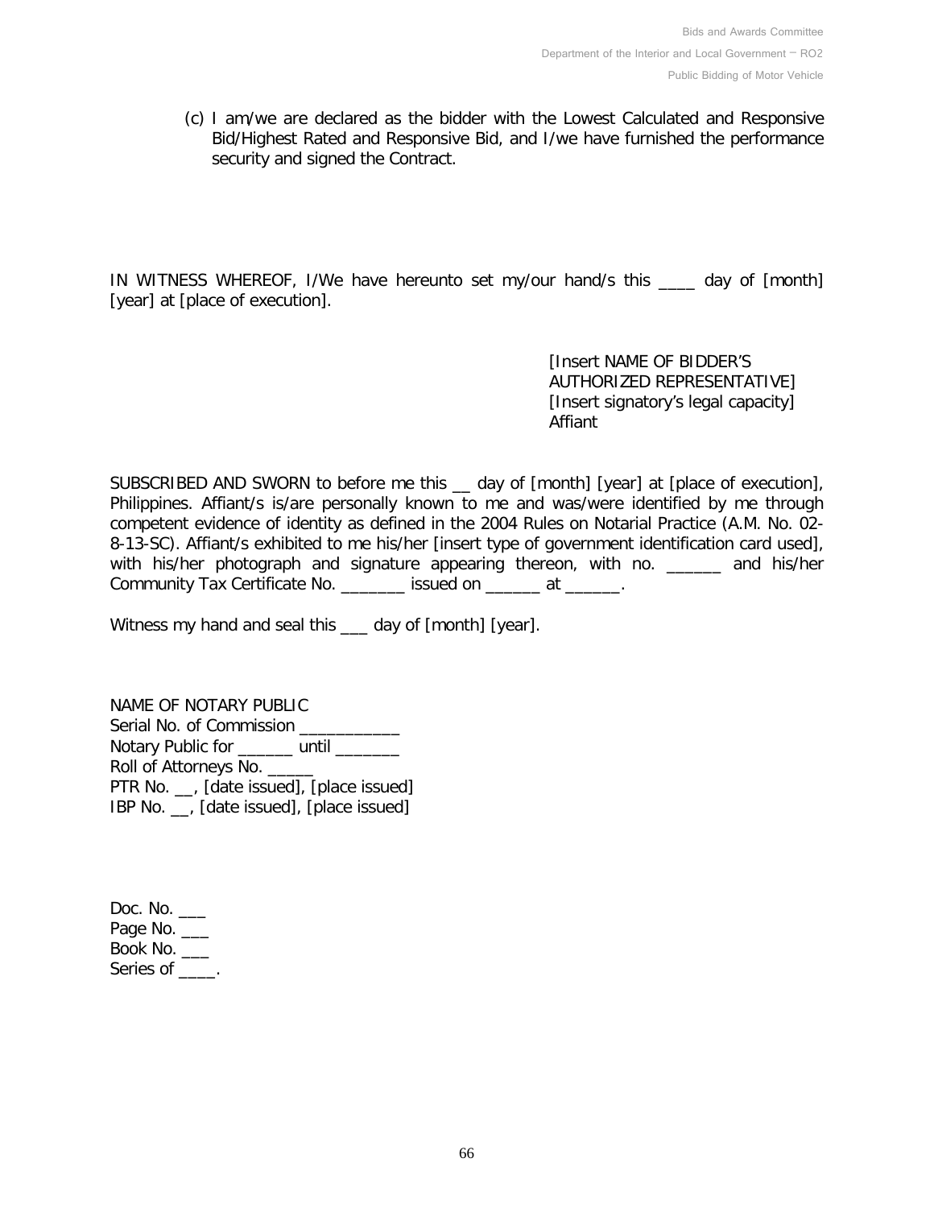(c) I am/we are declared as the bidder with the Lowest Calculated and Responsive Bid/Highest Rated and Responsive Bid, and I/we have furnished the performance security and signed the Contract.

IN WITNESS WHEREOF, I/We have hereunto set my/our hand/s this ____ day of [month] [year] at [place of execution].

[Insert NAME OF BIDDER'S AUTHORIZED REPRESENTATIVE]
[Insert signatory's legal capacity]
Affiant

SUBSCRIBED AND SWORN to before me this __ day of [month] [year] at [place of execution], Philippines. Affiant/s is/are personally known to me and was/were identified by me through competent evidence of identity as defined in the 2004 Rules on Notarial Practice (A.M. No. 02-8-13-SC). Affiant/s exhibited to me his/her [insert type of government identification card used], with his/her photograph and signature appearing thereon, with no. ______ and his/her Community Tax Certificate No. _______ issued on ______ at ______.

Witness my hand and seal this ___ day of [month] [year].

NAME OF NOTARY PUBLIC
Serial No. of Commission ___________
Notary Public for ______ until _______
Roll of Attorneys No. _____
PTR No. __, [date issued], [place issued]
IBP No. __, [date issued], [place issued]

Doc. No. ___
Page No. ___
Book No. ___
Series of ____.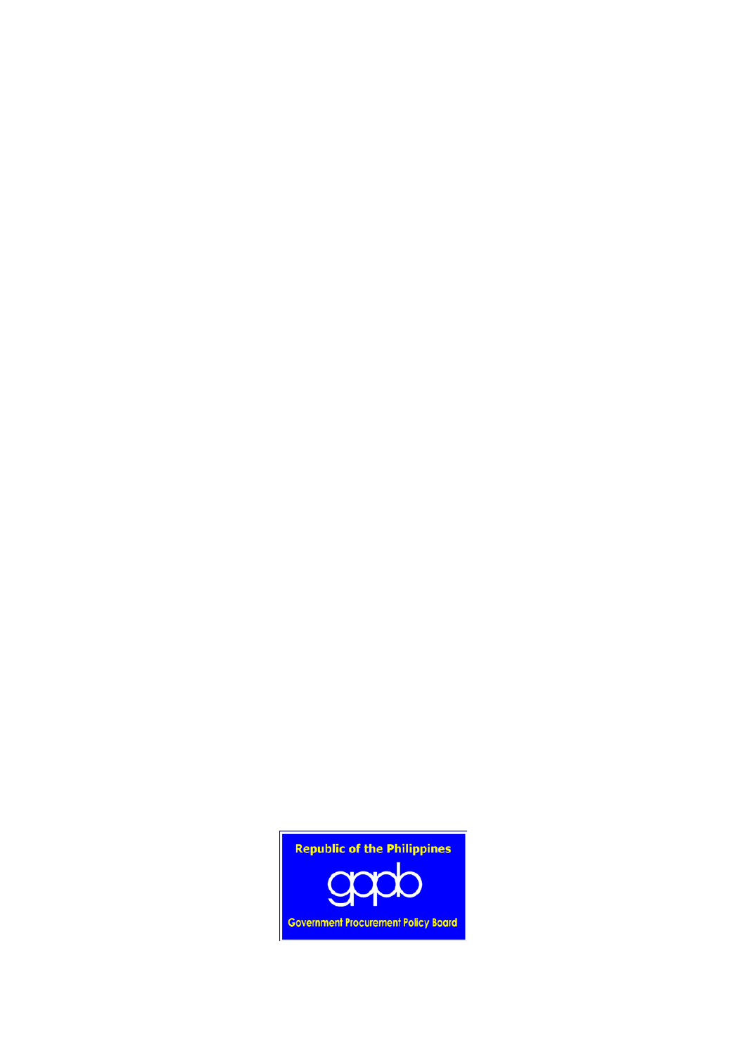Republic of the Philippines

gppb

Government Procurement Policy Board